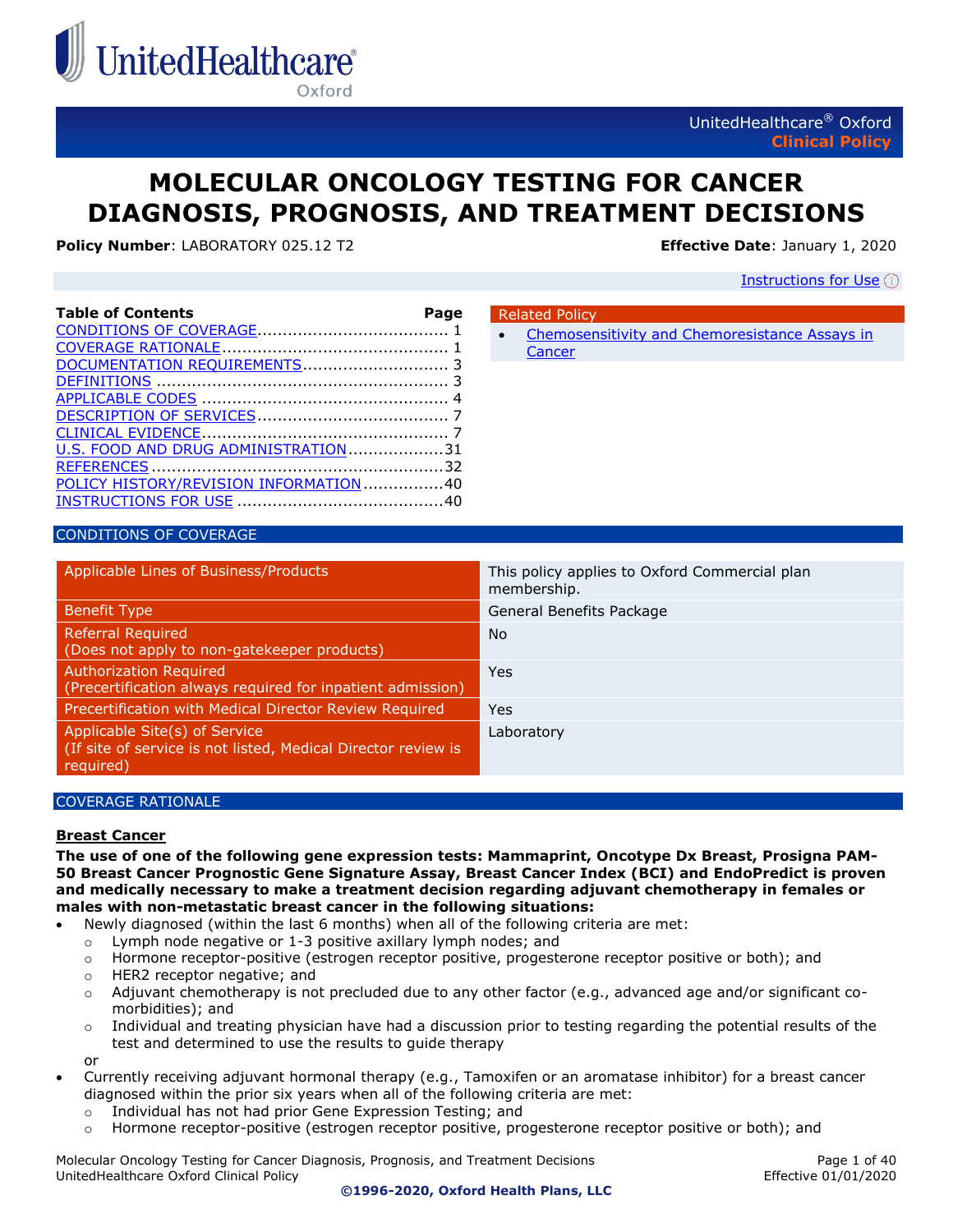UnitedHealthcare® Oxford
**Clinical Policy**

# MOLECULAR ONCOLOGY TESTING FOR CANCER DIAGNOSIS, PROGNOSIS, AND TREATMENT DECISIONS

**Policy Number**: LABORATORY 025.12 T2

**Effective Date**: January 1, 2020

Instructions for Use

| Table of Contents | Page |
|---|---|
| CONDITIONS OF COVERAGE | 1 |
| COVERAGE RATIONALE | 1 |
| DOCUMENTATION REQUIREMENTS | 3 |
| DEFINITIONS | 3 |
| APPLICABLE CODES | 4 |
| DESCRIPTION OF SERVICES | 7 |
| CLINICAL EVIDENCE | 7 |
| U.S. FOOD AND DRUG ADMINISTRATION | 31 |
| REFERENCES | 32 |
| POLICY HISTORY/REVISION INFORMATION | 40 |
| INSTRUCTIONS FOR USE | 40 |

**Related Policy**
- Chemosensitivity and Chemoresistance Assays in Cancer

## CONDITIONS OF COVERAGE

| | |
|---|---|
| Applicable Lines of Business/Products | This policy applies to Oxford Commercial plan membership. |
| Benefit Type | General Benefits Package |
| Referral Required<br>(Does not apply to non-gatekeeper products) | No |
| Authorization Required<br>(Precertification always required for inpatient admission) | Yes |
| Precertification with Medical Director Review Required | Yes |
| Applicable Site(s) of Service<br>(If site of service is not listed, Medical Director review is required) | Laboratory |

## COVERAGE RATIONALE

### Breast Cancer

**The use of one of the following gene expression tests: Mammaprint, Oncotype Dx Breast, Prosigna PAM-50 Breast Cancer Prognostic Gene Signature Assay, Breast Cancer Index (BCI) and EndoPredict is proven and medically necessary to make a treatment decision regarding adjuvant chemotherapy in females or males with non-metastatic breast cancer in the following situations:**

- Newly diagnosed (within the last 6 months) when all of the following criteria are met:
  - Lymph node negative or 1-3 positive axillary lymph nodes; and
  - Hormone receptor-positive (estrogen receptor positive, progesterone receptor positive or both); and
  - HER2 receptor negative; and
  - Adjuvant chemotherapy is not precluded due to any other factor (e.g., advanced age and/or significant co-morbidities); and
  - Individual and treating physician have had a discussion prior to testing regarding the potential results of the test and determined to use the results to guide therapy

  or
- Currently receiving adjuvant hormonal therapy (e.g., Tamoxifen or an aromatase inhibitor) for a breast cancer diagnosed within the prior six years when all of the following criteria are met:
  - Individual has not had prior Gene Expression Testing; and
  - Hormone receptor-positive (estrogen receptor positive, progesterone receptor positive or both); and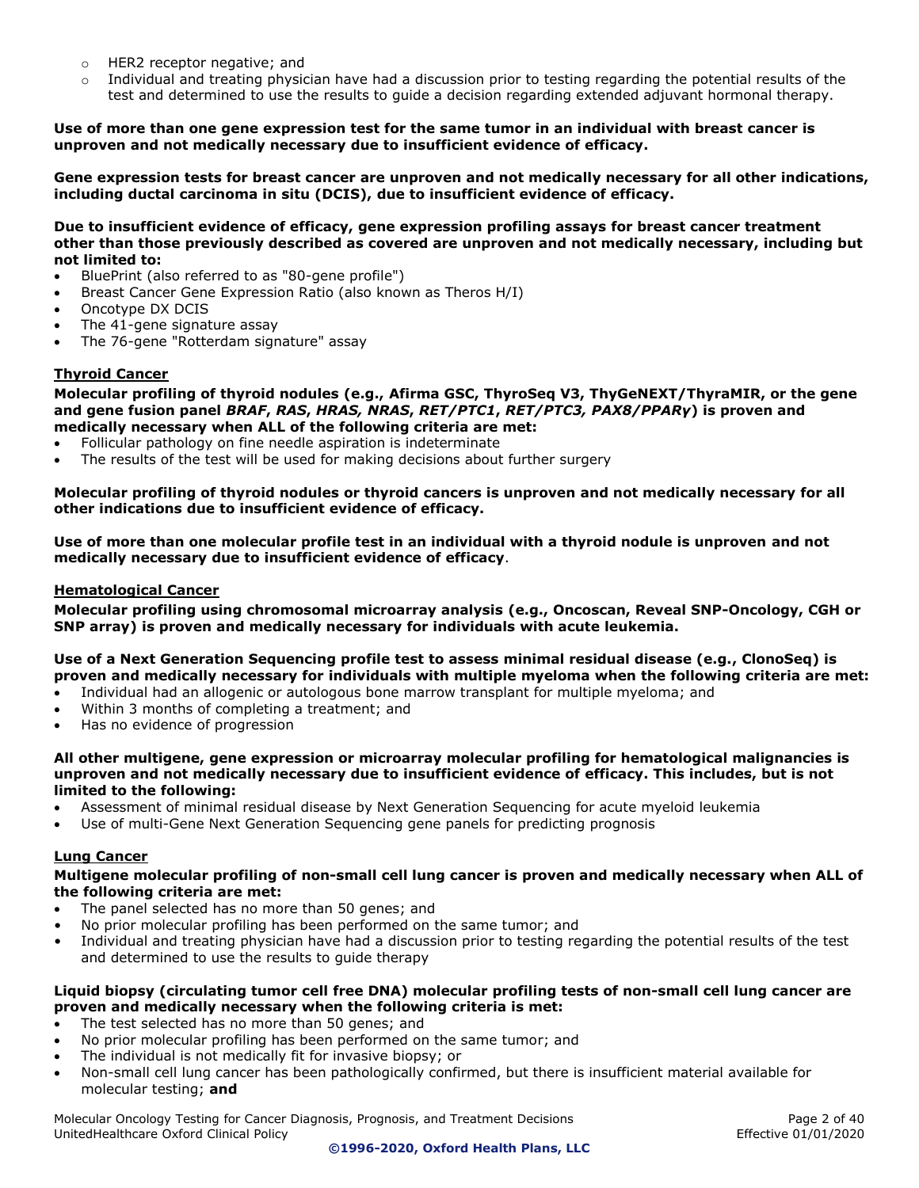- HER2 receptor negative; and
- Individual and treating physician have had a discussion prior to testing regarding the potential results of the test and determined to use the results to guide a decision regarding extended adjuvant hormonal therapy.

**Use of more than one gene expression test for the same tumor in an individual with breast cancer is unproven and not medically necessary due to insufficient evidence of efficacy.**

**Gene expression tests for breast cancer are unproven and not medically necessary for all other indications, including ductal carcinoma in situ (DCIS), due to insufficient evidence of efficacy.**

**Due to insufficient evidence of efficacy, gene expression profiling assays for breast cancer treatment other than those previously described as covered are unproven and not medically necessary, including but not limited to:**

- BluePrint (also referred to as "80-gene profile")
- Breast Cancer Gene Expression Ratio (also known as Theros H/I)
- Oncotype DX DCIS
- The 41-gene signature assay
- The 76-gene "Rotterdam signature" assay

### Thyroid Cancer

**Molecular profiling of thyroid nodules (e.g., Afirma GSC, ThyroSeq V3, ThyGeNEXT/ThyraMIR, or the gene and gene fusion panel *BRAF*, *RAS*, *HRAS, NRAS*, *RET/PTC1*, *RET/PTC3, PAX8/PPARγ*) is proven and medically necessary when ALL of the following criteria are met:**

- Follicular pathology on fine needle aspiration is indeterminate
- The results of the test will be used for making decisions about further surgery

**Molecular profiling of thyroid nodules or thyroid cancers is unproven and not medically necessary for all other indications due to insufficient evidence of efficacy.**

**Use of more than one molecular profile test in an individual with a thyroid nodule is unproven and not medically necessary due to insufficient evidence of efficacy**.

### Hematological Cancer

**Molecular profiling using chromosomal microarray analysis (e.g., Oncoscan, Reveal SNP-Oncology, CGH or SNP array) is proven and medically necessary for individuals with acute leukemia.**

**Use of a Next Generation Sequencing profile test to assess minimal residual disease (e.g., ClonoSeq) is proven and medically necessary for individuals with multiple myeloma when the following criteria are met:**

- Individual had an allogenic or autologous bone marrow transplant for multiple myeloma; and
- Within 3 months of completing a treatment; and
- Has no evidence of progression

**All other multigene, gene expression or microarray molecular profiling for hematological malignancies is unproven and not medically necessary due to insufficient evidence of efficacy. This includes, but is not limited to the following:**

- Assessment of minimal residual disease by Next Generation Sequencing for acute myeloid leukemia
- Use of multi-Gene Next Generation Sequencing gene panels for predicting prognosis

### Lung Cancer

**Multigene molecular profiling of non-small cell lung cancer is proven and medically necessary when ALL of the following criteria are met:**

- The panel selected has no more than 50 genes; and
- No prior molecular profiling has been performed on the same tumor; and
- Individual and treating physician have had a discussion prior to testing regarding the potential results of the test and determined to use the results to guide therapy

**Liquid biopsy (circulating tumor cell free DNA) molecular profiling tests of non-small cell lung cancer are proven and medically necessary when the following criteria is met:**

- The test selected has no more than 50 genes; and
- No prior molecular profiling has been performed on the same tumor; and
- The individual is not medically fit for invasive biopsy; or
- Non-small cell lung cancer has been pathologically confirmed, but there is insufficient material available for molecular testing; **and**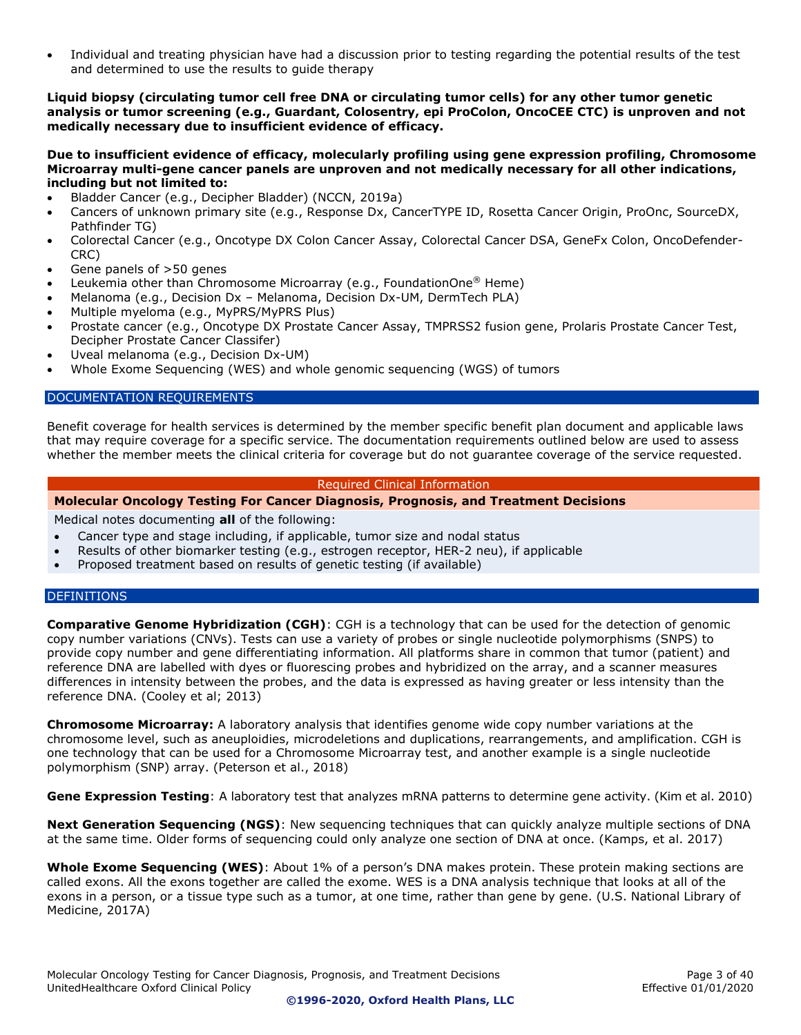- Individual and treating physician have had a discussion prior to testing regarding the potential results of the test and determined to use the results to guide therapy

**Liquid biopsy (circulating tumor cell free DNA or circulating tumor cells) for any other tumor genetic analysis or tumor screening (e.g., Guardant, Colosentry, epi ProColon, OncoCEE CTC) is unproven and not medically necessary due to insufficient evidence of efficacy.**

**Due to insufficient evidence of efficacy, molecularly profiling using gene expression profiling, Chromosome Microarray multi-gene cancer panels are unproven and not medically necessary for all other indications, including but not limited to:**

- Bladder Cancer (e.g., Decipher Bladder) (NCCN, 2019a)
- Cancers of unknown primary site (e.g., Response Dx, CancerTYPE ID, Rosetta Cancer Origin, ProOnc, SourceDX, Pathfinder TG)
- Colorectal Cancer (e.g., Oncotype DX Colon Cancer Assay, Colorectal Cancer DSA, GeneFx Colon, OncoDefender-CRC)
- Gene panels of >50 genes
- Leukemia other than Chromosome Microarray (e.g., FoundationOne® Heme)
- Melanoma (e.g., Decision Dx – Melanoma, Decision Dx-UM, DermTech PLA)
- Multiple myeloma (e.g., MyPRS/MyPRS Plus)
- Prostate cancer (e.g., Oncotype DX Prostate Cancer Assay, TMPRSS2 fusion gene, Prolaris Prostate Cancer Test, Decipher Prostate Cancer Classifer)
- Uveal melanoma (e.g., Decision Dx-UM)
- Whole Exome Sequencing (WES) and whole genomic sequencing (WGS) of tumors

## DOCUMENTATION REQUIREMENTS

Benefit coverage for health services is determined by the member specific benefit plan document and applicable laws that may require coverage for a specific service. The documentation requirements outlined below are used to assess whether the member meets the clinical criteria for coverage but do not guarantee coverage of the service requested.

| Required Clinical Information |
| --- |
| **Molecular Oncology Testing For Cancer Diagnosis, Prognosis, and Treatment Decisions** |
| Medical notes documenting **all** of the following:<br>• Cancer type and stage including, if applicable, tumor size and nodal status<br>• Results of other biomarker testing (e.g., estrogen receptor, HER-2 neu), if applicable<br>• Proposed treatment based on results of genetic testing (if available) |

## DEFINITIONS

**Comparative Genome Hybridization (CGH)**: CGH is a technology that can be used for the detection of genomic copy number variations (CNVs). Tests can use a variety of probes or single nucleotide polymorphisms (SNPS) to provide copy number and gene differentiating information. All platforms share in common that tumor (patient) and reference DNA are labelled with dyes or fluorescing probes and hybridized on the array, and a scanner measures differences in intensity between the probes, and the data is expressed as having greater or less intensity than the reference DNA. (Cooley et al; 2013)

**Chromosome Microarray:** A laboratory analysis that identifies genome wide copy number variations at the chromosome level, such as aneuploidies, microdeletions and duplications, rearrangements, and amplification. CGH is one technology that can be used for a Chromosome Microarray test, and another example is a single nucleotide polymorphism (SNP) array. (Peterson et al., 2018)

**Gene Expression Testing**: A laboratory test that analyzes mRNA patterns to determine gene activity. (Kim et al. 2010)

**Next Generation Sequencing (NGS)**: New sequencing techniques that can quickly analyze multiple sections of DNA at the same time. Older forms of sequencing could only analyze one section of DNA at once. (Kamps, et al. 2017)

**Whole Exome Sequencing (WES)**: About 1% of a person's DNA makes protein. These protein making sections are called exons. All the exons together are called the exome. WES is a DNA analysis technique that looks at all of the exons in a person, or a tissue type such as a tumor, at one time, rather than gene by gene. (U.S. National Library of Medicine, 2017A)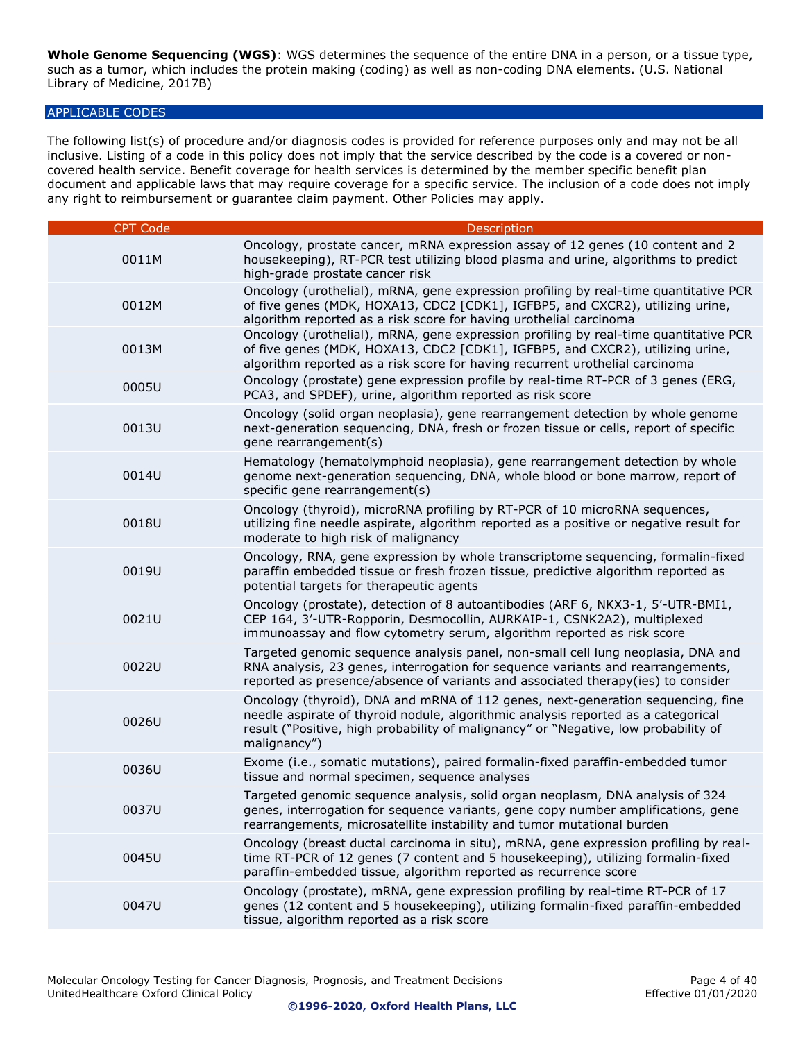**Whole Genome Sequencing (WGS)**: WGS determines the sequence of the entire DNA in a person, or a tissue type, such as a tumor, which includes the protein making (coding) as well as non-coding DNA elements. (U.S. National Library of Medicine, 2017B)

## APPLICABLE CODES

The following list(s) of procedure and/or diagnosis codes is provided for reference purposes only and may not be all inclusive. Listing of a code in this policy does not imply that the service described by the code is a covered or non-covered health service. Benefit coverage for health services is determined by the member specific benefit plan document and applicable laws that may require coverage for a specific service. The inclusion of a code does not imply any right to reimbursement or guarantee claim payment. Other Policies may apply.

| CPT Code | Description |
|---|---|
| 0011M | Oncology, prostate cancer, mRNA expression assay of 12 genes (10 content and 2 housekeeping), RT-PCR test utilizing blood plasma and urine, algorithms to predict high-grade prostate cancer risk |
| 0012M | Oncology (urothelial), mRNA, gene expression profiling by real-time quantitative PCR of five genes (MDK, HOXA13, CDC2 [CDK1], IGFBP5, and CXCR2), utilizing urine, algorithm reported as a risk score for having urothelial carcinoma |
| 0013M | Oncology (urothelial), mRNA, gene expression profiling by real-time quantitative PCR of five genes (MDK, HOXA13, CDC2 [CDK1], IGFBP5, and CXCR2), utilizing urine, algorithm reported as a risk score for having recurrent urothelial carcinoma |
| 0005U | Oncology (prostate) gene expression profile by real-time RT-PCR of 3 genes (ERG, PCA3, and SPDEF), urine, algorithm reported as risk score |
| 0013U | Oncology (solid organ neoplasia), gene rearrangement detection by whole genome next-generation sequencing, DNA, fresh or frozen tissue or cells, report of specific gene rearrangement(s) |
| 0014U | Hematology (hematolymphoid neoplasia), gene rearrangement detection by whole genome next-generation sequencing, DNA, whole blood or bone marrow, report of specific gene rearrangement(s) |
| 0018U | Oncology (thyroid), microRNA profiling by RT-PCR of 10 microRNA sequences, utilizing fine needle aspirate, algorithm reported as a positive or negative result for moderate to high risk of malignancy |
| 0019U | Oncology, RNA, gene expression by whole transcriptome sequencing, formalin-fixed paraffin embedded tissue or fresh frozen tissue, predictive algorithm reported as potential targets for therapeutic agents |
| 0021U | Oncology (prostate), detection of 8 autoantibodies (ARF 6, NKX3-1, 5′-UTR-BMI1, CEP 164, 3′-UTR-Ropporin, Desmocollin, AURKAIP-1, CSNK2A2), multiplexed immunoassay and flow cytometry serum, algorithm reported as risk score |
| 0022U | Targeted genomic sequence analysis panel, non-small cell lung neoplasia, DNA and RNA analysis, 23 genes, interrogation for sequence variants and rearrangements, reported as presence/absence of variants and associated therapy(ies) to consider |
| 0026U | Oncology (thyroid), DNA and mRNA of 112 genes, next-generation sequencing, fine needle aspirate of thyroid nodule, algorithmic analysis reported as a categorical result ("Positive, high probability of malignancy" or "Negative, low probability of malignancy") |
| 0036U | Exome (i.e., somatic mutations), paired formalin-fixed paraffin-embedded tumor tissue and normal specimen, sequence analyses |
| 0037U | Targeted genomic sequence analysis, solid organ neoplasm, DNA analysis of 324 genes, interrogation for sequence variants, gene copy number amplifications, gene rearrangements, microsatellite instability and tumor mutational burden |
| 0045U | Oncology (breast ductal carcinoma in situ), mRNA, gene expression profiling by real-time RT-PCR of 12 genes (7 content and 5 housekeeping), utilizing formalin-fixed paraffin-embedded tissue, algorithm reported as recurrence score |
| 0047U | Oncology (prostate), mRNA, gene expression profiling by real-time RT-PCR of 17 genes (12 content and 5 housekeeping), utilizing formalin-fixed paraffin-embedded tissue, algorithm reported as a risk score |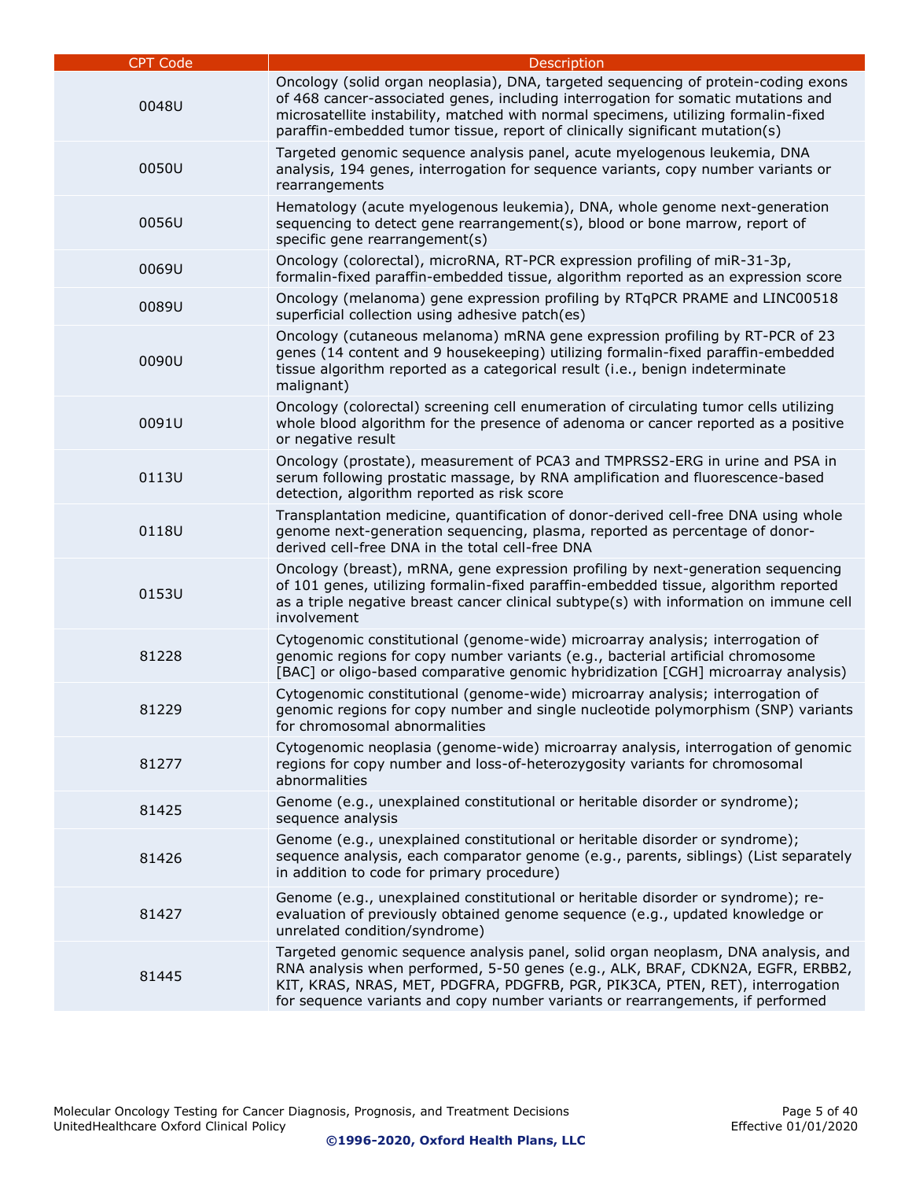| CPT Code | Description |
|---|---|
| 0048U | Oncology (solid organ neoplasia), DNA, targeted sequencing of protein-coding exons of 468 cancer-associated genes, including interrogation for somatic mutations and microsatellite instability, matched with normal specimens, utilizing formalin-fixed paraffin-embedded tumor tissue, report of clinically significant mutation(s) |
| 0050U | Targeted genomic sequence analysis panel, acute myelogenous leukemia, DNA analysis, 194 genes, interrogation for sequence variants, copy number variants or rearrangements |
| 0056U | Hematology (acute myelogenous leukemia), DNA, whole genome next-generation sequencing to detect gene rearrangement(s), blood or bone marrow, report of specific gene rearrangement(s) |
| 0069U | Oncology (colorectal), microRNA, RT-PCR expression profiling of miR-31-3p, formalin-fixed paraffin-embedded tissue, algorithm reported as an expression score |
| 0089U | Oncology (melanoma) gene expression profiling by RTqPCR PRAME and LINC00518 superficial collection using adhesive patch(es) |
| 0090U | Oncology (cutaneous melanoma) mRNA gene expression profiling by RT-PCR of 23 genes (14 content and 9 housekeeping) utilizing formalin-fixed paraffin-embedded tissue algorithm reported as a categorical result (i.e., benign indeterminate malignant) |
| 0091U | Oncology (colorectal) screening cell enumeration of circulating tumor cells utilizing whole blood algorithm for the presence of adenoma or cancer reported as a positive or negative result |
| 0113U | Oncology (prostate), measurement of PCA3 and TMPRSS2-ERG in urine and PSA in serum following prostatic massage, by RNA amplification and fluorescence-based detection, algorithm reported as risk score |
| 0118U | Transplantation medicine, quantification of donor-derived cell-free DNA using whole genome next-generation sequencing, plasma, reported as percentage of donor-derived cell-free DNA in the total cell-free DNA |
| 0153U | Oncology (breast), mRNA, gene expression profiling by next-generation sequencing of 101 genes, utilizing formalin-fixed paraffin-embedded tissue, algorithm reported as a triple negative breast cancer clinical subtype(s) with information on immune cell involvement |
| 81228 | Cytogenomic constitutional (genome-wide) microarray analysis; interrogation of genomic regions for copy number variants (e.g., bacterial artificial chromosome [BAC] or oligo-based comparative genomic hybridization [CGH] microarray analysis) |
| 81229 | Cytogenomic constitutional (genome-wide) microarray analysis; interrogation of genomic regions for copy number and single nucleotide polymorphism (SNP) variants for chromosomal abnormalities |
| 81277 | Cytogenomic neoplasia (genome-wide) microarray analysis, interrogation of genomic regions for copy number and loss-of-heterozygosity variants for chromosomal abnormalities |
| 81425 | Genome (e.g., unexplained constitutional or heritable disorder or syndrome); sequence analysis |
| 81426 | Genome (e.g., unexplained constitutional or heritable disorder or syndrome); sequence analysis, each comparator genome (e.g., parents, siblings) (List separately in addition to code for primary procedure) |
| 81427 | Genome (e.g., unexplained constitutional or heritable disorder or syndrome); re-evaluation of previously obtained genome sequence (e.g., updated knowledge or unrelated condition/syndrome) |
| 81445 | Targeted genomic sequence analysis panel, solid organ neoplasm, DNA analysis, and RNA analysis when performed, 5-50 genes (e.g., ALK, BRAF, CDKN2A, EGFR, ERBB2, KIT, KRAS, NRAS, MET, PDGFRA, PDGFRB, PGR, PIK3CA, PTEN, RET), interrogation for sequence variants and copy number variants or rearrangements, if performed |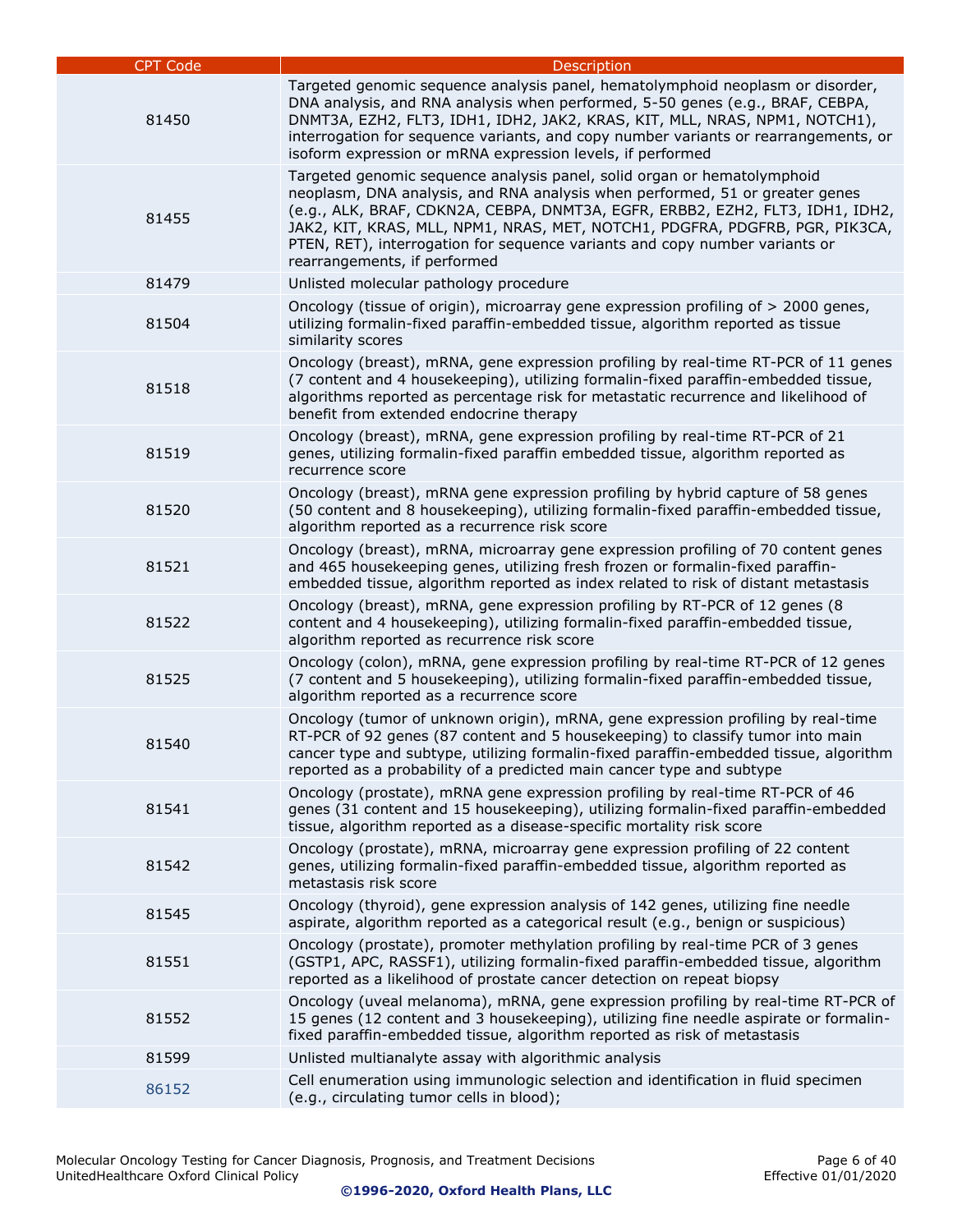| CPT Code | Description |
|---|---|
| 81450 | Targeted genomic sequence analysis panel, hematolymphoid neoplasm or disorder, DNA analysis, and RNA analysis when performed, 5-50 genes (e.g., BRAF, CEBPA, DNMT3A, EZH2, FLT3, IDH1, IDH2, JAK2, KRAS, KIT, MLL, NRAS, NPM1, NOTCH1), interrogation for sequence variants, and copy number variants or rearrangements, or isoform expression or mRNA expression levels, if performed |
| 81455 | Targeted genomic sequence analysis panel, solid organ or hematolymphoid neoplasm, DNA analysis, and RNA analysis when performed, 51 or greater genes (e.g., ALK, BRAF, CDKN2A, CEBPA, DNMT3A, EGFR, ERBB2, EZH2, FLT3, IDH1, IDH2, JAK2, KIT, KRAS, MLL, NPM1, NRAS, MET, NOTCH1, PDGFRA, PDGFRB, PGR, PIK3CA, PTEN, RET), interrogation for sequence variants and copy number variants or rearrangements, if performed |
| 81479 | Unlisted molecular pathology procedure |
| 81504 | Oncology (tissue of origin), microarray gene expression profiling of > 2000 genes, utilizing formalin-fixed paraffin-embedded tissue, algorithm reported as tissue similarity scores |
| 81518 | Oncology (breast), mRNA, gene expression profiling by real-time RT-PCR of 11 genes (7 content and 4 housekeeping), utilizing formalin-fixed paraffin-embedded tissue, algorithms reported as percentage risk for metastatic recurrence and likelihood of benefit from extended endocrine therapy |
| 81519 | Oncology (breast), mRNA, gene expression profiling by real-time RT-PCR of 21 genes, utilizing formalin-fixed paraffin embedded tissue, algorithm reported as recurrence score |
| 81520 | Oncology (breast), mRNA gene expression profiling by hybrid capture of 58 genes (50 content and 8 housekeeping), utilizing formalin-fixed paraffin-embedded tissue, algorithm reported as a recurrence risk score |
| 81521 | Oncology (breast), mRNA, microarray gene expression profiling of 70 content genes and 465 housekeeping genes, utilizing fresh frozen or formalin-fixed paraffin-embedded tissue, algorithm reported as index related to risk of distant metastasis |
| 81522 | Oncology (breast), mRNA, gene expression profiling by RT-PCR of 12 genes (8 content and 4 housekeeping), utilizing formalin-fixed paraffin-embedded tissue, algorithm reported as recurrence risk score |
| 81525 | Oncology (colon), mRNA, gene expression profiling by real-time RT-PCR of 12 genes (7 content and 5 housekeeping), utilizing formalin-fixed paraffin-embedded tissue, algorithm reported as a recurrence score |
| 81540 | Oncology (tumor of unknown origin), mRNA, gene expression profiling by real-time RT-PCR of 92 genes (87 content and 5 housekeeping) to classify tumor into main cancer type and subtype, utilizing formalin-fixed paraffin-embedded tissue, algorithm reported as a probability of a predicted main cancer type and subtype |
| 81541 | Oncology (prostate), mRNA gene expression profiling by real-time RT-PCR of 46 genes (31 content and 15 housekeeping), utilizing formalin-fixed paraffin-embedded tissue, algorithm reported as a disease-specific mortality risk score |
| 81542 | Oncology (prostate), mRNA, microarray gene expression profiling of 22 content genes, utilizing formalin-fixed paraffin-embedded tissue, algorithm reported as metastasis risk score |
| 81545 | Oncology (thyroid), gene expression analysis of 142 genes, utilizing fine needle aspirate, algorithm reported as a categorical result (e.g., benign or suspicious) |
| 81551 | Oncology (prostate), promoter methylation profiling by real-time PCR of 3 genes (GSTP1, APC, RASSF1), utilizing formalin-fixed paraffin-embedded tissue, algorithm reported as a likelihood of prostate cancer detection on repeat biopsy |
| 81552 | Oncology (uveal melanoma), mRNA, gene expression profiling by real-time RT-PCR of 15 genes (12 content and 3 housekeeping), utilizing fine needle aspirate or formalin-fixed paraffin-embedded tissue, algorithm reported as risk of metastasis |
| 81599 | Unlisted multianalyte assay with algorithmic analysis |
| 86152 | Cell enumeration using immunologic selection and identification in fluid specimen (e.g., circulating tumor cells in blood); |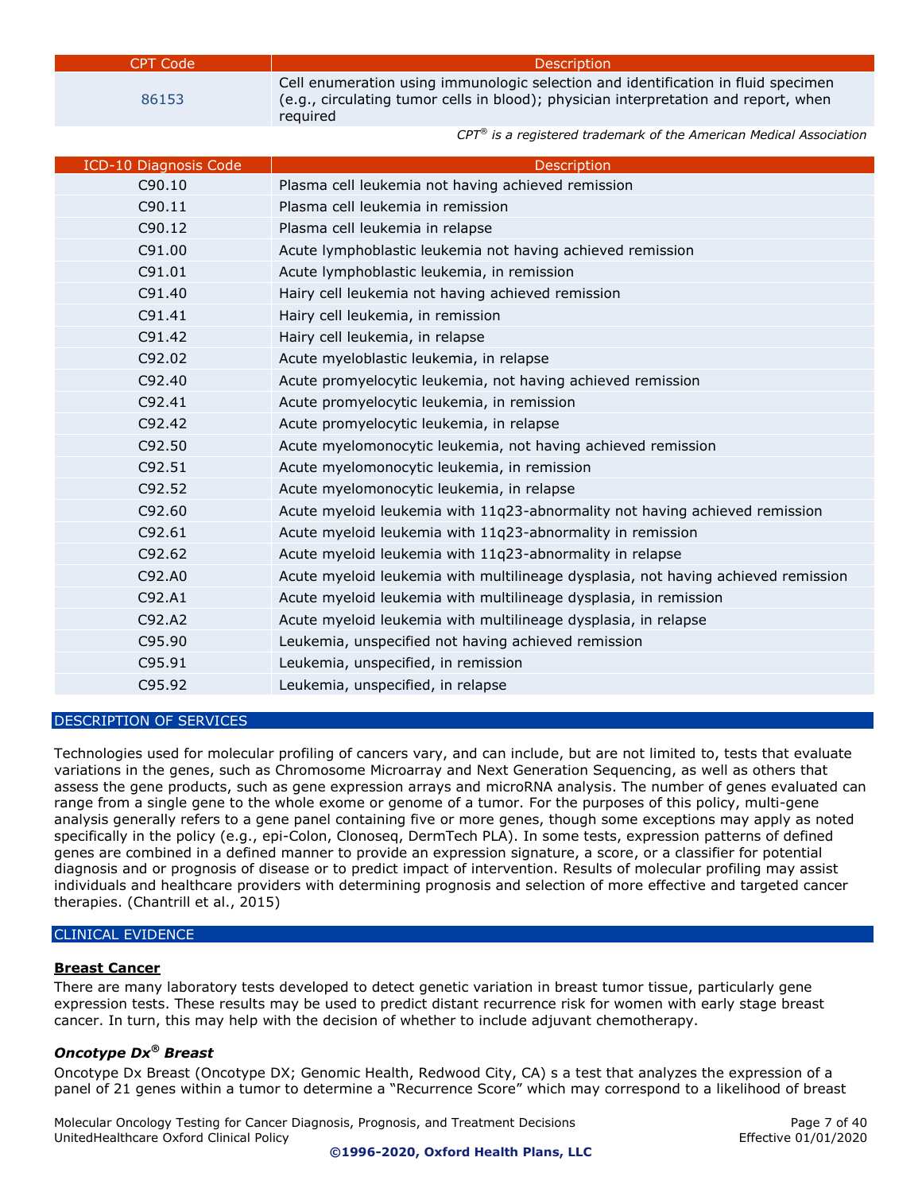| CPT Code | Description |
|---|---|
| 86153 | Cell enumeration using immunologic selection and identification in fluid specimen (e.g., circulating tumor cells in blood); physician interpretation and report, when required |

*CPT® is a registered trademark of the American Medical Association*

| ICD-10 Diagnosis Code | Description |
|---|---|
| C90.10 | Plasma cell leukemia not having achieved remission |
| C90.11 | Plasma cell leukemia in remission |
| C90.12 | Plasma cell leukemia in relapse |
| C91.00 | Acute lymphoblastic leukemia not having achieved remission |
| C91.01 | Acute lymphoblastic leukemia, in remission |
| C91.40 | Hairy cell leukemia not having achieved remission |
| C91.41 | Hairy cell leukemia, in remission |
| C91.42 | Hairy cell leukemia, in relapse |
| C92.02 | Acute myeloblastic leukemia, in relapse |
| C92.40 | Acute promyelocytic leukemia, not having achieved remission |
| C92.41 | Acute promyelocytic leukemia, in remission |
| C92.42 | Acute promyelocytic leukemia, in relapse |
| C92.50 | Acute myelomonocytic leukemia, not having achieved remission |
| C92.51 | Acute myelomonocytic leukemia, in remission |
| C92.52 | Acute myelomonocytic leukemia, in relapse |
| C92.60 | Acute myeloid leukemia with 11q23-abnormality not having achieved remission |
| C92.61 | Acute myeloid leukemia with 11q23-abnormality in remission |
| C92.62 | Acute myeloid leukemia with 11q23-abnormality in relapse |
| C92.A0 | Acute myeloid leukemia with multilineage dysplasia, not having achieved remission |
| C92.A1 | Acute myeloid leukemia with multilineage dysplasia, in remission |
| C92.A2 | Acute myeloid leukemia with multilineage dysplasia, in relapse |
| C95.90 | Leukemia, unspecified not having achieved remission |
| C95.91 | Leukemia, unspecified, in remission |
| C95.92 | Leukemia, unspecified, in relapse |

## DESCRIPTION OF SERVICES

Technologies used for molecular profiling of cancers vary, and can include, but are not limited to, tests that evaluate variations in the genes, such as Chromosome Microarray and Next Generation Sequencing, as well as others that assess the gene products, such as gene expression arrays and microRNA analysis. The number of genes evaluated can range from a single gene to the whole exome or genome of a tumor. For the purposes of this policy, multi-gene analysis generally refers to a gene panel containing five or more genes, though some exceptions may apply as noted specifically in the policy (e.g., epi-Colon, Clonoseq, DermTech PLA). In some tests, expression patterns of defined genes are combined in a defined manner to provide an expression signature, a score, or a classifier for potential diagnosis and or prognosis of disease or to predict impact of intervention. Results of molecular profiling may assist individuals and healthcare providers with determining prognosis and selection of more effective and targeted cancer therapies. (Chantrill et al., 2015)

## CLINICAL EVIDENCE

### Breast Cancer

There are many laboratory tests developed to detect genetic variation in breast tumor tissue, particularly gene expression tests. These results may be used to predict distant recurrence risk for women with early stage breast cancer. In turn, this may help with the decision of whether to include adjuvant chemotherapy.

#### *Oncotype Dx® Breast*

Oncotype Dx Breast (Oncotype DX; Genomic Health, Redwood City, CA) s a test that analyzes the expression of a panel of 21 genes within a tumor to determine a "Recurrence Score" which may correspond to a likelihood of breast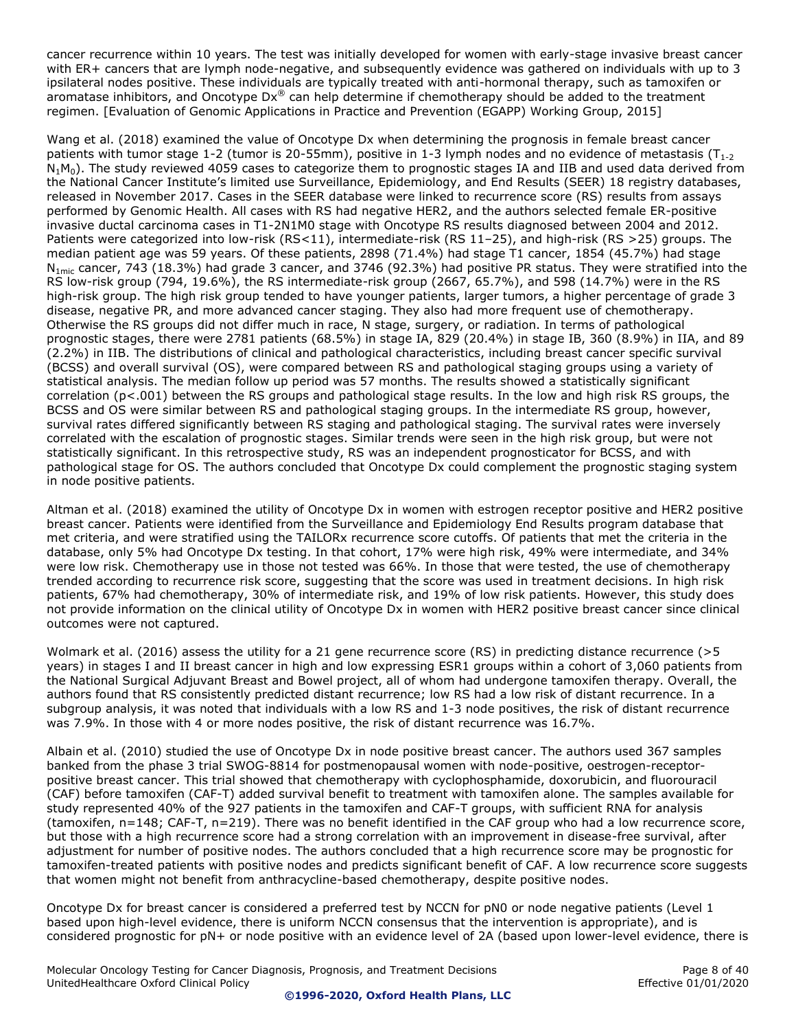cancer recurrence within 10 years. The test was initially developed for women with early-stage invasive breast cancer with ER+ cancers that are lymph node-negative, and subsequently evidence was gathered on individuals with up to 3 ipsilateral nodes positive. These individuals are typically treated with anti-hormonal therapy, such as tamoxifen or aromatase inhibitors, and Oncotype Dx® can help determine if chemotherapy should be added to the treatment regimen. [Evaluation of Genomic Applications in Practice and Prevention (EGAPP) Working Group, 2015]

Wang et al. (2018) examined the value of Oncotype Dx when determining the prognosis in female breast cancer patients with tumor stage 1-2 (tumor is 20-55mm), positive in 1-3 lymph nodes and no evidence of metastasis ($T_{1-2}$ $N_1M_0$). The study reviewed 4059 cases to categorize them to prognostic stages IA and IIB and used data derived from the National Cancer Institute's limited use Surveillance, Epidemiology, and End Results (SEER) 18 registry databases, released in November 2017. Cases in the SEER database were linked to recurrence score (RS) results from assays performed by Genomic Health. All cases with RS had negative HER2, and the authors selected female ER-positive invasive ductal carcinoma cases in T1-2N1M0 stage with Oncotype RS results diagnosed between 2004 and 2012. Patients were categorized into low-risk (RS<11), intermediate-risk (RS 11–25), and high-risk (RS >25) groups. The median patient age was 59 years. Of these patients, 2898 (71.4%) had stage T1 cancer, 1854 (45.7%) had stage $N_{1mic}$ cancer, 743 (18.3%) had grade 3 cancer, and 3746 (92.3%) had positive PR status. They were stratified into the RS low-risk group (794, 19.6%), the RS intermediate-risk group (2667, 65.7%), and 598 (14.7%) were in the RS high-risk group. The high risk group tended to have younger patients, larger tumors, a higher percentage of grade 3 disease, negative PR, and more advanced cancer staging. They also had more frequent use of chemotherapy. Otherwise the RS groups did not differ much in race, N stage, surgery, or radiation. In terms of pathological prognostic stages, there were 2781 patients (68.5%) in stage IA, 829 (20.4%) in stage IB, 360 (8.9%) in IIA, and 89 (2.2%) in IIB. The distributions of clinical and pathological characteristics, including breast cancer specific survival (BCSS) and overall survival (OS), were compared between RS and pathological staging groups using a variety of statistical analysis. The median follow up period was 57 months. The results showed a statistically significant correlation ($p<.001$) between the RS groups and pathological stage results. In the low and high risk RS groups, the BCSS and OS were similar between RS and pathological staging groups. In the intermediate RS group, however, survival rates differed significantly between RS staging and pathological staging. The survival rates were inversely correlated with the escalation of prognostic stages. Similar trends were seen in the high risk group, but were not statistically significant. In this retrospective study, RS was an independent prognosticator for BCSS, and with pathological stage for OS. The authors concluded that Oncotype Dx could complement the prognostic staging system in node positive patients.

Altman et al. (2018) examined the utility of Oncotype Dx in women with estrogen receptor positive and HER2 positive breast cancer. Patients were identified from the Surveillance and Epidemiology End Results program database that met criteria, and were stratified using the TAILORx recurrence score cutoffs. Of patients that met the criteria in the database, only 5% had Oncotype Dx testing. In that cohort, 17% were high risk, 49% were intermediate, and 34% were low risk. Chemotherapy use in those not tested was 66%. In those that were tested, the use of chemotherapy trended according to recurrence risk score, suggesting that the score was used in treatment decisions. In high risk patients, 67% had chemotherapy, 30% of intermediate risk, and 19% of low risk patients. However, this study does not provide information on the clinical utility of Oncotype Dx in women with HER2 positive breast cancer since clinical outcomes were not captured.

Wolmark et al. (2016) assess the utility for a 21 gene recurrence score (RS) in predicting distance recurrence (>5 years) in stages I and II breast cancer in high and low expressing ESR1 groups within a cohort of 3,060 patients from the National Surgical Adjuvant Breast and Bowel project, all of whom had undergone tamoxifen therapy. Overall, the authors found that RS consistently predicted distant recurrence; low RS had a low risk of distant recurrence. In a subgroup analysis, it was noted that individuals with a low RS and 1-3 node positives, the risk of distant recurrence was 7.9%. In those with 4 or more nodes positive, the risk of distant recurrence was 16.7%.

Albain et al. (2010) studied the use of Oncotype Dx in node positive breast cancer. The authors used 367 samples banked from the phase 3 trial SWOG-8814 for postmenopausal women with node-positive, oestrogen-receptor-positive breast cancer. This trial showed that chemotherapy with cyclophosphamide, doxorubicin, and fluorouracil (CAF) before tamoxifen (CAF-T) added survival benefit to treatment with tamoxifen alone. The samples available for study represented 40% of the 927 patients in the tamoxifen and CAF-T groups, with sufficient RNA for analysis (tamoxifen, n=148; CAF-T, n=219). There was no benefit identified in the CAF group who had a low recurrence score, but those with a high recurrence score had a strong correlation with an improvement in disease-free survival, after adjustment for number of positive nodes. The authors concluded that a high recurrence score may be prognostic for tamoxifen-treated patients with positive nodes and predicts significant benefit of CAF. A low recurrence score suggests that women might not benefit from anthracycline-based chemotherapy, despite positive nodes.

Oncotype Dx for breast cancer is considered a preferred test by NCCN for pN0 or node negative patients (Level 1 based upon high-level evidence, there is uniform NCCN consensus that the intervention is appropriate), and is considered prognostic for pN+ or node positive with an evidence level of 2A (based upon lower-level evidence, there is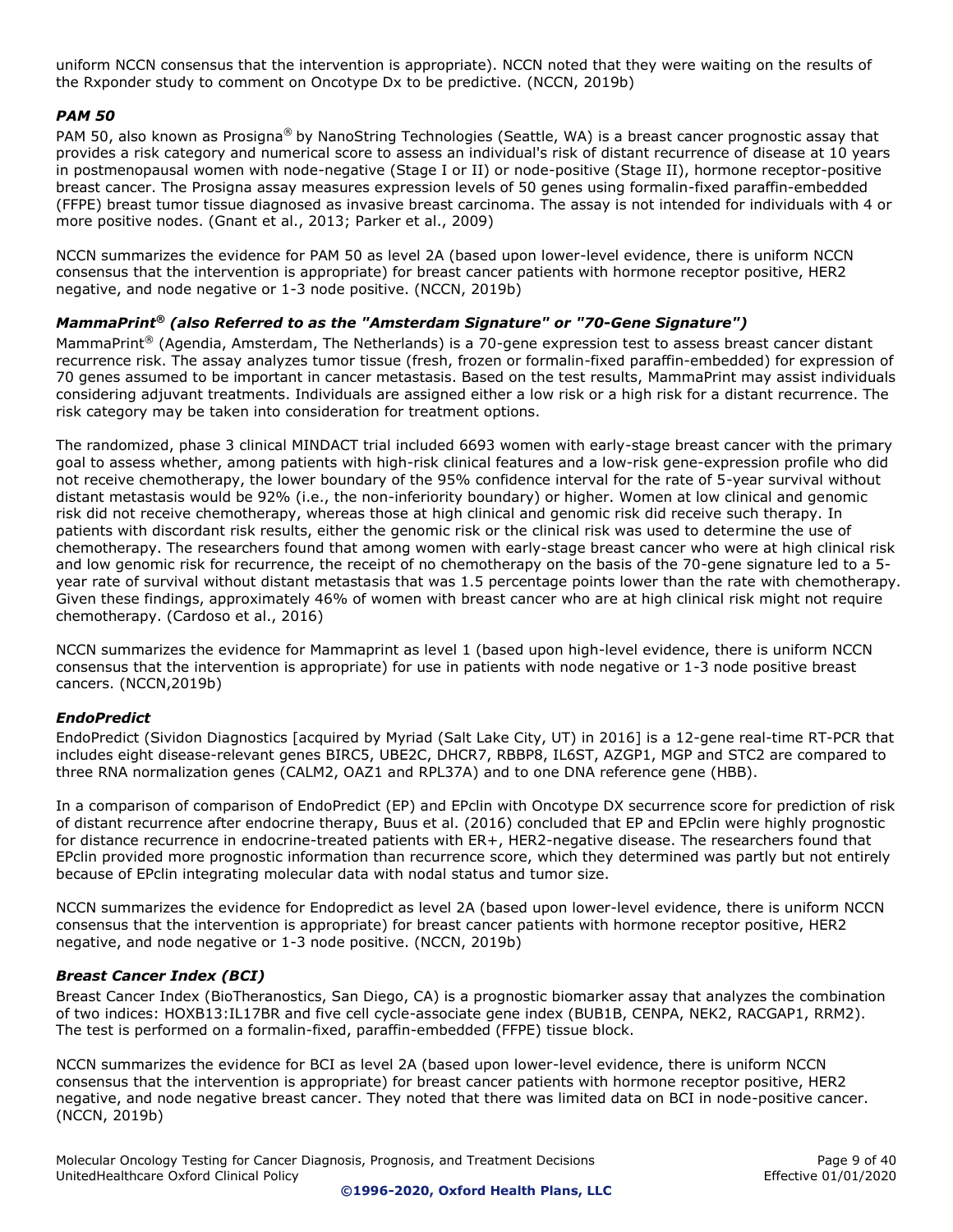uniform NCCN consensus that the intervention is appropriate). NCCN noted that they were waiting on the results of the Rxponder study to comment on Oncotype Dx to be predictive. (NCCN, 2019b)

### *PAM 50*

PAM 50, also known as Prosigna® by NanoString Technologies (Seattle, WA) is a breast cancer prognostic assay that provides a risk category and numerical score to assess an individual's risk of distant recurrence of disease at 10 years in postmenopausal women with node-negative (Stage I or II) or node-positive (Stage II), hormone receptor-positive breast cancer. The Prosigna assay measures expression levels of 50 genes using formalin-fixed paraffin-embedded (FFPE) breast tumor tissue diagnosed as invasive breast carcinoma. The assay is not intended for individuals with 4 or more positive nodes. (Gnant et al., 2013; Parker et al., 2009)

NCCN summarizes the evidence for PAM 50 as level 2A (based upon lower-level evidence, there is uniform NCCN consensus that the intervention is appropriate) for breast cancer patients with hormone receptor positive, HER2 negative, and node negative or 1-3 node positive. (NCCN, 2019b)

### *MammaPrint® (also Referred to as the "Amsterdam Signature" or "70-Gene Signature")*

MammaPrint® (Agendia, Amsterdam, The Netherlands) is a 70-gene expression test to assess breast cancer distant recurrence risk. The assay analyzes tumor tissue (fresh, frozen or formalin-fixed paraffin-embedded) for expression of 70 genes assumed to be important in cancer metastasis. Based on the test results, MammaPrint may assist individuals considering adjuvant treatments. Individuals are assigned either a low risk or a high risk for a distant recurrence. The risk category may be taken into consideration for treatment options.

The randomized, phase 3 clinical MINDACT trial included 6693 women with early-stage breast cancer with the primary goal to assess whether, among patients with high-risk clinical features and a low-risk gene-expression profile who did not receive chemotherapy, the lower boundary of the 95% confidence interval for the rate of 5-year survival without distant metastasis would be 92% (i.e., the non-inferiority boundary) or higher. Women at low clinical and genomic risk did not receive chemotherapy, whereas those at high clinical and genomic risk did receive such therapy. In patients with discordant risk results, either the genomic risk or the clinical risk was used to determine the use of chemotherapy. The researchers found that among women with early-stage breast cancer who were at high clinical risk and low genomic risk for recurrence, the receipt of no chemotherapy on the basis of the 70-gene signature led to a 5-year rate of survival without distant metastasis that was 1.5 percentage points lower than the rate with chemotherapy. Given these findings, approximately 46% of women with breast cancer who are at high clinical risk might not require chemotherapy. (Cardoso et al., 2016)

NCCN summarizes the evidence for Mammaprint as level 1 (based upon high-level evidence, there is uniform NCCN consensus that the intervention is appropriate) for use in patients with node negative or 1-3 node positive breast cancers. (NCCN,2019b)

### *EndoPredict*

EndoPredict (Sividon Diagnostics [acquired by Myriad (Salt Lake City, UT) in 2016] is a 12-gene real-time RT-PCR that includes eight disease-relevant genes BIRC5, UBE2C, DHCR7, RBBP8, IL6ST, AZGP1, MGP and STC2 are compared to three RNA normalization genes (CALM2, OAZ1 and RPL37A) and to one DNA reference gene (HBB).

In a comparison of comparison of EndoPredict (EP) and EPclin with Oncotype DX securrence score for prediction of risk of distant recurrence after endocrine therapy, Buus et al. (2016) concluded that EP and EPclin were highly prognostic for distance recurrence in endocrine-treated patients with ER+, HER2-negative disease. The researchers found that EPclin provided more prognostic information than recurrence score, which they determined was partly but not entirely because of EPclin integrating molecular data with nodal status and tumor size.

NCCN summarizes the evidence for Endopredict as level 2A (based upon lower-level evidence, there is uniform NCCN consensus that the intervention is appropriate) for breast cancer patients with hormone receptor positive, HER2 negative, and node negative or 1-3 node positive. (NCCN, 2019b)

### *Breast Cancer Index (BCI)*

Breast Cancer Index (BioTheranostics, San Diego, CA) is a prognostic biomarker assay that analyzes the combination of two indices: HOXB13:IL17BR and five cell cycle-associate gene index (BUB1B, CENPA, NEK2, RACGAP1, RRM2). The test is performed on a formalin-fixed, paraffin-embedded (FFPE) tissue block.

NCCN summarizes the evidence for BCI as level 2A (based upon lower-level evidence, there is uniform NCCN consensus that the intervention is appropriate) for breast cancer patients with hormone receptor positive, HER2 negative, and node negative breast cancer. They noted that there was limited data on BCI in node-positive cancer. (NCCN, 2019b)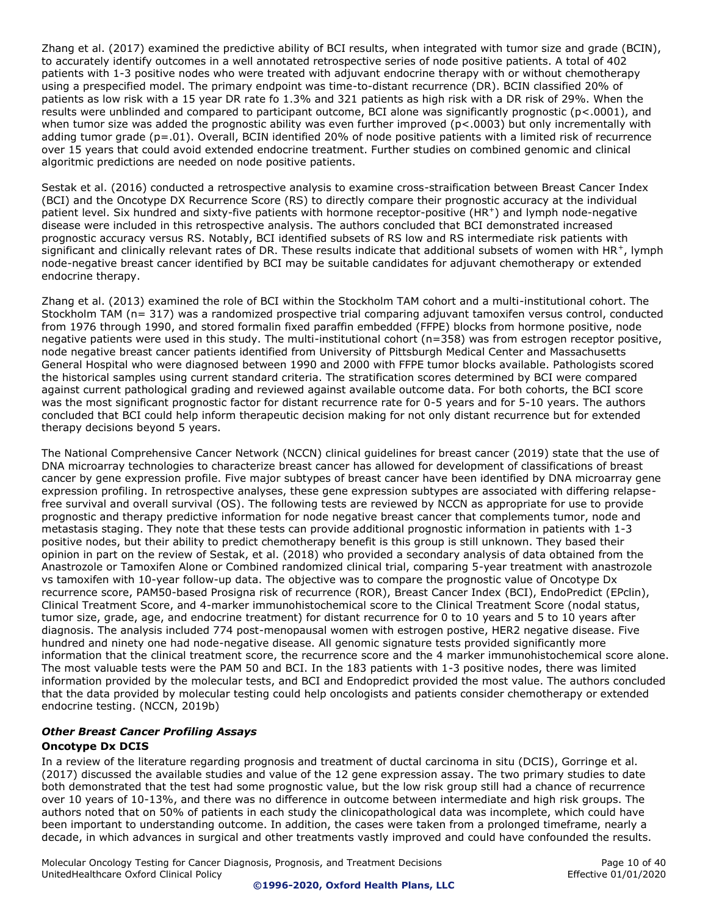Zhang et al. (2017) examined the predictive ability of BCI results, when integrated with tumor size and grade (BCIN), to accurately identify outcomes in a well annotated retrospective series of node positive patients. A total of 402 patients with 1-3 positive nodes who were treated with adjuvant endocrine therapy with or without chemotherapy using a prespecified model. The primary endpoint was time-to-distant recurrence (DR). BCIN classified 20% of patients as low risk with a 15 year DR rate fo 1.3% and 321 patients as high risk with a DR risk of 29%. When the results were unblinded and compared to participant outcome, BCI alone was significantly prognostic ($p<.0001$), and when tumor size was added the prognostic ability was even further improved ($p<.0003$) but only incrementally with adding tumor grade ($p=.01$). Overall, BCIN identified 20% of node positive patients with a limited risk of recurrence over 15 years that could avoid extended endocrine treatment. Further studies on combined genomic and clinical algoritmic predictions are needed on node positive patients.

Sestak et al. (2016) conducted a retrospective analysis to examine cross-straification between Breast Cancer Index (BCI) and the Oncotype DX Recurrence Score (RS) to directly compare their prognostic accuracy at the individual patient level. Six hundred and sixty-five patients with hormone receptor-positive ($HR^+$) and lymph node-negative disease were included in this retrospective analysis. The authors concluded that BCI demonstrated increased prognostic accuracy versus RS. Notably, BCI identified subsets of RS low and RS intermediate risk patients with significant and clinically relevant rates of DR. These results indicate that additional subsets of women with $HR^+$, lymph node-negative breast cancer identified by BCI may be suitable candidates for adjuvant chemotherapy or extended endocrine therapy.

Zhang et al. (2013) examined the role of BCI within the Stockholm TAM cohort and a multi-institutional cohort. The Stockholm TAM (n= 317) was a randomized prospective trial comparing adjuvant tamoxifen versus control, conducted from 1976 through 1990, and stored formalin fixed paraffin embedded (FFPE) blocks from hormone positive, node negative patients were used in this study. The multi-institutional cohort (n=358) was from estrogen receptor positive, node negative breast cancer patients identified from University of Pittsburgh Medical Center and Massachusetts General Hospital who were diagnosed between 1990 and 2000 with FFPE tumor blocks available. Pathologists scored the historical samples using current standard criteria. The stratification scores determined by BCI were compared against current pathological grading and reviewed against available outcome data. For both cohorts, the BCI score was the most significant prognostic factor for distant recurrence rate for 0-5 years and for 5-10 years. The authors concluded that BCI could help inform therapeutic decision making for not only distant recurrence but for extended therapy decisions beyond 5 years.

The National Comprehensive Cancer Network (NCCN) clinical guidelines for breast cancer (2019) state that the use of DNA microarray technologies to characterize breast cancer has allowed for development of classifications of breast cancer by gene expression profile. Five major subtypes of breast cancer have been identified by DNA microarray gene expression profiling. In retrospective analyses, these gene expression subtypes are associated with differing relapse-free survival and overall survival (OS). The following tests are reviewed by NCCN as appropriate for use to provide prognostic and therapy predictive information for node negative breast cancer that complements tumor, node and metastasis staging. They note that these tests can provide additional prognostic information in patients with 1-3 positive nodes, but their ability to predict chemotherapy benefit is this group is still unknown. They based their opinion in part on the review of Sestak, et al. (2018) who provided a secondary analysis of data obtained from the Anastrozole or Tamoxifen Alone or Combined randomized clinical trial, comparing 5-year treatment with anastrozole vs tamoxifen with 10-year follow-up data. The objective was to compare the prognostic value of Oncotype Dx recurrence score, PAM50-based Prosigna risk of recurrence (ROR), Breast Cancer Index (BCI), EndoPredict (EPclin), Clinical Treatment Score, and 4-marker immunohistochemical score to the Clinical Treatment Score (nodal status, tumor size, grade, age, and endocrine treatment) for distant recurrence for 0 to 10 years and 5 to 10 years after diagnosis. The analysis included 774 post-menopausal women with estrogen postive, HER2 negative disease. Five hundred and ninety one had node-negative disease. All genomic signature tests provided significantly more information that the clinical treatment score, the recurrence score and the 4 marker immunohistochemical score alone. The most valuable tests were the PAM 50 and BCI. In the 183 patients with 1-3 positive nodes, there was limited information provided by the molecular tests, and BCI and Endopredict provided the most value. The authors concluded that the data provided by molecular testing could help oncologists and patients consider chemotherapy or extended endocrine testing. (NCCN, 2019b)

### *Other Breast Cancer Profiling Assays*

#### Oncotype Dx DCIS

In a review of the literature regarding prognosis and treatment of ductal carcinoma in situ (DCIS), Gorringe et al. (2017) discussed the available studies and value of the 12 gene expression assay. The two primary studies to date both demonstrated that the test had some prognostic value, but the low risk group still had a chance of recurrence over 10 years of 10-13%, and there was no difference in outcome between intermediate and high risk groups. The authors noted that on 50% of patients in each study the clinicopathological data was incomplete, which could have been important to understanding outcome. In addition, the cases were taken from a prolonged timeframe, nearly a decade, in which advances in surgical and other treatments vastly improved and could have confounded the results.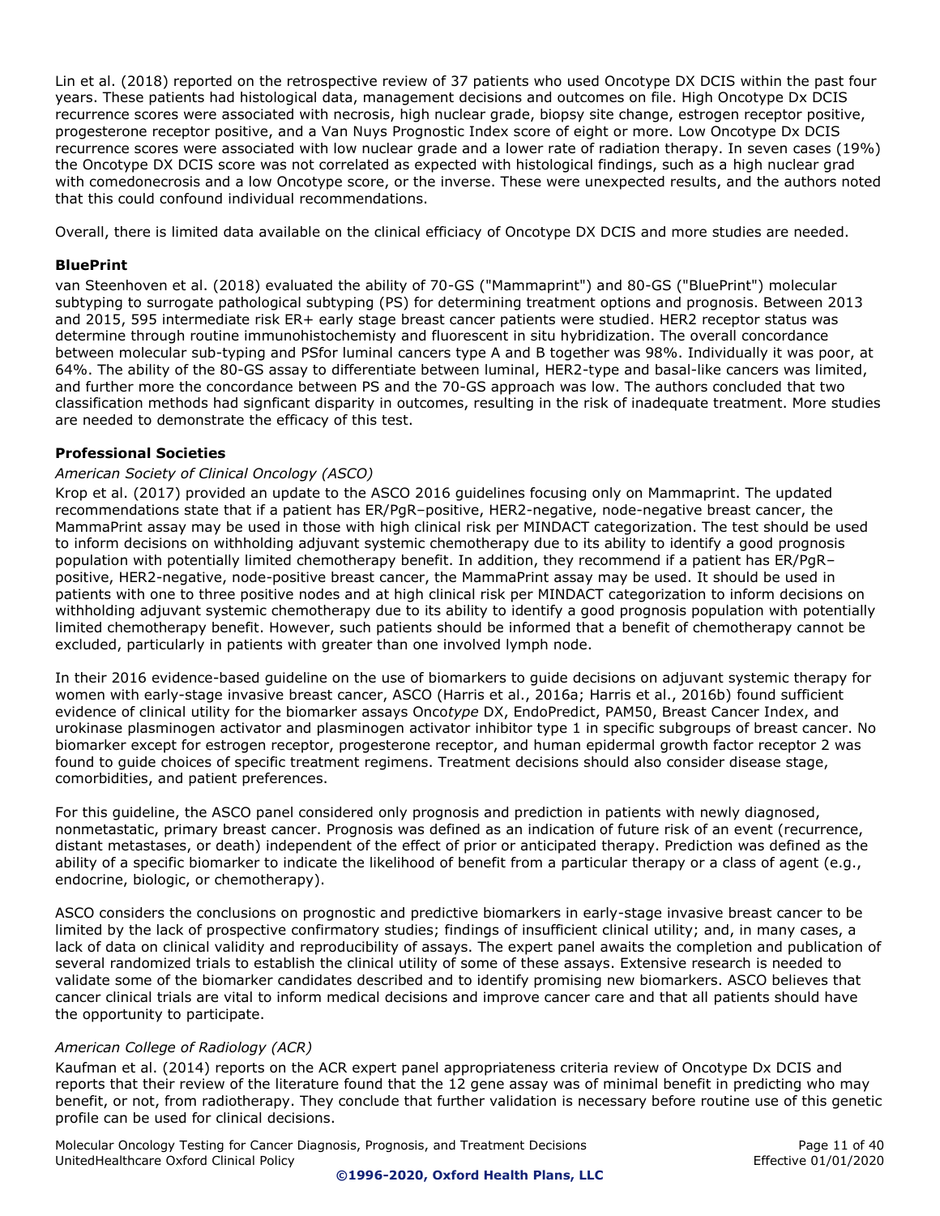Lin et al. (2018) reported on the retrospective review of 37 patients who used Oncotype DX DCIS within the past four years. These patients had histological data, management decisions and outcomes on file. High Oncotype Dx DCIS recurrence scores were associated with necrosis, high nuclear grade, biopsy site change, estrogen receptor positive, progesterone receptor positive, and a Van Nuys Prognostic Index score of eight or more. Low Oncotype Dx DCIS recurrence scores were associated with low nuclear grade and a lower rate of radiation therapy. In seven cases (19%) the Oncotype DX DCIS score was not correlated as expected with histological findings, such as a high nuclear grad with comedonecrosis and a low Oncotype score, or the inverse. These were unexpected results, and the authors noted that this could confound individual recommendations.

Overall, there is limited data available on the clinical efficiacy of Oncotype DX DCIS and more studies are needed.

**BluePrint**

van Steenhoven et al. (2018) evaluated the ability of 70-GS ("Mammaprint") and 80-GS ("BluePrint") molecular subtyping to surrogate pathological subtyping (PS) for determining treatment options and prognosis. Between 2013 and 2015, 595 intermediate risk ER+ early stage breast cancer patients were studied. HER2 receptor status was determine through routine immunohistochemisty and fluorescent in situ hybridization. The overall concordance between molecular sub-typing and PSfor luminal cancers type A and B together was 98%. Individually it was poor, at 64%. The ability of the 80-GS assay to differentiate between luminal, HER2-type and basal-like cancers was limited, and further more the concordance between PS and the 70-GS approach was low. The authors concluded that two classification methods had signficant disparity in outcomes, resulting in the risk of inadequate treatment. More studies are needed to demonstrate the efficacy of this test.

**Professional Societies**

*American Society of Clinical Oncology (ASCO)*

Krop et al. (2017) provided an update to the ASCO 2016 guidelines focusing only on Mammaprint. The updated recommendations state that if a patient has ER/PgR–positive, HER2-negative, node-negative breast cancer, the MammaPrint assay may be used in those with high clinical risk per MINDACT categorization. The test should be used to inform decisions on withholding adjuvant systemic chemotherapy due to its ability to identify a good prognosis population with potentially limited chemotherapy benefit. In addition, they recommend if a patient has ER/PgR–positive, HER2-negative, node-positive breast cancer, the MammaPrint assay may be used. It should be used in patients with one to three positive nodes and at high clinical risk per MINDACT categorization to inform decisions on withholding adjuvant systemic chemotherapy due to its ability to identify a good prognosis population with potentially limited chemotherapy benefit. However, such patients should be informed that a benefit of chemotherapy cannot be excluded, particularly in patients with greater than one involved lymph node.

In their 2016 evidence-based guideline on the use of biomarkers to guide decisions on adjuvant systemic therapy for women with early-stage invasive breast cancer, ASCO (Harris et al., 2016a; Harris et al., 2016b) found sufficient evidence of clinical utility for the biomarker assays Onco*type* DX, EndoPredict, PAM50, Breast Cancer Index, and urokinase plasminogen activator and plasminogen activator inhibitor type 1 in specific subgroups of breast cancer. No biomarker except for estrogen receptor, progesterone receptor, and human epidermal growth factor receptor 2 was found to guide choices of specific treatment regimens. Treatment decisions should also consider disease stage, comorbidities, and patient preferences.

For this guideline, the ASCO panel considered only prognosis and prediction in patients with newly diagnosed, nonmetastatic, primary breast cancer. Prognosis was defined as an indication of future risk of an event (recurrence, distant metastases, or death) independent of the effect of prior or anticipated therapy. Prediction was defined as the ability of a specific biomarker to indicate the likelihood of benefit from a particular therapy or a class of agent (e.g., endocrine, biologic, or chemotherapy).

ASCO considers the conclusions on prognostic and predictive biomarkers in early-stage invasive breast cancer to be limited by the lack of prospective confirmatory studies; findings of insufficient clinical utility; and, in many cases, a lack of data on clinical validity and reproducibility of assays. The expert panel awaits the completion and publication of several randomized trials to establish the clinical utility of some of these assays. Extensive research is needed to validate some of the biomarker candidates described and to identify promising new biomarkers. ASCO believes that cancer clinical trials are vital to inform medical decisions and improve cancer care and that all patients should have the opportunity to participate.

*American College of Radiology (ACR)*

Kaufman et al. (2014) reports on the ACR expert panel appropriateness criteria review of Oncotype Dx DCIS and reports that their review of the literature found that the 12 gene assay was of minimal benefit in predicting who may benefit, or not, from radiotherapy. They conclude that further validation is necessary before routine use of this genetic profile can be used for clinical decisions.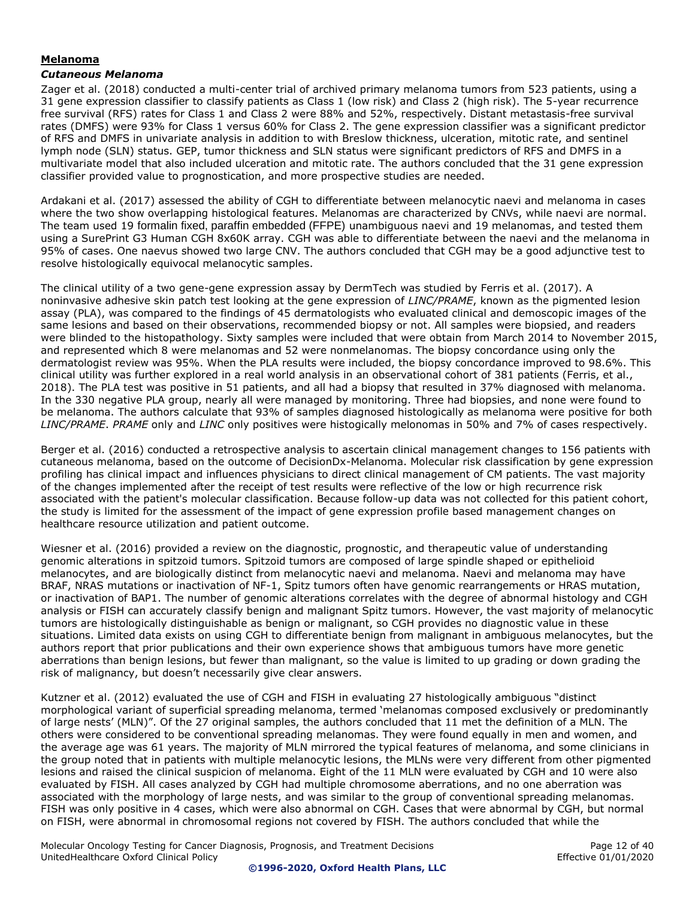## Melanoma

### *Cutaneous Melanoma*

Zager et al. (2018) conducted a multi-center trial of archived primary melanoma tumors from 523 patients, using a 31 gene expression classifier to classify patients as Class 1 (low risk) and Class 2 (high risk). The 5-year recurrence free survival (RFS) rates for Class 1 and Class 2 were 88% and 52%, respectively. Distant metastasis-free survival rates (DMFS) were 93% for Class 1 versus 60% for Class 2. The gene expression classifier was a significant predictor of RFS and DMFS in univariate analysis in addition to with Breslow thickness, ulceration, mitotic rate, and sentinel lymph node (SLN) status. GEP, tumor thickness and SLN status were significant predictors of RFS and DMFS in a multivariate model that also included ulceration and mitotic rate. The authors concluded that the 31 gene expression classifier provided value to prognostication, and more prospective studies are needed.

Ardakani et al. (2017) assessed the ability of CGH to differentiate between melanocytic naevi and melanoma in cases where the two show overlapping histological features. Melanomas are characterized by CNVs, while naevi are normal. The team used 19 formalin fixed, paraffin embedded (FFPE) unambiguous naevi and 19 melanomas, and tested them using a SurePrint G3 Human CGH 8x60K array. CGH was able to differentiate between the naevi and the melanoma in 95% of cases. One naevus showed two large CNV. The authors concluded that CGH may be a good adjunctive test to resolve histologically equivocal melanocytic samples.

The clinical utility of a two gene-gene expression assay by DermTech was studied by Ferris et al. (2017). A noninvasive adhesive skin patch test looking at the gene expression of *LINC/PRAME*, known as the pigmented lesion assay (PLA), was compared to the findings of 45 dermatologists who evaluated clinical and demoscopic images of the same lesions and based on their observations, recommended biopsy or not. All samples were biopsied, and readers were blinded to the histopathology. Sixty samples were included that were obtain from March 2014 to November 2015, and represented which 8 were melanomas and 52 were nonmelanomas. The biopsy concordance using only the dermatologist review was 95%. When the PLA results were included, the biopsy concordance improved to 98.6%. This clinical utility was further explored in a real world analysis in an observational cohort of 381 patients (Ferris, et al., 2018). The PLA test was positive in 51 patients, and all had a biopsy that resulted in 37% diagnosed with melanoma. In the 330 negative PLA group, nearly all were managed by monitoring. Three had biopsies, and none were found to be melanoma. The authors calculate that 93% of samples diagnosed histologically as melanoma were positive for both *LINC/PRAME*. *PRAME* only and *LINC* only positives were histogically melonomas in 50% and 7% of cases respectively.

Berger et al. (2016) conducted a retrospective analysis to ascertain clinical management changes to 156 patients with cutaneous melanoma, based on the outcome of DecisionDx-Melanoma. Molecular risk classification by gene expression profiling has clinical impact and influences physicians to direct clinical management of CM patients. The vast majority of the changes implemented after the receipt of test results were reflective of the low or high recurrence risk associated with the patient's molecular classification. Because follow-up data was not collected for this patient cohort, the study is limited for the assessment of the impact of gene expression profile based management changes on healthcare resource utilization and patient outcome.

Wiesner et al. (2016) provided a review on the diagnostic, prognostic, and therapeutic value of understanding genomic alterations in spitzoid tumors. Spitzoid tumors are composed of large spindle shaped or epithelioid melanocytes, and are biologically distinct from melanocytic naevi and melanoma. Naevi and melanoma may have BRAF, NRAS mutations or inactivation of NF-1, Spitz tumors often have genomic rearrangements or HRAS mutation, or inactivation of BAP1. The number of genomic alterations correlates with the degree of abnormal histology and CGH analysis or FISH can accurately classify benign and malignant Spitz tumors. However, the vast majority of melanocytic tumors are histologically distinguishable as benign or malignant, so CGH provides no diagnostic value in these situations. Limited data exists on using CGH to differentiate benign from malignant in ambiguous melanocytes, but the authors report that prior publications and their own experience shows that ambiguous tumors have more genetic aberrations than benign lesions, but fewer than malignant, so the value is limited to up grading or down grading the risk of malignancy, but doesn't necessarily give clear answers.

Kutzner et al. (2012) evaluated the use of CGH and FISH in evaluating 27 histologically ambiguous "distinct morphological variant of superficial spreading melanoma, termed 'melanomas composed exclusively or predominantly of large nests' (MLN)". Of the 27 original samples, the authors concluded that 11 met the definition of a MLN. The others were considered to be conventional spreading melanomas. They were found equally in men and women, and the average age was 61 years. The majority of MLN mirrored the typical features of melanoma, and some clinicians in the group noted that in patients with multiple melanocytic lesions, the MLNs were very different from other pigmented lesions and raised the clinical suspicion of melanoma. Eight of the 11 MLN were evaluated by CGH and 10 were also evaluated by FISH. All cases analyzed by CGH had multiple chromosome aberrations, and no one aberration was associated with the morphology of large nests, and was similar to the group of conventional spreading melanomas. FISH was only positive in 4 cases, which were also abnormal on CGH. Cases that were abnormal by CGH, but normal on FISH, were abnormal in chromosomal regions not covered by FISH. The authors concluded that while the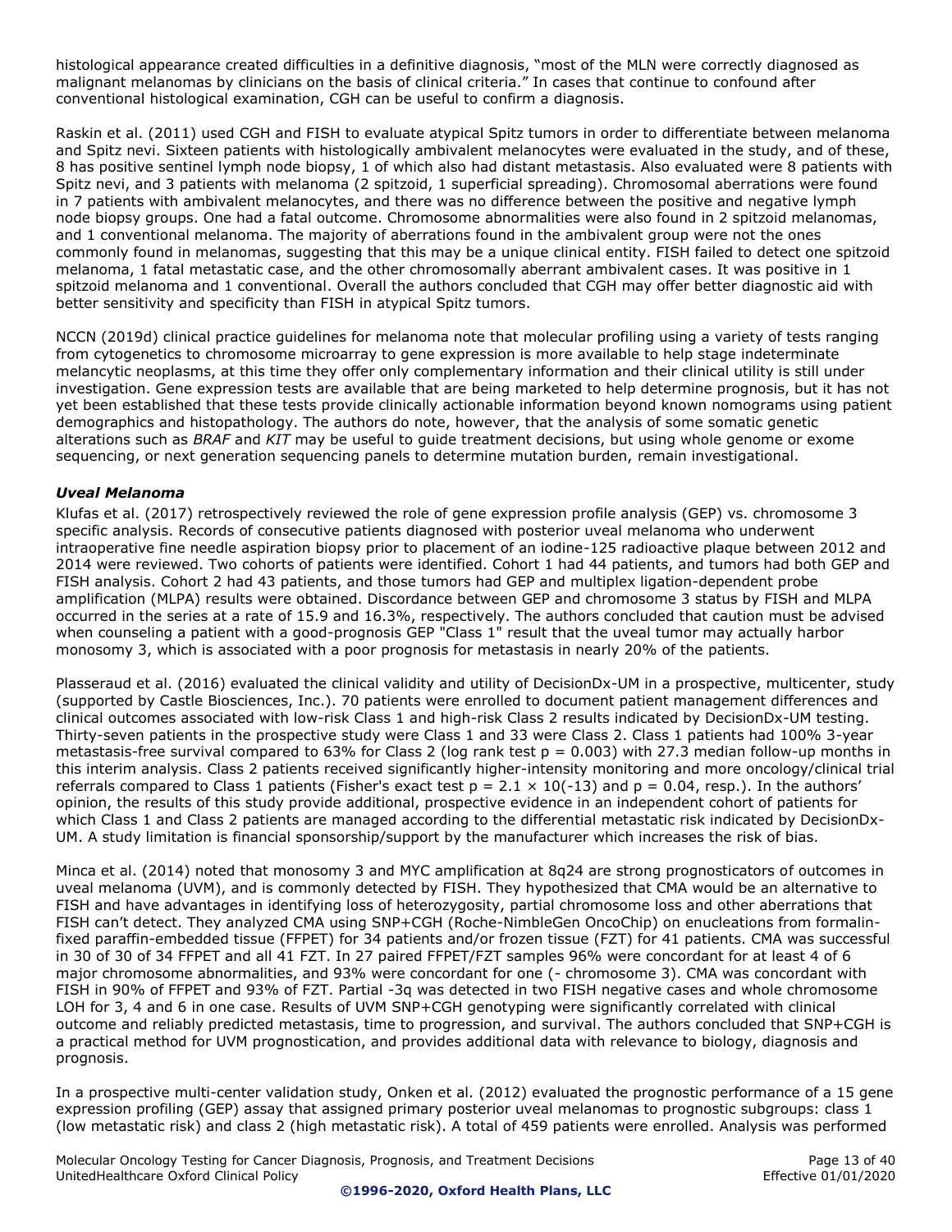histological appearance created difficulties in a definitive diagnosis, "most of the MLN were correctly diagnosed as malignant melanomas by clinicians on the basis of clinical criteria." In cases that continue to confound after conventional histological examination, CGH can be useful to confirm a diagnosis.

Raskin et al. (2011) used CGH and FISH to evaluate atypical Spitz tumors in order to differentiate between melanoma and Spitz nevi. Sixteen patients with histologically ambivalent melanocytes were evaluated in the study, and of these, 8 has positive sentinel lymph node biopsy, 1 of which also had distant metastasis. Also evaluated were 8 patients with Spitz nevi, and 3 patients with melanoma (2 spitzoid, 1 superficial spreading). Chromosomal aberrations were found in 7 patients with ambivalent melanocytes, and there was no difference between the positive and negative lymph node biopsy groups. One had a fatal outcome. Chromosome abnormalities were also found in 2 spitzoid melanomas, and 1 conventional melanoma. The majority of aberrations found in the ambivalent group were not the ones commonly found in melanomas, suggesting that this may be a unique clinical entity. FISH failed to detect one spitzoid melanoma, 1 fatal metastatic case, and the other chromosomally aberrant ambivalent cases. It was positive in 1 spitzoid melanoma and 1 conventional. Overall the authors concluded that CGH may offer better diagnostic aid with better sensitivity and specificity than FISH in atypical Spitz tumors.

NCCN (2019d) clinical practice guidelines for melanoma note that molecular profiling using a variety of tests ranging from cytogenetics to chromosome microarray to gene expression is more available to help stage indeterminate melancytic neoplasms, at this time they offer only complementary information and their clinical utility is still under investigation. Gene expression tests are available that are being marketed to help determine prognosis, but it has not yet been established that these tests provide clinically actionable information beyond known nomograms using patient demographics and histopathology. The authors do note, however, that the analysis of some somatic genetic alterations such as *BRAF* and *KIT* may be useful to guide treatment decisions, but using whole genome or exome sequencing, or next generation sequencing panels to determine mutation burden, remain investigational.

### *Uveal Melanoma*

Klufas et al. (2017) retrospectively reviewed the role of gene expression profile analysis (GEP) vs. chromosome 3 specific analysis. Records of consecutive patients diagnosed with posterior uveal melanoma who underwent intraoperative fine needle aspiration biopsy prior to placement of an iodine-125 radioactive plaque between 2012 and 2014 were reviewed. Two cohorts of patients were identified. Cohort 1 had 44 patients, and tumors had both GEP and FISH analysis. Cohort 2 had 43 patients, and those tumors had GEP and multiplex ligation-dependent probe amplification (MLPA) results were obtained. Discordance between GEP and chromosome 3 status by FISH and MLPA occurred in the series at a rate of 15.9 and 16.3%, respectively. The authors concluded that caution must be advised when counseling a patient with a good-prognosis GEP "Class 1" result that the uveal tumor may actually harbor monosomy 3, which is associated with a poor prognosis for metastasis in nearly 20% of the patients.

Plasseraud et al. (2016) evaluated the clinical validity and utility of DecisionDx-UM in a prospective, multicenter, study (supported by Castle Biosciences, Inc.). 70 patients were enrolled to document patient management differences and clinical outcomes associated with low-risk Class 1 and high-risk Class 2 results indicated by DecisionDx-UM testing. Thirty-seven patients in the prospective study were Class 1 and 33 were Class 2. Class 1 patients had 100% 3-year metastasis-free survival compared to 63% for Class 2 (log rank test $p = 0.003$) with 27.3 median follow-up months in this interim analysis. Class 2 patients received significantly higher-intensity monitoring and more oncology/clinical trial referrals compared to Class 1 patients (Fisher's exact test $p = 2.1 \times 10(-13)$ and $p = 0.04$, resp.). In the authors' opinion, the results of this study provide additional, prospective evidence in an independent cohort of patients for which Class 1 and Class 2 patients are managed according to the differential metastatic risk indicated by DecisionDx-UM. A study limitation is financial sponsorship/support by the manufacturer which increases the risk of bias.

Minca et al. (2014) noted that monosomy 3 and MYC amplification at 8q24 are strong prognosticators of outcomes in uveal melanoma (UVM), and is commonly detected by FISH. They hypothesized that CMA would be an alternative to FISH and have advantages in identifying loss of heterozygosity, partial chromosome loss and other aberrations that FISH can't detect. They analyzed CMA using SNP+CGH (Roche-NimbleGen OncoChip) on enucleations from formalin-fixed paraffin-embedded tissue (FFPET) for 34 patients and/or frozen tissue (FZT) for 41 patients. CMA was successful in 30 of 30 of 34 FFPET and all 41 FZT. In 27 paired FFPET/FZT samples 96% were concordant for at least 4 of 6 major chromosome abnormalities, and 93% were concordant for one (- chromosome 3). CMA was concordant with FISH in 90% of FFPET and 93% of FZT. Partial -3q was detected in two FISH negative cases and whole chromosome LOH for 3, 4 and 6 in one case. Results of UVM SNP+CGH genotyping were significantly correlated with clinical outcome and reliably predicted metastasis, time to progression, and survival. The authors concluded that SNP+CGH is a practical method for UVM prognostication, and provides additional data with relevance to biology, diagnosis and prognosis.

In a prospective multi-center validation study, Onken et al. (2012) evaluated the prognostic performance of a 15 gene expression profiling (GEP) assay that assigned primary posterior uveal melanomas to prognostic subgroups: class 1 (low metastatic risk) and class 2 (high metastatic risk). A total of 459 patients were enrolled. Analysis was performed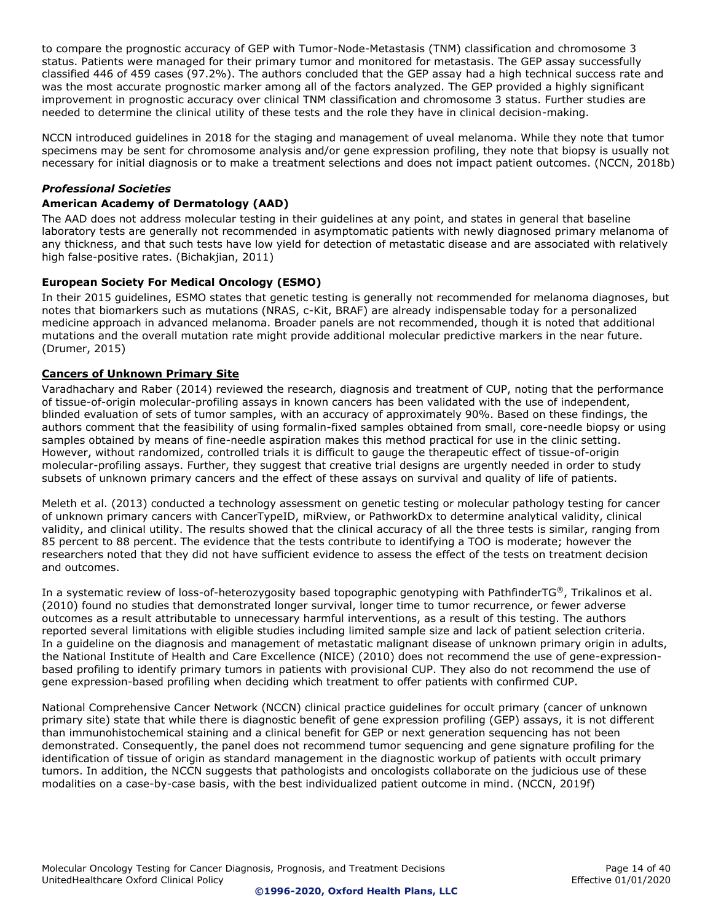to compare the prognostic accuracy of GEP with Tumor-Node-Metastasis (TNM) classification and chromosome 3 status. Patients were managed for their primary tumor and monitored for metastasis. The GEP assay successfully classified 446 of 459 cases (97.2%). The authors concluded that the GEP assay had a high technical success rate and was the most accurate prognostic marker among all of the factors analyzed. The GEP provided a highly significant improvement in prognostic accuracy over clinical TNM classification and chromosome 3 status. Further studies are needed to determine the clinical utility of these tests and the role they have in clinical decision-making.

NCCN introduced guidelines in 2018 for the staging and management of uveal melanoma. While they note that tumor specimens may be sent for chromosome analysis and/or gene expression profiling, they note that biopsy is usually not necessary for initial diagnosis or to make a treatment selections and does not impact patient outcomes. (NCCN, 2018b)

***Professional Societies***

**American Academy of Dermatology (AAD)**

The AAD does not address molecular testing in their guidelines at any point, and states in general that baseline laboratory tests are generally not recommended in asymptomatic patients with newly diagnosed primary melanoma of any thickness, and that such tests have low yield for detection of metastatic disease and are associated with relatively high false-positive rates. (Bichakjian, 2011)

**European Society For Medical Oncology (ESMO)**

In their 2015 guidelines, ESMO states that genetic testing is generally not recommended for melanoma diagnoses, but notes that biomarkers such as mutations (NRAS, c-Kit, BRAF) are already indispensable today for a personalized medicine approach in advanced melanoma. Broader panels are not recommended, though it is noted that additional mutations and the overall mutation rate might provide additional molecular predictive markers in the near future. (Drumer, 2015)

**Cancers of Unknown Primary Site**

Varadhachary and Raber (2014) reviewed the research, diagnosis and treatment of CUP, noting that the performance of tissue-of-origin molecular-profiling assays in known cancers has been validated with the use of independent, blinded evaluation of sets of tumor samples, with an accuracy of approximately 90%. Based on these findings, the authors comment that the feasibility of using formalin-fixed samples obtained from small, core-needle biopsy or using samples obtained by means of fine-needle aspiration makes this method practical for use in the clinic setting. However, without randomized, controlled trials it is difficult to gauge the therapeutic effect of tissue-of-origin molecular-profiling assays. Further, they suggest that creative trial designs are urgently needed in order to study subsets of unknown primary cancers and the effect of these assays on survival and quality of life of patients.

Meleth et al. (2013) conducted a technology assessment on genetic testing or molecular pathology testing for cancer of unknown primary cancers with CancerTypeID, miRview, or PathworkDx to determine analytical validity, clinical validity, and clinical utility. The results showed that the clinical accuracy of all the three tests is similar, ranging from 85 percent to 88 percent. The evidence that the tests contribute to identifying a TOO is moderate; however the researchers noted that they did not have sufficient evidence to assess the effect of the tests on treatment decision and outcomes.

In a systematic review of loss-of-heterozygosity based topographic genotyping with PathfinderTG®, Trikalinos et al. (2010) found no studies that demonstrated longer survival, longer time to tumor recurrence, or fewer adverse outcomes as a result attributable to unnecessary harmful interventions, as a result of this testing. The authors reported several limitations with eligible studies including limited sample size and lack of patient selection criteria. In a guideline on the diagnosis and management of metastatic malignant disease of unknown primary origin in adults, the National Institute of Health and Care Excellence (NICE) (2010) does not recommend the use of gene-expression-based profiling to identify primary tumors in patients with provisional CUP. They also do not recommend the use of gene expression-based profiling when deciding which treatment to offer patients with confirmed CUP.

National Comprehensive Cancer Network (NCCN) clinical practice guidelines for occult primary (cancer of unknown primary site) state that while there is diagnostic benefit of gene expression profiling (GEP) assays, it is not different than immunohistochemical staining and a clinical benefit for GEP or next generation sequencing has not been demonstrated. Consequently, the panel does not recommend tumor sequencing and gene signature profiling for the identification of tissue of origin as standard management in the diagnostic workup of patients with occult primary tumors. In addition, the NCCN suggests that pathologists and oncologists collaborate on the judicious use of these modalities on a case-by-case basis, with the best individualized patient outcome in mind. (NCCN, 2019f)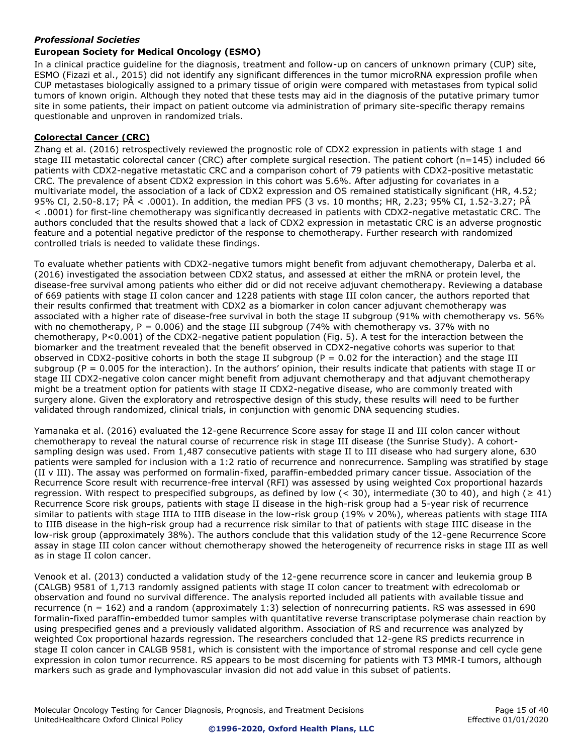### *Professional Societies*

**European Society for Medical Oncology (ESMO)**

In a clinical practice guideline for the diagnosis, treatment and follow-up on cancers of unknown primary (CUP) site, ESMO (Fizazi et al., 2015) did not identify any significant differences in the tumor microRNA expression profile when CUP metastases biologically assigned to a primary tissue of origin were compared with metastases from typical solid tumors of known origin. Although they noted that these tests may aid in the diagnosis of the putative primary tumor site in some patients, their impact on patient outcome via administration of primary site-specific therapy remains questionable and unproven in randomized trials.

## Colorectal Cancer (CRC)

Zhang et al. (2016) retrospectively reviewed the prognostic role of CDX2 expression in patients with stage 1 and stage III metastatic colorectal cancer (CRC) after complete surgical resection. The patient cohort (n=145) included 66 patients with CDX2-negative metastatic CRC and a comparison cohort of 79 patients with CDX2-positive metastatic CRC. The prevalence of absent CDX2 expression in this cohort was 5.6%. After adjusting for covariates in a multivariate model, the association of a lack of CDX2 expression and OS remained statistically significant (HR, 4.52; 95% CI, 2.50-8.17; PÂ < .0001). In addition, the median PFS (3 vs. 10 months; HR, 2.23; 95% CI, 1.52-3.27; PÂ < .0001) for first-line chemotherapy was significantly decreased in patients with CDX2-negative metastatic CRC. The authors concluded that the results showed that a lack of CDX2 expression in metastatic CRC is an adverse prognostic feature and a potential negative predictor of the response to chemotherapy. Further research with randomized controlled trials is needed to validate these findings.

To evaluate whether patients with CDX2-negative tumors might benefit from adjuvant chemotherapy, Dalerba et al. (2016) investigated the association between CDX2 status, and assessed at either the mRNA or protein level, the disease-free survival among patients who either did or did not receive adjuvant chemotherapy. Reviewing a database of 669 patients with stage II colon cancer and 1228 patients with stage III colon cancer, the authors reported that their results confirmed that treatment with CDX2 as a biomarker in colon cancer adjuvant chemotherapy was associated with a higher rate of disease-free survival in both the stage II subgroup (91% with chemotherapy vs. 56% with no chemotherapy, P = 0.006) and the stage III subgroup (74% with chemotherapy vs. 37% with no chemotherapy, P<0.001) of the CDX2-negative patient population (Fig. 5). A test for the interaction between the biomarker and the treatment revealed that the benefit observed in CDX2-negative cohorts was superior to that observed in CDX2-positive cohorts in both the stage II subgroup (P = 0.02 for the interaction) and the stage III subgroup (P = 0.005 for the interaction). In the authors' opinion, their results indicate that patients with stage II or stage III CDX2-negative colon cancer might benefit from adjuvant chemotherapy and that adjuvant chemotherapy might be a treatment option for patients with stage II CDX2-negative disease, who are commonly treated with surgery alone. Given the exploratory and retrospective design of this study, these results will need to be further validated through randomized, clinical trials, in conjunction with genomic DNA sequencing studies.

Yamanaka et al. (2016) evaluated the 12-gene Recurrence Score assay for stage II and III colon cancer without chemotherapy to reveal the natural course of recurrence risk in stage III disease (the Sunrise Study). A cohort-sampling design was used. From 1,487 consecutive patients with stage II to III disease who had surgery alone, 630 patients were sampled for inclusion with a 1:2 ratio of recurrence and nonrecurrence. Sampling was stratified by stage (II v III). The assay was performed on formalin-fixed, paraffin-embedded primary cancer tissue. Association of the Recurrence Score result with recurrence-free interval (RFI) was assessed by using weighted Cox proportional hazards regression. With respect to prespecified subgroups, as defined by low (< 30), intermediate (30 to 40), and high (≥ 41) Recurrence Score risk groups, patients with stage II disease in the high-risk group had a 5-year risk of recurrence similar to patients with stage IIIA to IIIB disease in the low-risk group (19% v 20%), whereas patients with stage IIIA to IIIB disease in the high-risk group had a recurrence risk similar to that of patients with stage IIIC disease in the low-risk group (approximately 38%). The authors conclude that this validation study of the 12-gene Recurrence Score assay in stage III colon cancer without chemotherapy showed the heterogeneity of recurrence risks in stage III as well as in stage II colon cancer.

Venook et al. (2013) conducted a validation study of the 12-gene recurrence score in cancer and leukemia group B (CALGB) 9581 of 1,713 randomly assigned patients with stage II colon cancer to treatment with edrecolomab or observation and found no survival difference. The analysis reported included all patients with available tissue and recurrence (n = 162) and a random (approximately 1:3) selection of nonrecurring patients. RS was assessed in 690 formalin-fixed paraffin-embedded tumor samples with quantitative reverse transcriptase polymerase chain reaction by using prespecified genes and a previously validated algorithm. Association of RS and recurrence was analyzed by weighted Cox proportional hazards regression. The researchers concluded that 12-gene RS predicts recurrence in stage II colon cancer in CALGB 9581, which is consistent with the importance of stromal response and cell cycle gene expression in colon tumor recurrence. RS appears to be most discerning for patients with T3 MMR-I tumors, although markers such as grade and lymphovascular invasion did not add value in this subset of patients.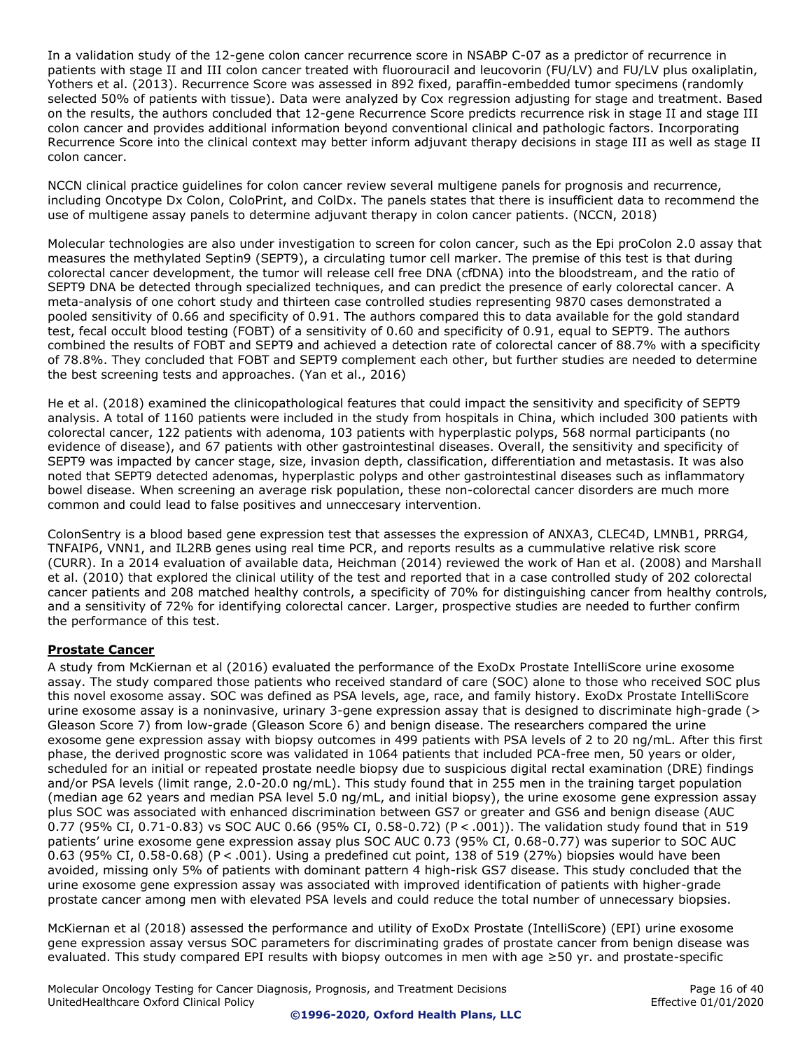In a validation study of the 12-gene colon cancer recurrence score in NSABP C-07 as a predictor of recurrence in patients with stage II and III colon cancer treated with fluorouracil and leucovorin (FU/LV) and FU/LV plus oxaliplatin, Yothers et al. (2013). Recurrence Score was assessed in 892 fixed, paraffin-embedded tumor specimens (randomly selected 50% of patients with tissue). Data were analyzed by Cox regression adjusting for stage and treatment. Based on the results, the authors concluded that 12-gene Recurrence Score predicts recurrence risk in stage II and stage III colon cancer and provides additional information beyond conventional clinical and pathologic factors. Incorporating Recurrence Score into the clinical context may better inform adjuvant therapy decisions in stage III as well as stage II colon cancer.

NCCN clinical practice guidelines for colon cancer review several multigene panels for prognosis and recurrence, including Oncotype Dx Colon, ColoPrint, and ColDx. The panels states that there is insufficient data to recommend the use of multigene assay panels to determine adjuvant therapy in colon cancer patients. (NCCN, 2018)

Molecular technologies are also under investigation to screen for colon cancer, such as the Epi proColon 2.0 assay that measures the methylated Septin9 (SEPT9), a circulating tumor cell marker. The premise of this test is that during colorectal cancer development, the tumor will release cell free DNA (cfDNA) into the bloodstream, and the ratio of SEPT9 DNA be detected through specialized techniques, and can predict the presence of early colorectal cancer. A meta-analysis of one cohort study and thirteen case controlled studies representing 9870 cases demonstrated a pooled sensitivity of 0.66 and specificity of 0.91. The authors compared this to data available for the gold standard test, fecal occult blood testing (FOBT) of a sensitivity of 0.60 and specificity of 0.91, equal to SEPT9. The authors combined the results of FOBT and SEPT9 and achieved a detection rate of colorectal cancer of 88.7% with a specificity of 78.8%. They concluded that FOBT and SEPT9 complement each other, but further studies are needed to determine the best screening tests and approaches. (Yan et al., 2016)

He et al. (2018) examined the clinicopathological features that could impact the sensitivity and specificity of SEPT9 analysis. A total of 1160 patients were included in the study from hospitals in China, which included 300 patients with colorectal cancer, 122 patients with adenoma, 103 patients with hyperplastic polyps, 568 normal participants (no evidence of disease), and 67 patients with other gastrointestinal diseases. Overall, the sensitivity and specificity of SEPT9 was impacted by cancer stage, size, invasion depth, classification, differentiation and metastasis. It was also noted that SEPT9 detected adenomas, hyperplastic polyps and other gastrointestinal diseases such as inflammatory bowel disease. When screening an average risk population, these non-colorectal cancer disorders are much more common and could lead to false positives and unneccesary intervention.

ColonSentry is a blood based gene expression test that assesses the expression of ANXA3, CLEC4D, LMNB1, PRRG4, TNFAIP6, VNN1, and IL2RB genes using real time PCR, and reports results as a cummulative relative risk score (CURR). In a 2014 evaluation of available data, Heichman (2014) reviewed the work of Han et al. (2008) and Marshall et al. (2010) that explored the clinical utility of the test and reported that in a case controlled study of 202 colorectal cancer patients and 208 matched healthy controls, a specificity of 70% for distinguishing cancer from healthy controls, and a sensitivity of 72% for identifying colorectal cancer. Larger, prospective studies are needed to further confirm the performance of this test.

**Prostate Cancer**

A study from McKiernan et al (2016) evaluated the performance of the ExoDx Prostate IntelliScore urine exosome assay. The study compared those patients who received standard of care (SOC) alone to those who received SOC plus this novel exosome assay. SOC was defined as PSA levels, age, race, and family history. ExoDx Prostate IntelliScore urine exosome assay is a noninvasive, urinary 3-gene expression assay that is designed to discriminate high-grade (> Gleason Score 7) from low-grade (Gleason Score 6) and benign disease. The researchers compared the urine exosome gene expression assay with biopsy outcomes in 499 patients with PSA levels of 2 to 20 ng/mL. After this first phase, the derived prognostic score was validated in 1064 patients that included PCA-free men, 50 years or older, scheduled for an initial or repeated prostate needle biopsy due to suspicious digital rectal examination (DRE) findings and/or PSA levels (limit range, 2.0-20.0 ng/mL). This study found that in 255 men in the training target population (median age 62 years and median PSA level 5.0 ng/mL, and initial biopsy), the urine exosome gene expression assay plus SOC was associated with enhanced discrimination between GS7 or greater and GS6 and benign disease (AUC 0.77 (95% CI, 0.71-0.83) vs SOC AUC 0.66 (95% CI, 0.58-0.72) ($P < .001$)). The validation study found that in 519 patients' urine exosome gene expression assay plus SOC AUC 0.73 (95% CI, 0.68-0.77) was superior to SOC AUC 0.63 (95% CI, 0.58-0.68) ($P < .001$). Using a predefined cut point, 138 of 519 (27%) biopsies would have been avoided, missing only 5% of patients with dominant pattern 4 high-risk GS7 disease. This study concluded that the urine exosome gene expression assay was associated with improved identification of patients with higher-grade prostate cancer among men with elevated PSA levels and could reduce the total number of unnecessary biopsies.

McKiernan et al (2018) assessed the performance and utility of ExoDx Prostate (IntelliScore) (EPI) urine exosome gene expression assay versus SOC parameters for discriminating grades of prostate cancer from benign disease was evaluated. This study compared EPI results with biopsy outcomes in men with age ≥50 yr. and prostate-specific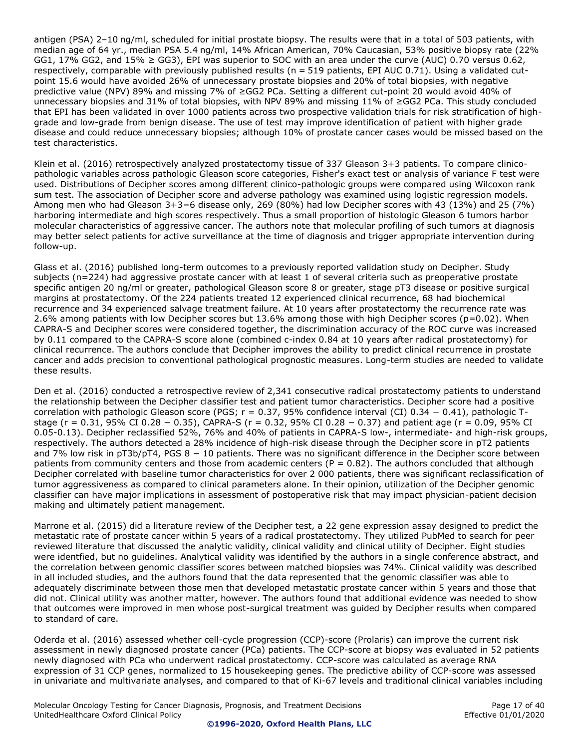antigen (PSA) 2–10 ng/ml, scheduled for initial prostate biopsy. The results were that in a total of 503 patients, with median age of 64 yr., median PSA 5.4 ng/ml, 14% African American, 70% Caucasian, 53% positive biopsy rate (22% GG1, 17% GG2, and 15% ≥ GG3), EPI was superior to SOC with an area under the curve (AUC) 0.70 versus 0.62, respectively, comparable with previously published results (n = 519 patients, EPI AUC 0.71). Using a validated cut-point 15.6 would have avoided 26% of unnecessary prostate biopsies and 20% of total biopsies, with negative predictive value (NPV) 89% and missing 7% of ≥GG2 PCa. Setting a different cut-point 20 would avoid 40% of unnecessary biopsies and 31% of total biopsies, with NPV 89% and missing 11% of ≥GG2 PCa. This study concluded that EPI has been validated in over 1000 patients across two prospective validation trials for risk stratification of high-grade and low-grade from benign disease. The use of test may improve identification of patient with higher grade disease and could reduce unnecessary biopsies; although 10% of prostate cancer cases would be missed based on the test characteristics.

Klein et al. (2016) retrospectively analyzed prostatectomy tissue of 337 Gleason 3+3 patients. To compare clinico-pathologic variables across pathologic Gleason score categories, Fisher's exact test or analysis of variance F test were used. Distributions of Decipher scores among different clinico-pathologic groups were compared using Wilcoxon rank sum test. The association of Decipher score and adverse pathology was examined using logistic regression models. Among men who had Gleason 3+3=6 disease only, 269 (80%) had low Decipher scores with 43 (13%) and 25 (7%) harboring intermediate and high scores respectively. Thus a small proportion of histologic Gleason 6 tumors harbor molecular characteristics of aggressive cancer. The authors note that molecular profiling of such tumors at diagnosis may better select patients for active surveillance at the time of diagnosis and trigger appropriate intervention during follow-up.

Glass et al. (2016) published long-term outcomes to a previously reported validation study on Decipher. Study subjects (n=224) had aggressive prostate cancer with at least 1 of several criteria such as preoperative prostate specific antigen 20 ng/ml or greater, pathological Gleason score 8 or greater, stage pT3 disease or positive surgical margins at prostatectomy. Of the 224 patients treated 12 experienced clinical recurrence, 68 had biochemical recurrence and 34 experienced salvage treatment failure. At 10 years after prostatectomy the recurrence rate was 2.6% among patients with low Decipher scores but 13.6% among those with high Decipher scores (p=0.02). When CAPRA-S and Decipher scores were considered together, the discrimination accuracy of the ROC curve was increased by 0.11 compared to the CAPRA-S score alone (combined c-index 0.84 at 10 years after radical prostatectomy) for clinical recurrence. The authors conclude that Decipher improves the ability to predict clinical recurrence in prostate cancer and adds precision to conventional pathological prognostic measures. Long-term studies are needed to validate these results.

Den et al. (2016) conducted a retrospective review of 2,341 consecutive radical prostatectomy patients to understand the relationship between the Decipher classifier test and patient tumor characteristics. Decipher score had a positive correlation with pathologic Gleason score (PGS; r = 0.37, 95% confidence interval (CI) 0.34 − 0.41), pathologic T-stage (r = 0.31, 95% CI 0.28 − 0.35), CAPRA-S (r = 0.32, 95% CI 0.28 − 0.37) and patient age (r = 0.09, 95% CI 0.05-0.13). Decipher reclassified 52%, 76% and 40% of patients in CAPRA-S low-, intermediate- and high-risk groups, respectively. The authors detected a 28% incidence of high-risk disease through the Decipher score in pT2 patients and 7% low risk in pT3b/pT4, PGS 8 − 10 patients. There was no significant difference in the Decipher score between patients from community centers and those from academic centers (P = 0.82). The authors concluded that although Decipher correlated with baseline tumor characteristics for over 2 000 patients, there was significant reclassification of tumor aggressiveness as compared to clinical parameters alone. In their opinion, utilization of the Decipher genomic classifier can have major implications in assessment of postoperative risk that may impact physician-patient decision making and ultimately patient management.

Marrone et al. (2015) did a literature review of the Decipher test, a 22 gene expression assay designed to predict the metastatic rate of prostate cancer within 5 years of a radical prostatectomy. They utilized PubMed to search for peer reviewed literature that discussed the analytic validity, clinical validity and clinical utility of Decipher. Eight studies were identfied, but no guidelines. Analytical validity was identified by the authors in a single conference abstract, and the correlation between genomic classifier scores between matched biopsies was 74%. Clinical validity was described in all included studies, and the authors found that the data represented that the genomic classifier was able to adequately discriminate between those men that developed metastatic prostate cancer within 5 years and those that did not. Clinical utility was another matter, however. The authors found that additional evidence was needed to show that outcomes were improved in men whose post-surgical treatment was guided by Decipher results when compared to standard of care.

Oderda et al. (2016) assessed whether cell-cycle progression (CCP)-score (Prolaris) can improve the current risk assessment in newly diagnosed prostate cancer (PCa) patients. The CCP-score at biopsy was evaluated in 52 patients newly diagnosed with PCa who underwent radical prostatectomy. CCP-score was calculated as average RNA expression of 31 CCP genes, normalized to 15 housekeeping genes. The predictive ability of CCP-score was assessed in univariate and multivariate analyses, and compared to that of Ki-67 levels and traditional clinical variables including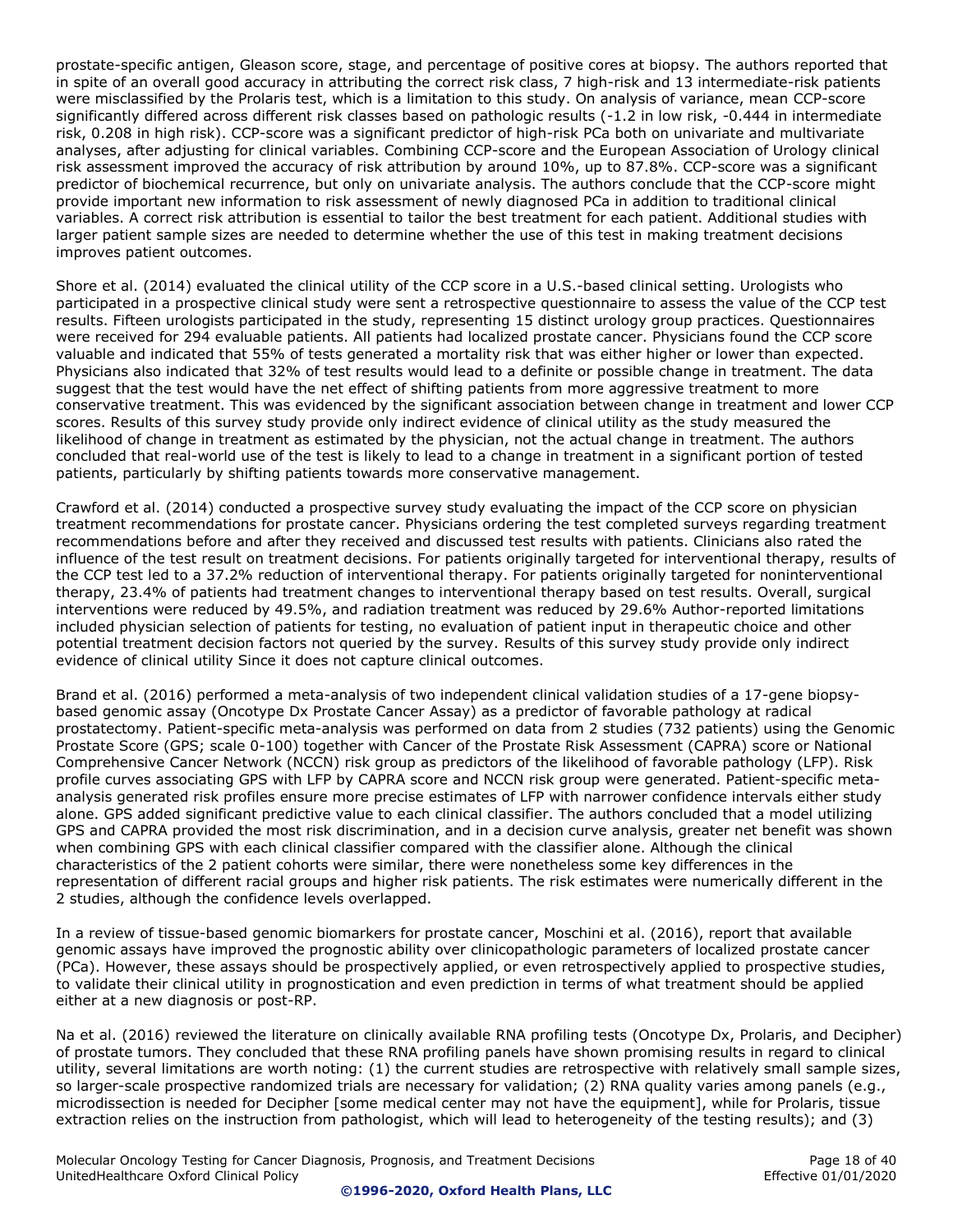prostate-specific antigen, Gleason score, stage, and percentage of positive cores at biopsy. The authors reported that in spite of an overall good accuracy in attributing the correct risk class, 7 high-risk and 13 intermediate-risk patients were misclassified by the Prolaris test, which is a limitation to this study. On analysis of variance, mean CCP-score significantly differed across different risk classes based on pathologic results (-1.2 in low risk, -0.444 in intermediate risk, 0.208 in high risk). CCP-score was a significant predictor of high-risk PCa both on univariate and multivariate analyses, after adjusting for clinical variables. Combining CCP-score and the European Association of Urology clinical risk assessment improved the accuracy of risk attribution by around 10%, up to 87.8%. CCP-score was a significant predictor of biochemical recurrence, but only on univariate analysis. The authors conclude that the CCP-score might provide important new information to risk assessment of newly diagnosed PCa in addition to traditional clinical variables. A correct risk attribution is essential to tailor the best treatment for each patient. Additional studies with larger patient sample sizes are needed to determine whether the use of this test in making treatment decisions improves patient outcomes.

Shore et al. (2014) evaluated the clinical utility of the CCP score in a U.S.-based clinical setting. Urologists who participated in a prospective clinical study were sent a retrospective questionnaire to assess the value of the CCP test results. Fifteen urologists participated in the study, representing 15 distinct urology group practices. Questionnaires were received for 294 evaluable patients. All patients had localized prostate cancer. Physicians found the CCP score valuable and indicated that 55% of tests generated a mortality risk that was either higher or lower than expected. Physicians also indicated that 32% of test results would lead to a definite or possible change in treatment. The data suggest that the test would have the net effect of shifting patients from more aggressive treatment to more conservative treatment. This was evidenced by the significant association between change in treatment and lower CCP scores. Results of this survey study provide only indirect evidence of clinical utility as the study measured the likelihood of change in treatment as estimated by the physician, not the actual change in treatment. The authors concluded that real-world use of the test is likely to lead to a change in treatment in a significant portion of tested patients, particularly by shifting patients towards more conservative management.

Crawford et al. (2014) conducted a prospective survey study evaluating the impact of the CCP score on physician treatment recommendations for prostate cancer. Physicians ordering the test completed surveys regarding treatment recommendations before and after they received and discussed test results with patients. Clinicians also rated the influence of the test result on treatment decisions. For patients originally targeted for interventional therapy, results of the CCP test led to a 37.2% reduction of interventional therapy. For patients originally targeted for noninterventional therapy, 23.4% of patients had treatment changes to interventional therapy based on test results. Overall, surgical interventions were reduced by 49.5%, and radiation treatment was reduced by 29.6% Author-reported limitations included physician selection of patients for testing, no evaluation of patient input in therapeutic choice and other potential treatment decision factors not queried by the survey. Results of this survey study provide only indirect evidence of clinical utility Since it does not capture clinical outcomes.

Brand et al. (2016) performed a meta-analysis of two independent clinical validation studies of a 17-gene biopsy-based genomic assay (Oncotype Dx Prostate Cancer Assay) as a predictor of favorable pathology at radical prostatectomy. Patient-specific meta-analysis was performed on data from 2 studies (732 patients) using the Genomic Prostate Score (GPS; scale 0-100) together with Cancer of the Prostate Risk Assessment (CAPRA) score or National Comprehensive Cancer Network (NCCN) risk group as predictors of the likelihood of favorable pathology (LFP). Risk profile curves associating GPS with LFP by CAPRA score and NCCN risk group were generated. Patient-specific meta-analysis generated risk profiles ensure more precise estimates of LFP with narrower confidence intervals either study alone. GPS added significant predictive value to each clinical classifier. The authors concluded that a model utilizing GPS and CAPRA provided the most risk discrimination, and in a decision curve analysis, greater net benefit was shown when combining GPS with each clinical classifier compared with the classifier alone. Although the clinical characteristics of the 2 patient cohorts were similar, there were nonetheless some key differences in the representation of different racial groups and higher risk patients. The risk estimates were numerically different in the 2 studies, although the confidence levels overlapped.

In a review of tissue-based genomic biomarkers for prostate cancer, Moschini et al. (2016), report that available genomic assays have improved the prognostic ability over clinicopathologic parameters of localized prostate cancer (PCa). However, these assays should be prospectively applied, or even retrospectively applied to prospective studies, to validate their clinical utility in prognostication and even prediction in terms of what treatment should be applied either at a new diagnosis or post-RP.

Na et al. (2016) reviewed the literature on clinically available RNA profiling tests (Oncotype Dx, Prolaris, and Decipher) of prostate tumors. They concluded that these RNA profiling panels have shown promising results in regard to clinical utility, several limitations are worth noting: (1) the current studies are retrospective with relatively small sample sizes, so larger-scale prospective randomized trials are necessary for validation; (2) RNA quality varies among panels (e.g., microdissection is needed for Decipher [some medical center may not have the equipment], while for Prolaris, tissue extraction relies on the instruction from pathologist, which will lead to heterogeneity of the testing results); and (3)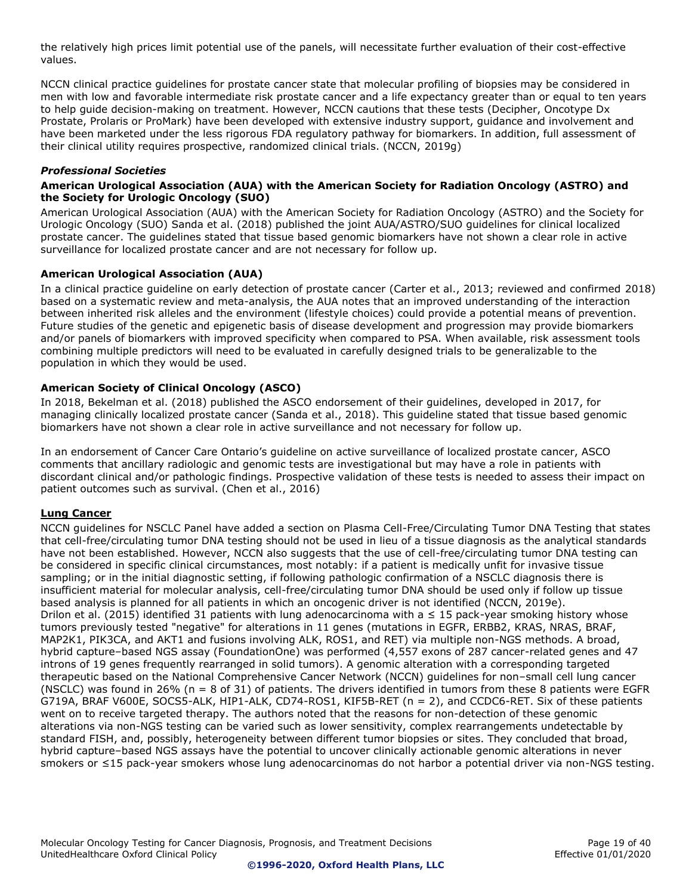the relatively high prices limit potential use of the panels, will necessitate further evaluation of their cost-effective values.

NCCN clinical practice guidelines for prostate cancer state that molecular profiling of biopsies may be considered in men with low and favorable intermediate risk prostate cancer and a life expectancy greater than or equal to ten years to help guide decision-making on treatment. However, NCCN cautions that these tests (Decipher, Oncotype Dx Prostate, Prolaris or ProMark) have been developed with extensive industry support, guidance and involvement and have been marketed under the less rigorous FDA regulatory pathway for biomarkers. In addition, full assessment of their clinical utility requires prospective, randomized clinical trials. (NCCN, 2019g)

### *Professional Societies*

**American Urological Association (AUA) with the American Society for Radiation Oncology (ASTRO) and the Society for Urologic Oncology (SUO)**

American Urological Association (AUA) with the American Society for Radiation Oncology (ASTRO) and the Society for Urologic Oncology (SUO) Sanda et al. (2018) published the joint AUA/ASTRO/SUO guidelines for clinical localized prostate cancer. The guidelines stated that tissue based genomic biomarkers have not shown a clear role in active surveillance for localized prostate cancer and are not necessary for follow up.

**American Urological Association (AUA)**

In a clinical practice guideline on early detection of prostate cancer (Carter et al., 2013; reviewed and confirmed 2018) based on a systematic review and meta-analysis, the AUA notes that an improved understanding of the interaction between inherited risk alleles and the environment (lifestyle choices) could provide a potential means of prevention. Future studies of the genetic and epigenetic basis of disease development and progression may provide biomarkers and/or panels of biomarkers with improved specificity when compared to PSA. When available, risk assessment tools combining multiple predictors will need to be evaluated in carefully designed trials to be generalizable to the population in which they would be used.

**American Society of Clinical Oncology (ASCO)**

In 2018, Bekelman et al. (2018) published the ASCO endorsement of their guidelines, developed in 2017, for managing clinically localized prostate cancer (Sanda et al., 2018). This guideline stated that tissue based genomic biomarkers have not shown a clear role in active surveillance and not necessary for follow up.

In an endorsement of Cancer Care Ontario's guideline on active surveillance of localized prostate cancer, ASCO comments that ancillary radiologic and genomic tests are investigational but may have a role in patients with discordant clinical and/or pathologic findings. Prospective validation of these tests is needed to assess their impact on patient outcomes such as survival. (Chen et al., 2016)

**Lung Cancer**

NCCN guidelines for NSCLC Panel have added a section on Plasma Cell-Free/Circulating Tumor DNA Testing that states that cell-free/circulating tumor DNA testing should not be used in lieu of a tissue diagnosis as the analytical standards have not been established. However, NCCN also suggests that the use of cell-free/circulating tumor DNA testing can be considered in specific clinical circumstances, most notably: if a patient is medically unfit for invasive tissue sampling; or in the initial diagnostic setting, if following pathologic confirmation of a NSCLC diagnosis there is insufficient material for molecular analysis, cell-free/circulating tumor DNA should be used only if follow up tissue based analysis is planned for all patients in which an oncogenic driver is not identified (NCCN, 2019e).
Drilon et al. (2015) identified 31 patients with lung adenocarcinoma with a ≤ 15 pack-year smoking history whose tumors previously tested "negative" for alterations in 11 genes (mutations in EGFR, ERBB2, KRAS, NRAS, BRAF, MAP2K1, PIK3CA, and AKT1 and fusions involving ALK, ROS1, and RET) via multiple non-NGS methods. A broad, hybrid capture–based NGS assay (FoundationOne) was performed (4,557 exons of 287 cancer-related genes and 47 introns of 19 genes frequently rearranged in solid tumors). A genomic alteration with a corresponding targeted therapeutic based on the National Comprehensive Cancer Network (NCCN) guidelines for non–small cell lung cancer (NSCLC) was found in 26% (n = 8 of 31) of patients. The drivers identified in tumors from these 8 patients were EGFR G719A, BRAF V600E, SOCS5-ALK, HIP1-ALK, CD74-ROS1, KIF5B-RET (n = 2), and CCDC6-RET. Six of these patients went on to receive targeted therapy. The authors noted that the reasons for non-detection of these genomic alterations via non-NGS testing can be varied such as lower sensitivity, complex rearrangements undetectable by standard FISH, and, possibly, heterogeneity between different tumor biopsies or sites. They concluded that broad, hybrid capture–based NGS assays have the potential to uncover clinically actionable genomic alterations in never smokers or ≤15 pack-year smokers whose lung adenocarcinomas do not harbor a potential driver via non-NGS testing.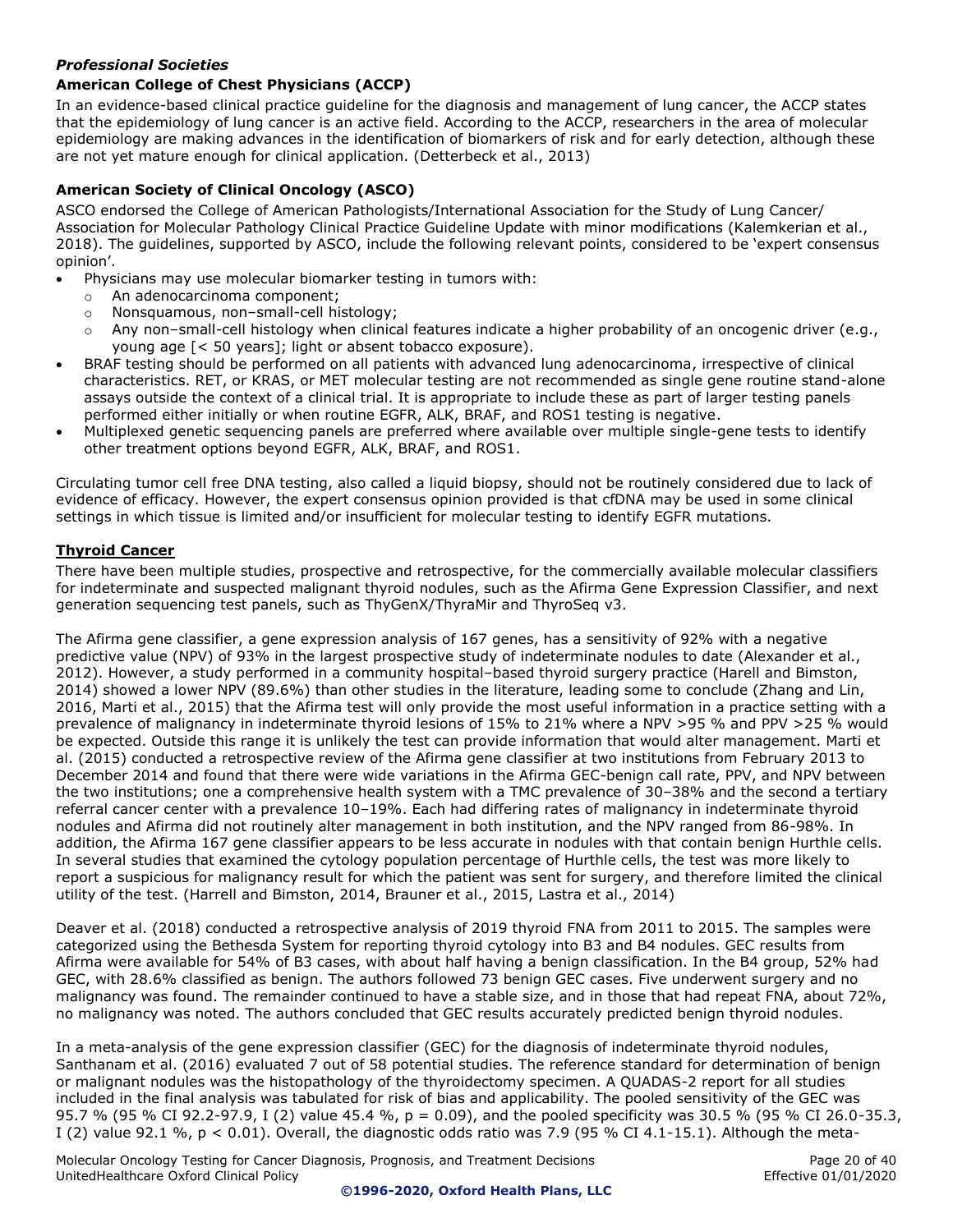### *Professional Societies*

**American College of Chest Physicians (ACCP)**

In an evidence-based clinical practice guideline for the diagnosis and management of lung cancer, the ACCP states that the epidemiology of lung cancer is an active field. According to the ACCP, researchers in the area of molecular epidemiology are making advances in the identification of biomarkers of risk and for early detection, although these are not yet mature enough for clinical application. (Detterbeck et al., 2013)

**American Society of Clinical Oncology (ASCO)**

ASCO endorsed the College of American Pathologists/International Association for the Study of Lung Cancer/ Association for Molecular Pathology Clinical Practice Guideline Update with minor modifications (Kalemkerian et al., 2018). The guidelines, supported by ASCO, include the following relevant points, considered to be 'expert consensus opinion'.

- Physicians may use molecular biomarker testing in tumors with:
  - An adenocarcinoma component;
  - Nonsquamous, non–small-cell histology;
  - Any non–small-cell histology when clinical features indicate a higher probability of an oncogenic driver (e.g., young age [< 50 years]; light or absent tobacco exposure).
- BRAF testing should be performed on all patients with advanced lung adenocarcinoma, irrespective of clinical characteristics. RET, or KRAS, or MET molecular testing are not recommended as single gene routine stand-alone assays outside the context of a clinical trial. It is appropriate to include these as part of larger testing panels performed either initially or when routine EGFR, ALK, BRAF, and ROS1 testing is negative.
- Multiplexed genetic sequencing panels are preferred where available over multiple single-gene tests to identify other treatment options beyond EGFR, ALK, BRAF, and ROS1.

Circulating tumor cell free DNA testing, also called a liquid biopsy, should not be routinely considered due to lack of evidence of efficacy. However, the expert consensus opinion provided is that cfDNA may be used in some clinical settings in which tissue is limited and/or insufficient for molecular testing to identify EGFR mutations.

**Thyroid Cancer**

There have been multiple studies, prospective and retrospective, for the commercially available molecular classifiers for indeterminate and suspected malignant thyroid nodules, such as the Afirma Gene Expression Classifier, and next generation sequencing test panels, such as ThyGenX/ThyraMir and ThyroSeq v3.

The Afirma gene classifier, a gene expression analysis of 167 genes, has a sensitivity of 92% with a negative predictive value (NPV) of 93% in the largest prospective study of indeterminate nodules to date (Alexander et al., 2012). However, a study performed in a community hospital–based thyroid surgery practice (Harell and Bimston, 2014) showed a lower NPV (89.6%) than other studies in the literature, leading some to conclude (Zhang and Lin, 2016, Marti et al., 2015) that the Afirma test will only provide the most useful information in a practice setting with a prevalence of malignancy in indeterminate thyroid lesions of 15% to 21% where a NPV >95 % and PPV >25 % would be expected. Outside this range it is unlikely the test can provide information that would alter management. Marti et al. (2015) conducted a retrospective review of the Afirma gene classifier at two institutions from February 2013 to December 2014 and found that there were wide variations in the Afirma GEC-benign call rate, PPV, and NPV between the two institutions; one a comprehensive health system with a TMC prevalence of 30–38% and the second a tertiary referral cancer center with a prevalence 10–19%. Each had differing rates of malignancy in indeterminate thyroid nodules and Afirma did not routinely alter management in both institution, and the NPV ranged from 86-98%. In addition, the Afirma 167 gene classifier appears to be less accurate in nodules with that contain benign Hurthle cells. In several studies that examined the cytology population percentage of Hurthle cells, the test was more likely to report a suspicious for malignancy result for which the patient was sent for surgery, and therefore limited the clinical utility of the test. (Harrell and Bimston, 2014, Brauner et al., 2015, Lastra et al., 2014)

Deaver et al. (2018) conducted a retrospective analysis of 2019 thyroid FNA from 2011 to 2015. The samples were categorized using the Bethesda System for reporting thyroid cytology into B3 and B4 nodules. GEC results from Afirma were available for 54% of B3 cases, with about half having a benign classification. In the B4 group, 52% had GEC, with 28.6% classified as benign. The authors followed 73 benign GEC cases. Five underwent surgery and no malignancy was found. The remainder continued to have a stable size, and in those that had repeat FNA, about 72%, no malignancy was noted. The authors concluded that GEC results accurately predicted benign thyroid nodules.

In a meta-analysis of the gene expression classifier (GEC) for the diagnosis of indeterminate thyroid nodules, Santhanam et al. (2016) evaluated 7 out of 58 potential studies. The reference standard for determination of benign or malignant nodules was the histopathology of the thyroidectomy specimen. A QUADAS-2 report for all studies included in the final analysis was tabulated for risk of bias and applicability. The pooled sensitivity of the GEC was 95.7 % (95 % CI 92.2-97.9, I (2) value 45.4 %, $p = 0.09$), and the pooled specificity was 30.5 % (95 % CI 26.0-35.3, I (2) value 92.1 %, $p < 0.01$). Overall, the diagnostic odds ratio was 7.9 (95 % CI 4.1-15.1). Although the meta-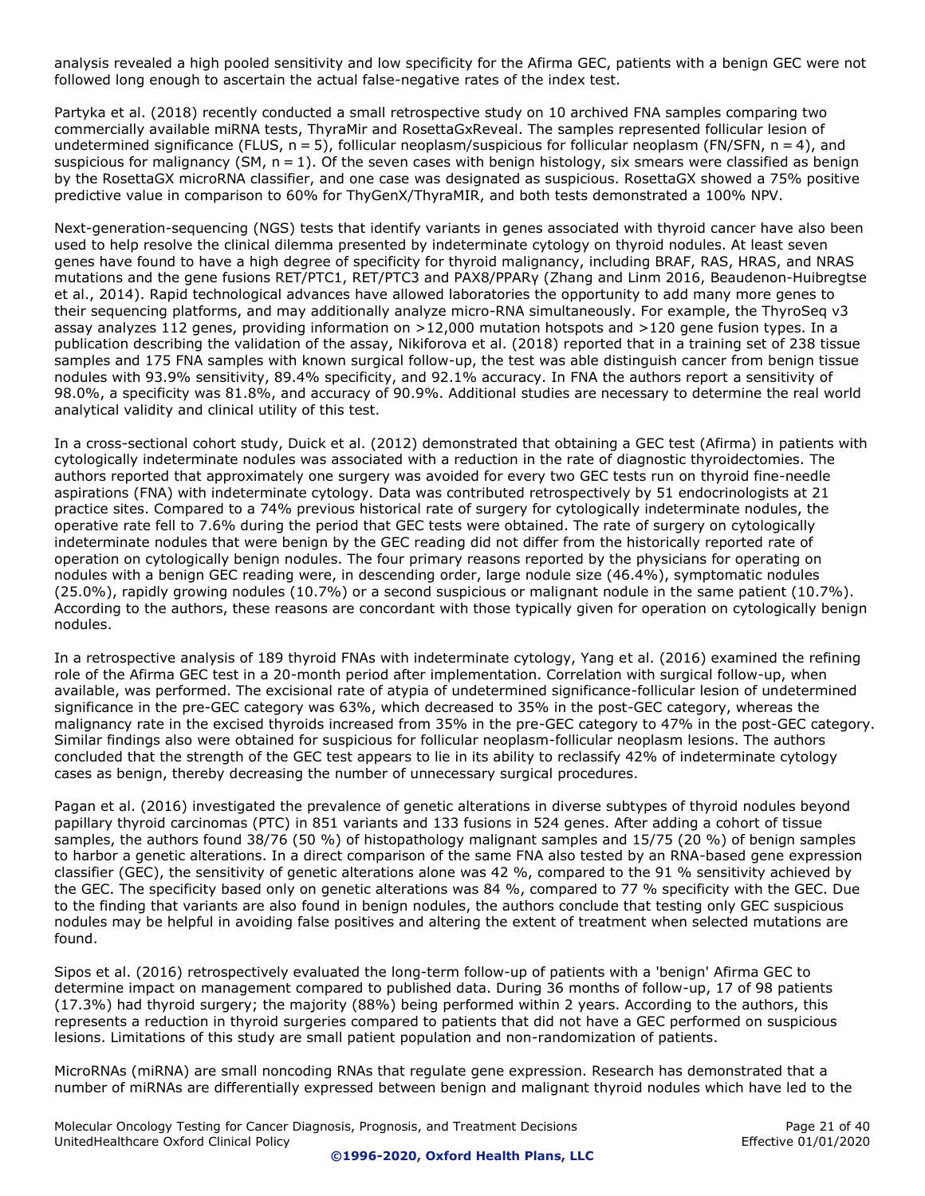analysis revealed a high pooled sensitivity and low specificity for the Afirma GEC, patients with a benign GEC were not followed long enough to ascertain the actual false-negative rates of the index test.

Partyka et al. (2018) recently conducted a small retrospective study on 10 archived FNA samples comparing two commercially available miRNA tests, ThyraMir and RosettaGxReveal. The samples represented follicular lesion of undetermined significance (FLUS, n = 5), follicular neoplasm/suspicious for follicular neoplasm (FN/SFN, n = 4), and suspicious for malignancy (SM, n = 1). Of the seven cases with benign histology, six smears were classified as benign by the RosettaGX microRNA classifier, and one case was designated as suspicious. RosettaGX showed a 75% positive predictive value in comparison to 60% for ThyGenX/ThyraMIR, and both tests demonstrated a 100% NPV.

Next-generation-sequencing (NGS) tests that identify variants in genes associated with thyroid cancer have also been used to help resolve the clinical dilemma presented by indeterminate cytology on thyroid nodules. At least seven genes have found to have a high degree of specificity for thyroid malignancy, including BRAF, RAS, HRAS, and NRAS mutations and the gene fusions RET/PTC1, RET/PTC3 and PAX8/PPARγ (Zhang and Linm 2016, Beaudenon-Huibregtse et al., 2014). Rapid technological advances have allowed laboratories the opportunity to add many more genes to their sequencing platforms, and may additionally analyze micro-RNA simultaneously. For example, the ThyroSeq v3 assay analyzes 112 genes, providing information on >12,000 mutation hotspots and >120 gene fusion types. In a publication describing the validation of the assay, Nikiforova et al. (2018) reported that in a training set of 238 tissue samples and 175 FNA samples with known surgical follow-up, the test was able distinguish cancer from benign tissue nodules with 93.9% sensitivity, 89.4% specificity, and 92.1% accuracy. In FNA the authors report a sensitivity of 98.0%, a specificity was 81.8%, and accuracy of 90.9%. Additional studies are necessary to determine the real world analytical validity and clinical utility of this test.

In a cross-sectional cohort study, Duick et al. (2012) demonstrated that obtaining a GEC test (Afirma) in patients with cytologically indeterminate nodules was associated with a reduction in the rate of diagnostic thyroidectomies. The authors reported that approximately one surgery was avoided for every two GEC tests run on thyroid fine-needle aspirations (FNA) with indeterminate cytology. Data was contributed retrospectively by 51 endocrinologists at 21 practice sites. Compared to a 74% previous historical rate of surgery for cytologically indeterminate nodules, the operative rate fell to 7.6% during the period that GEC tests were obtained. The rate of surgery on cytologically indeterminate nodules that were benign by the GEC reading did not differ from the historically reported rate of operation on cytologically benign nodules. The four primary reasons reported by the physicians for operating on nodules with a benign GEC reading were, in descending order, large nodule size (46.4%), symptomatic nodules (25.0%), rapidly growing nodules (10.7%) or a second suspicious or malignant nodule in the same patient (10.7%). According to the authors, these reasons are concordant with those typically given for operation on cytologically benign nodules.

In a retrospective analysis of 189 thyroid FNAs with indeterminate cytology, Yang et al. (2016) examined the refining role of the Afirma GEC test in a 20-month period after implementation. Correlation with surgical follow-up, when available, was performed. The excisional rate of atypia of undetermined significance-follicular lesion of undetermined significance in the pre-GEC category was 63%, which decreased to 35% in the post-GEC category, whereas the malignancy rate in the excised thyroids increased from 35% in the pre-GEC category to 47% in the post-GEC category. Similar findings also were obtained for suspicious for follicular neoplasm-follicular neoplasm lesions. The authors concluded that the strength of the GEC test appears to lie in its ability to reclassify 42% of indeterminate cytology cases as benign, thereby decreasing the number of unnecessary surgical procedures.

Pagan et al. (2016) investigated the prevalence of genetic alterations in diverse subtypes of thyroid nodules beyond papillary thyroid carcinomas (PTC) in 851 variants and 133 fusions in 524 genes. After adding a cohort of tissue samples, the authors found 38/76 (50 %) of histopathology malignant samples and 15/75 (20 %) of benign samples to harbor a genetic alterations. In a direct comparison of the same FNA also tested by an RNA-based gene expression classifier (GEC), the sensitivity of genetic alterations alone was 42 %, compared to the 91 % sensitivity achieved by the GEC. The specificity based only on genetic alterations was 84 %, compared to 77 % specificity with the GEC. Due to the finding that variants are also found in benign nodules, the authors conclude that testing only GEC suspicious nodules may be helpful in avoiding false positives and altering the extent of treatment when selected mutations are found.

Sipos et al. (2016) retrospectively evaluated the long-term follow-up of patients with a 'benign' Afirma GEC to determine impact on management compared to published data. During 36 months of follow-up, 17 of 98 patients (17.3%) had thyroid surgery; the majority (88%) being performed within 2 years. According to the authors, this represents a reduction in thyroid surgeries compared to patients that did not have a GEC performed on suspicious lesions. Limitations of this study are small patient population and non-randomization of patients.

MicroRNAs (miRNA) are small noncoding RNAs that regulate gene expression. Research has demonstrated that a number of miRNAs are differentially expressed between benign and malignant thyroid nodules which have led to the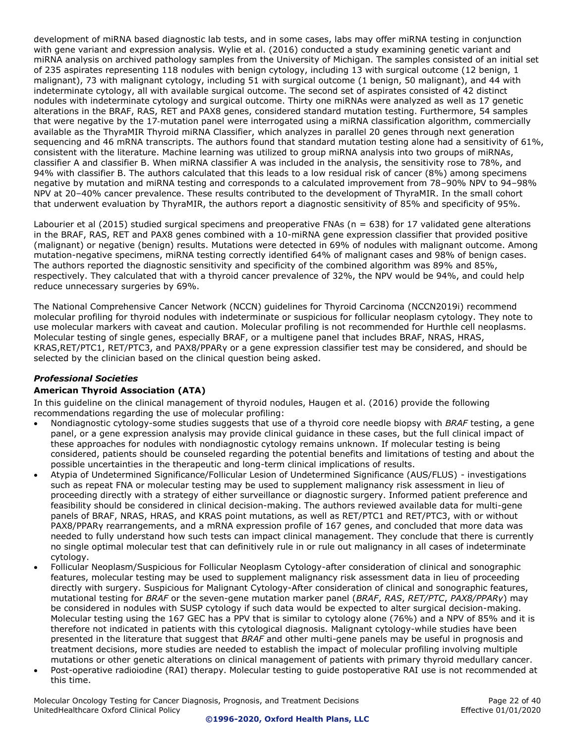development of miRNA based diagnostic lab tests, and in some cases, labs may offer miRNA testing in conjunction with gene variant and expression analysis. Wylie et al. (2016) conducted a study examining genetic variant and miRNA analysis on archived pathology samples from the University of Michigan. The samples consisted of an initial set of 235 aspirates representing 118 nodules with benign cytology, including 13 with surgical outcome (12 benign, 1 malignant), 73 with malignant cytology, including 51 with surgical outcome (1 benign, 50 malignant), and 44 with indeterminate cytology, all with available surgical outcome. The second set of aspirates consisted of 42 distinct nodules with indeterminate cytology and surgical outcome. Thirty one miRNAs were analyzed as well as 17 genetic alterations in the BRAF, RAS, RET and PAX8 genes, considered standard mutation testing. Furthermore, 54 samples that were negative by the 17-mutation panel were interrogated using a miRNA classification algorithm, commercially available as the ThyraMIR Thyroid miRNA Classifier, which analyzes in parallel 20 genes through next generation sequencing and 46 mRNA transcripts. The authors found that standard mutation testing alone had a sensitivity of 61%, consistent with the literature. Machine learning was utilized to group miRNA analysis into two groups of miRNAs, classifier A and classifier B. When miRNA classifier A was included in the analysis, the sensitivity rose to 78%, and 94% with classifier B. The authors calculated that this leads to a low residual risk of cancer (8%) among specimens negative by mutation and miRNA testing and corresponds to a calculated improvement from 78–90% NPV to 94–98% NPV at 20–40% cancer prevalence. These results contributed to the development of ThyraMIR. In the small cohort that underwent evaluation by ThyraMIR, the authors report a diagnostic sensitivity of 85% and specificity of 95%.

Labourier et al (2015) studied surgical specimens and preoperative FNAs (n = 638) for 17 validated gene alterations in the BRAF, RAS, RET and PAX8 genes combined with a 10-miRNA gene expression classifier that provided positive (malignant) or negative (benign) results. Mutations were detected in 69% of nodules with malignant outcome. Among mutation-negative specimens, miRNA testing correctly identified 64% of malignant cases and 98% of benign cases. The authors reported the diagnostic sensitivity and specificity of the combined algorithm was 89% and 85%, respectively. They calculated that with a thyroid cancer prevalence of 32%, the NPV would be 94%, and could help reduce unnecessary surgeries by 69%.

The National Comprehensive Cancer Network (NCCN) guidelines for Thyroid Carcinoma (NCCN2019i) recommend molecular profiling for thyroid nodules with indeterminate or suspicious for follicular neoplasm cytology. They note to use molecular markers with caveat and caution. Molecular profiling is not recommended for Hurthle cell neoplasms. Molecular testing of single genes, especially BRAF, or a multigene panel that includes BRAF, NRAS, HRAS, KRAS,RET/PTC1, RET/PTC3, and PAX8/PPARγ or a gene expression classifier test may be considered, and should be selected by the clinician based on the clinical question being asked.

### *Professional Societies*

#### American Thyroid Association (ATA)

In this guideline on the clinical management of thyroid nodules, Haugen et al. (2016) provide the following recommendations regarding the use of molecular profiling:

- Nondiagnostic cytology-some studies suggests that use of a thyroid core needle biopsy with *BRAF* testing, a gene panel, or a gene expression analysis may provide clinical guidance in these cases, but the full clinical impact of these approaches for nodules with nondiagnostic cytology remains unknown. If molecular testing is being considered, patients should be counseled regarding the potential benefits and limitations of testing and about the possible uncertainties in the therapeutic and long-term clinical implications of results.
- Atypia of Undetermined Significance/Follicular Lesion of Undetermined Significance (AUS/FLUS) - investigations such as repeat FNA or molecular testing may be used to supplement malignancy risk assessment in lieu of proceeding directly with a strategy of either surveillance or diagnostic surgery. Informed patient preference and feasibility should be considered in clinical decision-making. The authors reviewed available data for multi-gene panels of BRAF, NRAS, HRAS, and KRAS point mutations, as well as RET/PTC1 and RET/PTC3, with or without PAX8/PPARγ rearrangements, and a mRNA expression profile of 167 genes, and concluded that more data was needed to fully understand how such tests can impact clinical management. They conclude that there is currently no single optimal molecular test that can definitively rule in or rule out malignancy in all cases of indeterminate cytology.
- Follicular Neoplasm/Suspicious for Follicular Neoplasm Cytology-after consideration of clinical and sonographic features, molecular testing may be used to supplement malignancy risk assessment data in lieu of proceeding directly with surgery. Suspicious for Malignant Cytology-After consideration of clinical and sonographic features, mutational testing for *BRAF* or the seven-gene mutation marker panel (*BRAF*, *RAS*, *RET/PTC*, *PAX8/PPARγ*) may be considered in nodules with SUSP cytology if such data would be expected to alter surgical decision-making. Molecular testing using the 167 GEC has a PPV that is similar to cytology alone (76%) and a NPV of 85% and it is therefore not indicated in patients with this cytological diagnosis. Malignant cytology-while studies have been presented in the literature that suggest that *BRAF* and other multi-gene panels may be useful in prognosis and treatment decisions, more studies are needed to establish the impact of molecular profiling involving multiple mutations or other genetic alterations on clinical management of patients with primary thyroid medullary cancer.
- Post-operative radioiodine (RAI) therapy. Molecular testing to guide postoperative RAI use is not recommended at this time.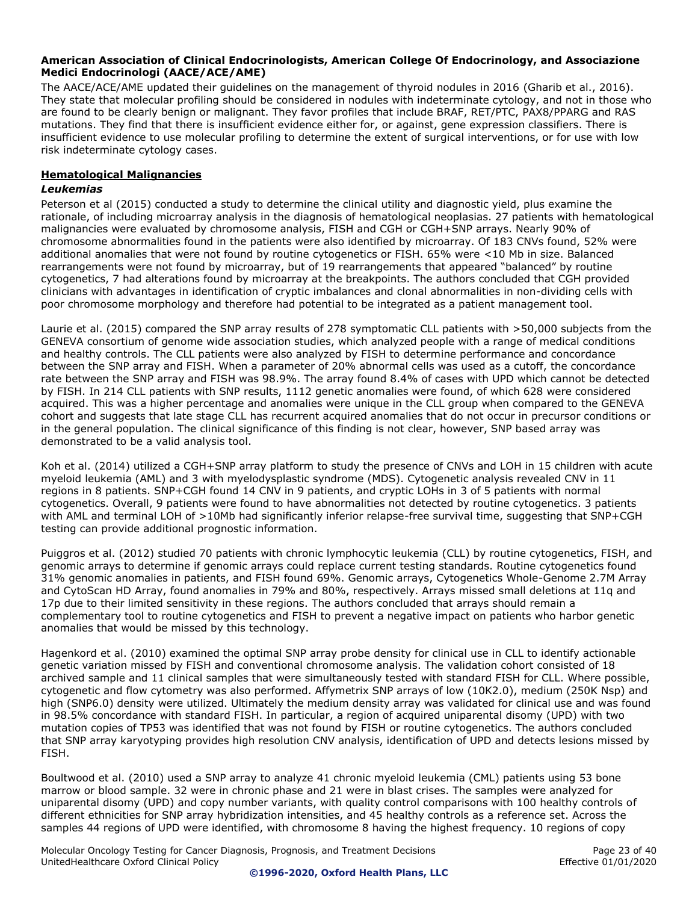**American Association of Clinical Endocrinologists, American College Of Endocrinology, and Associazione Medici Endocrinologi (AACE/ACE/AME)**

The AACE/ACE/AME updated their guidelines on the management of thyroid nodules in 2016 (Gharib et al., 2016). They state that molecular profiling should be considered in nodules with indeterminate cytology, and not in those who are found to be clearly benign or malignant. They favor profiles that include BRAF, RET/PTC, PAX8/PPARG and RAS mutations. They find that there is insufficient evidence either for, or against, gene expression classifiers. There is insufficient evidence to use molecular profiling to determine the extent of surgical interventions, or for use with low risk indeterminate cytology cases.

## Hematological Malignancies

### *Leukemias*

Peterson et al (2015) conducted a study to determine the clinical utility and diagnostic yield, plus examine the rationale, of including microarray analysis in the diagnosis of hematological neoplasias. 27 patients with hematological malignancies were evaluated by chromosome analysis, FISH and CGH or CGH+SNP arrays. Nearly 90% of chromosome abnormalities found in the patients were also identified by microarray. Of 183 CNVs found, 52% were additional anomalies that were not found by routine cytogenetics or FISH. 65% were <10 Mb in size. Balanced rearrangements were not found by microarray, but of 19 rearrangements that appeared "balanced" by routine cytogenetics, 7 had alterations found by microarray at the breakpoints. The authors concluded that CGH provided clinicians with advantages in identification of cryptic imbalances and clonal abnormalities in non-dividing cells with poor chromosome morphology and therefore had potential to be integrated as a patient management tool.

Laurie et al. (2015) compared the SNP array results of 278 symptomatic CLL patients with >50,000 subjects from the GENEVA consortium of genome wide association studies, which analyzed people with a range of medical conditions and healthy controls. The CLL patients were also analyzed by FISH to determine performance and concordance between the SNP array and FISH. When a parameter of 20% abnormal cells was used as a cutoff, the concordance rate between the SNP array and FISH was 98.9%. The array found 8.4% of cases with UPD which cannot be detected by FISH. In 214 CLL patients with SNP results, 1112 genetic anomalies were found, of which 628 were considered acquired. This was a higher percentage and anomalies were unique in the CLL group when compared to the GENEVA cohort and suggests that late stage CLL has recurrent acquired anomalies that do not occur in precursor conditions or in the general population. The clinical significance of this finding is not clear, however, SNP based array was demonstrated to be a valid analysis tool.

Koh et al. (2014) utilized a CGH+SNP array platform to study the presence of CNVs and LOH in 15 children with acute myeloid leukemia (AML) and 3 with myelodysplastic syndrome (MDS). Cytogenetic analysis revealed CNV in 11 regions in 8 patients. SNP+CGH found 14 CNV in 9 patients, and cryptic LOHs in 3 of 5 patients with normal cytogenetics. Overall, 9 patients were found to have abnormalities not detected by routine cytogenetics. 3 patients with AML and terminal LOH of >10Mb had significantly inferior relapse-free survival time, suggesting that SNP+CGH testing can provide additional prognostic information.

Puiggros et al. (2012) studied 70 patients with chronic lymphocytic leukemia (CLL) by routine cytogenetics, FISH, and genomic arrays to determine if genomic arrays could replace current testing standards. Routine cytogenetics found 31% genomic anomalies in patients, and FISH found 69%. Genomic arrays, Cytogenetics Whole-Genome 2.7M Array and CytoScan HD Array, found anomalies in 79% and 80%, respectively. Arrays missed small deletions at 11q and 17p due to their limited sensitivity in these regions. The authors concluded that arrays should remain a complementary tool to routine cytogenetics and FISH to prevent a negative impact on patients who harbor genetic anomalies that would be missed by this technology.

Hagenkord et al. (2010) examined the optimal SNP array probe density for clinical use in CLL to identify actionable genetic variation missed by FISH and conventional chromosome analysis. The validation cohort consisted of 18 archived sample and 11 clinical samples that were simultaneously tested with standard FISH for CLL. Where possible, cytogenetic and flow cytometry was also performed. Affymetrix SNP arrays of low (10K2.0), medium (250K Nsp) and high (SNP6.0) density were utilized. Ultimately the medium density array was validated for clinical use and was found in 98.5% concordance with standard FISH. In particular, a region of acquired uniparental disomy (UPD) with two mutation copies of TP53 was identified that was not found by FISH or routine cytogenetics. The authors concluded that SNP array karyotyping provides high resolution CNV analysis, identification of UPD and detects lesions missed by FISH.

Boultwood et al. (2010) used a SNP array to analyze 41 chronic myeloid leukemia (CML) patients using 53 bone marrow or blood sample. 32 were in chronic phase and 21 were in blast crises. The samples were analyzed for uniparental disomy (UPD) and copy number variants, with quality control comparisons with 100 healthy controls of different ethnicities for SNP array hybridization intensities, and 45 healthy controls as a reference set. Across the samples 44 regions of UPD were identified, with chromosome 8 having the highest frequency. 10 regions of copy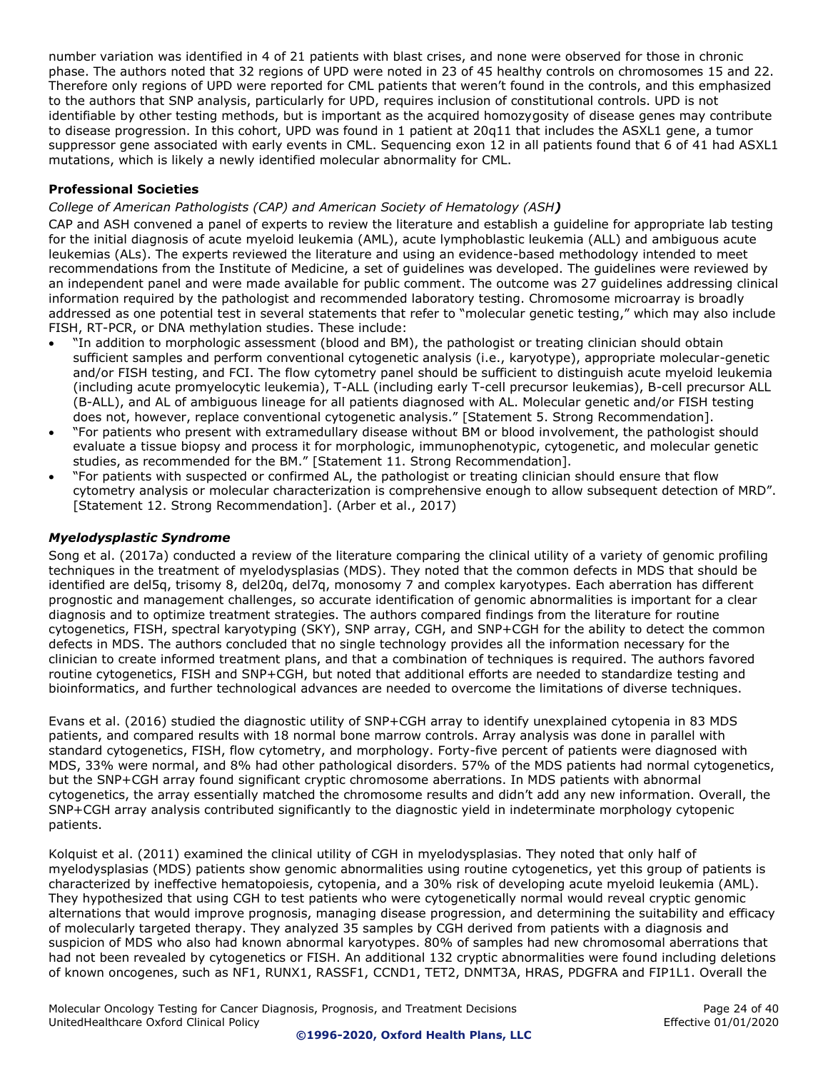number variation was identified in 4 of 21 patients with blast crises, and none were observed for those in chronic phase. The authors noted that 32 regions of UPD were noted in 23 of 45 healthy controls on chromosomes 15 and 22. Therefore only regions of UPD were reported for CML patients that weren't found in the controls, and this emphasized to the authors that SNP analysis, particularly for UPD, requires inclusion of constitutional controls. UPD is not identifiable by other testing methods, but is important as the acquired homozygosity of disease genes may contribute to disease progression. In this cohort, UPD was found in 1 patient at 20q11 that includes the ASXL1 gene, a tumor suppressor gene associated with early events in CML. Sequencing exon 12 in all patients found that 6 of 41 had ASXL1 mutations, which is likely a newly identified molecular abnormality for CML.

**Professional Societies**

*College of American Pathologists (CAP) and American Society of Hematology (ASH)*

CAP and ASH convened a panel of experts to review the literature and establish a guideline for appropriate lab testing for the initial diagnosis of acute myeloid leukemia (AML), acute lymphoblastic leukemia (ALL) and ambiguous acute leukemias (ALs). The experts reviewed the literature and using an evidence-based methodology intended to meet recommendations from the Institute of Medicine, a set of guidelines was developed. The guidelines were reviewed by an independent panel and were made available for public comment. The outcome was 27 guidelines addressing clinical information required by the pathologist and recommended laboratory testing. Chromosome microarray is broadly addressed as one potential test in several statements that refer to "molecular genetic testing," which may also include FISH, RT-PCR, or DNA methylation studies. These include:

- "In addition to morphologic assessment (blood and BM), the pathologist or treating clinician should obtain sufficient samples and perform conventional cytogenetic analysis (i.e., karyotype), appropriate molecular-genetic and/or FISH testing, and FCI. The flow cytometry panel should be sufficient to distinguish acute myeloid leukemia (including acute promyelocytic leukemia), T-ALL (including early T-cell precursor leukemias), B-cell precursor ALL (B-ALL), and AL of ambiguous lineage for all patients diagnosed with AL. Molecular genetic and/or FISH testing does not, however, replace conventional cytogenetic analysis." [Statement 5. Strong Recommendation].
- "For patients who present with extramedullary disease without BM or blood involvement, the pathologist should evaluate a tissue biopsy and process it for morphologic, immunophenotypic, cytogenetic, and molecular genetic studies, as recommended for the BM." [Statement 11. Strong Recommendation].
- "For patients with suspected or confirmed AL, the pathologist or treating clinician should ensure that flow cytometry analysis or molecular characterization is comprehensive enough to allow subsequent detection of MRD". [Statement 12. Strong Recommendation]. (Arber et al., 2017)

***Myelodysplastic Syndrome***

Song et al. (2017a) conducted a review of the literature comparing the clinical utility of a variety of genomic profiling techniques in the treatment of myelodysplasias (MDS). They noted that the common defects in MDS that should be identified are del5q, trisomy 8, del20q, del7q, monosomy 7 and complex karyotypes. Each aberration has different prognostic and management challenges, so accurate identification of genomic abnormalities is important for a clear diagnosis and to optimize treatment strategies. The authors compared findings from the literature for routine cytogenetics, FISH, spectral karyotyping (SKY), SNP array, CGH, and SNP+CGH for the ability to detect the common defects in MDS. The authors concluded that no single technology provides all the information necessary for the clinician to create informed treatment plans, and that a combination of techniques is required. The authors favored routine cytogenetics, FISH and SNP+CGH, but noted that additional efforts are needed to standardize testing and bioinformatics, and further technological advances are needed to overcome the limitations of diverse techniques.

Evans et al. (2016) studied the diagnostic utility of SNP+CGH array to identify unexplained cytopenia in 83 MDS patients, and compared results with 18 normal bone marrow controls. Array analysis was done in parallel with standard cytogenetics, FISH, flow cytometry, and morphology. Forty-five percent of patients were diagnosed with MDS, 33% were normal, and 8% had other pathological disorders. 57% of the MDS patients had normal cytogenetics, but the SNP+CGH array found significant cryptic chromosome aberrations. In MDS patients with abnormal cytogenetics, the array essentially matched the chromosome results and didn't add any new information. Overall, the SNP+CGH array analysis contributed significantly to the diagnostic yield in indeterminate morphology cytopenic patients.

Kolquist et al. (2011) examined the clinical utility of CGH in myelodysplasias. They noted that only half of myelodysplasias (MDS) patients show genomic abnormalities using routine cytogenetics, yet this group of patients is characterized by ineffective hematopoiesis, cytopenia, and a 30% risk of developing acute myeloid leukemia (AML). They hypothesized that using CGH to test patients who were cytogenetically normal would reveal cryptic genomic alternations that would improve prognosis, managing disease progression, and determining the suitability and efficacy of molecularly targeted therapy. They analyzed 35 samples by CGH derived from patients with a diagnosis and suspicion of MDS who also had known abnormal karyotypes. 80% of samples had new chromosomal aberrations that had not been revealed by cytogenetics or FISH. An additional 132 cryptic abnormalities were found including deletions of known oncogenes, such as NF1, RUNX1, RASSF1, CCND1, TET2, DNMT3A, HRAS, PDGFRA and FIP1L1. Overall the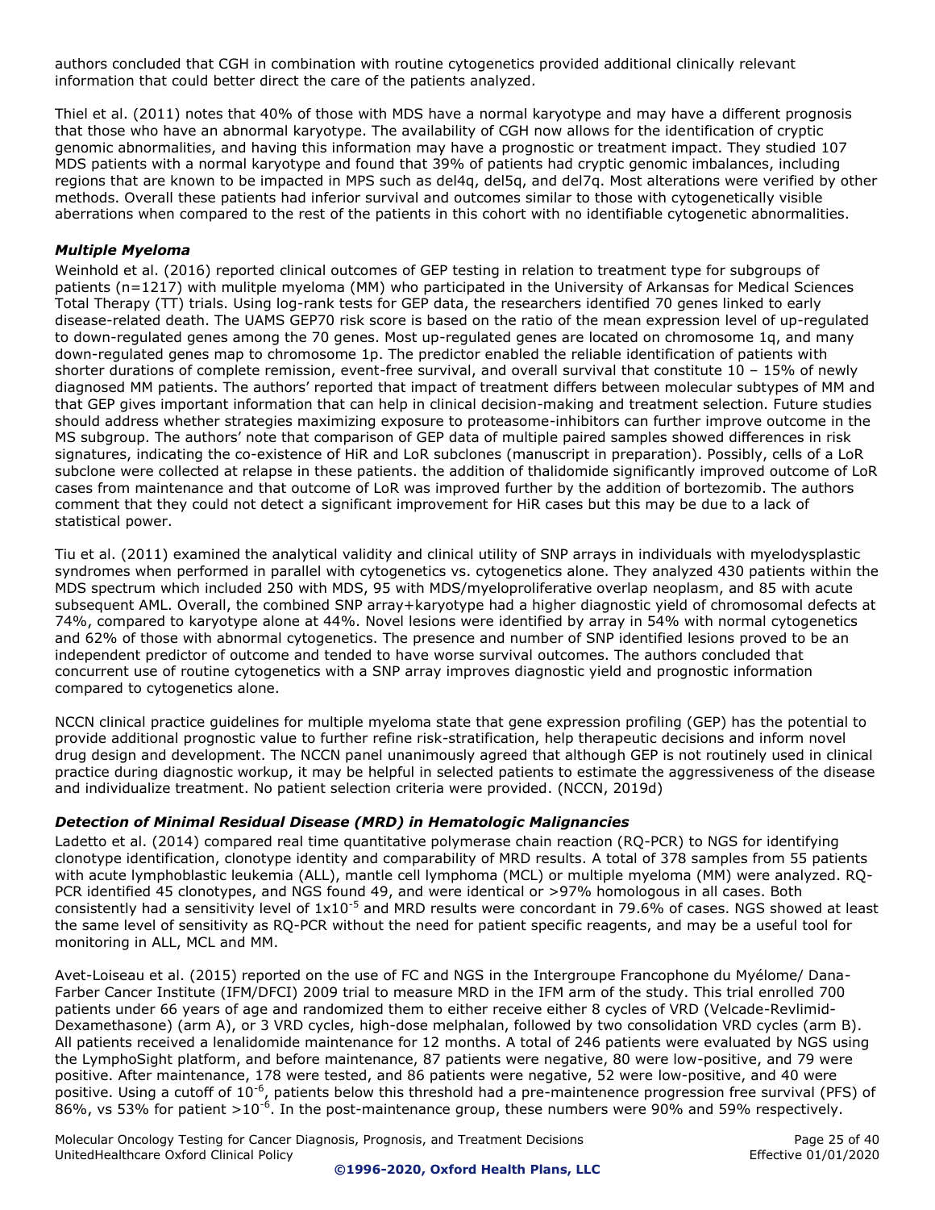authors concluded that CGH in combination with routine cytogenetics provided additional clinically relevant information that could better direct the care of the patients analyzed.

Thiel et al. (2011) notes that 40% of those with MDS have a normal karyotype and may have a different prognosis that those who have an abnormal karyotype. The availability of CGH now allows for the identification of cryptic genomic abnormalities, and having this information may have a prognostic or treatment impact. They studied 107 MDS patients with a normal karyotype and found that 39% of patients had cryptic genomic imbalances, including regions that are known to be impacted in MPS such as del4q, del5q, and del7q. Most alterations were verified by other methods. Overall these patients had inferior survival and outcomes similar to those with cytogenetically visible aberrations when compared to the rest of the patients in this cohort with no identifiable cytogenetic abnormalities.

### *Multiple Myeloma*

Weinhold et al. (2016) reported clinical outcomes of GEP testing in relation to treatment type for subgroups of patients (n=1217) with mulitple myeloma (MM) who participated in the University of Arkansas for Medical Sciences Total Therapy (TT) trials. Using log-rank tests for GEP data, the researchers identified 70 genes linked to early disease-related death. The UAMS GEP70 risk score is based on the ratio of the mean expression level of up-regulated to down-regulated genes among the 70 genes. Most up-regulated genes are located on chromosome 1q, and many down-regulated genes map to chromosome 1p. The predictor enabled the reliable identification of patients with shorter durations of complete remission, event-free survival, and overall survival that constitute 10 – 15% of newly diagnosed MM patients. The authors' reported that impact of treatment differs between molecular subtypes of MM and that GEP gives important information that can help in clinical decision-making and treatment selection. Future studies should address whether strategies maximizing exposure to proteasome-inhibitors can further improve outcome in the MS subgroup. The authors' note that comparison of GEP data of multiple paired samples showed differences in risk signatures, indicating the co-existence of HiR and LoR subclones (manuscript in preparation). Possibly, cells of a LoR subclone were collected at relapse in these patients. the addition of thalidomide significantly improved outcome of LoR cases from maintenance and that outcome of LoR was improved further by the addition of bortezomib. The authors comment that they could not detect a significant improvement for HiR cases but this may be due to a lack of statistical power.

Tiu et al. (2011) examined the analytical validity and clinical utility of SNP arrays in individuals with myelodysplastic syndromes when performed in parallel with cytogenetics vs. cytogenetics alone. They analyzed 430 patients within the MDS spectrum which included 250 with MDS, 95 with MDS/myeloproliferative overlap neoplasm, and 85 with acute subsequent AML. Overall, the combined SNP array+karyotype had a higher diagnostic yield of chromosomal defects at 74%, compared to karyotype alone at 44%. Novel lesions were identified by array in 54% with normal cytogenetics and 62% of those with abnormal cytogenetics. The presence and number of SNP identified lesions proved to be an independent predictor of outcome and tended to have worse survival outcomes. The authors concluded that concurrent use of routine cytogenetics with a SNP array improves diagnostic yield and prognostic information compared to cytogenetics alone.

NCCN clinical practice guidelines for multiple myeloma state that gene expression profiling (GEP) has the potential to provide additional prognostic value to further refine risk-stratification, help therapeutic decisions and inform novel drug design and development. The NCCN panel unanimously agreed that although GEP is not routinely used in clinical practice during diagnostic workup, it may be helpful in selected patients to estimate the aggressiveness of the disease and individualize treatment. No patient selection criteria were provided. (NCCN, 2019d)

### *Detection of Minimal Residual Disease (MRD) in Hematologic Malignancies*

Ladetto et al. (2014) compared real time quantitative polymerase chain reaction (RQ-PCR) to NGS for identifying clonotype identification, clonotype identity and comparability of MRD results. A total of 378 samples from 55 patients with acute lymphoblastic leukemia (ALL), mantle cell lymphoma (MCL) or multiple myeloma (MM) were analyzed. RQ-PCR identified 45 clonotypes, and NGS found 49, and were identical or >97% homologous in all cases. Both consistently had a sensitivity level of $1x10^{-5}$ and MRD results were concordant in 79.6% of cases. NGS showed at least the same level of sensitivity as RQ-PCR without the need for patient specific reagents, and may be a useful tool for monitoring in ALL, MCL and MM.

Avet-Loiseau et al. (2015) reported on the use of FC and NGS in the Intergroupe Francophone du Myélome/ Dana-Farber Cancer Institute (IFM/DFCI) 2009 trial to measure MRD in the IFM arm of the study. This trial enrolled 700 patients under 66 years of age and randomized them to either receive either 8 cycles of VRD (Velcade-Revlimid-Dexamethasone) (arm A), or 3 VRD cycles, high-dose melphalan, followed by two consolidation VRD cycles (arm B). All patients received a lenalidomide maintenance for 12 months. A total of 246 patients were evaluated by NGS using the LymphoSight platform, and before maintenance, 87 patients were negative, 80 were low-positive, and 79 were positive. After maintenance, 178 were tested, and 86 patients were negative, 52 were low-positive, and 40 were positive. Using a cutoff of $10^{-6}$, patients below this threshold had a pre-maintenence progression free survival (PFS) of 86%, vs 53% for patient $>10^{-6}$. In the post-maintenance group, these numbers were 90% and 59% respectively.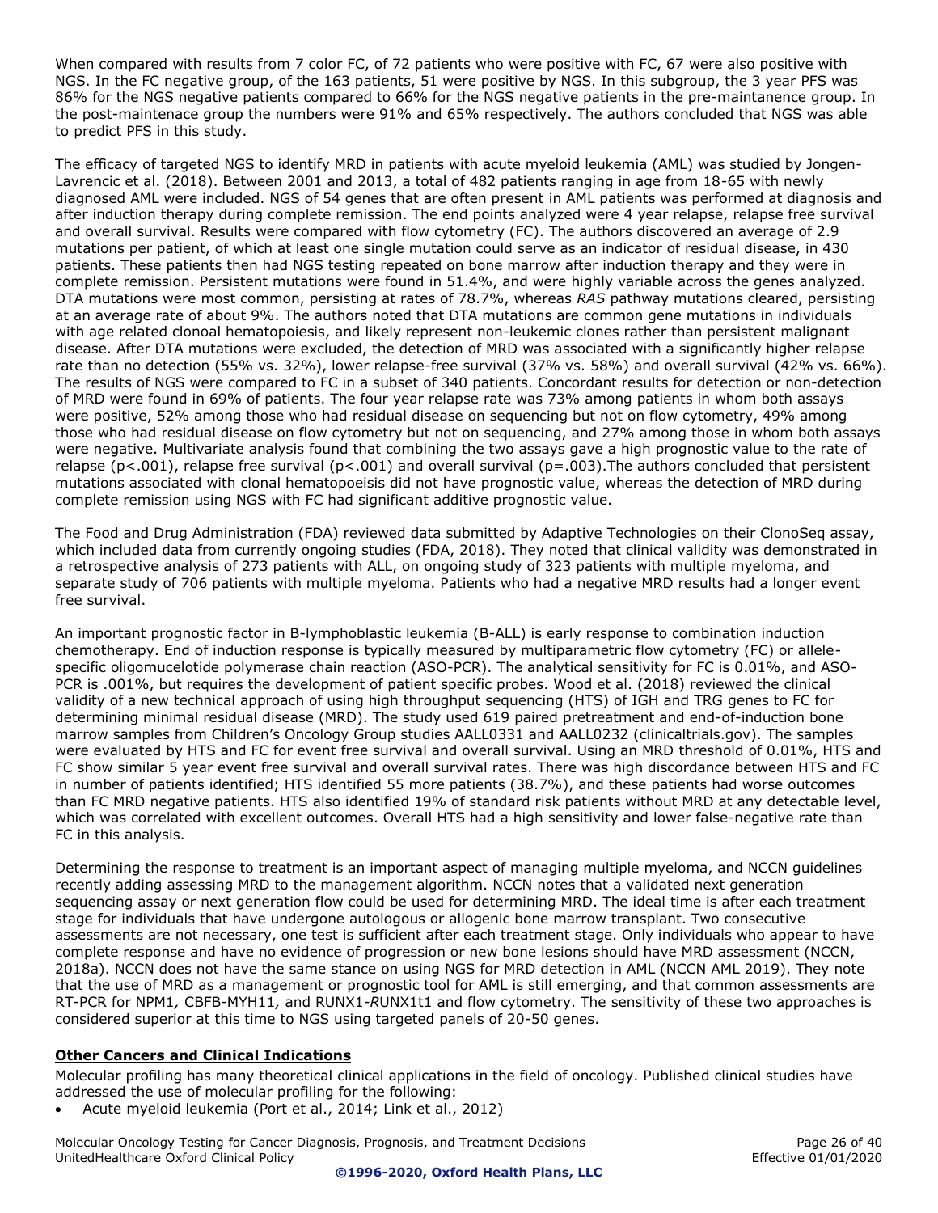When compared with results from 7 color FC, of 72 patients who were positive with FC, 67 were also positive with NGS. In the FC negative group, of the 163 patients, 51 were positive by NGS. In this subgroup, the 3 year PFS was 86% for the NGS negative patients compared to 66% for the NGS negative patients in the pre-maintanence group. In the post-maintenace group the numbers were 91% and 65% respectively. The authors concluded that NGS was able to predict PFS in this study.

The efficacy of targeted NGS to identify MRD in patients with acute myeloid leukemia (AML) was studied by Jongen-Lavrencic et al. (2018). Between 2001 and 2013, a total of 482 patients ranging in age from 18-65 with newly diagnosed AML were included. NGS of 54 genes that are often present in AML patients was performed at diagnosis and after induction therapy during complete remission. The end points analyzed were 4 year relapse, relapse free survival and overall survival. Results were compared with flow cytometry (FC). The authors discovered an average of 2.9 mutations per patient, of which at least one single mutation could serve as an indicator of residual disease, in 430 patients. These patients then had NGS testing repeated on bone marrow after induction therapy and they were in complete remission. Persistent mutations were found in 51.4%, and were highly variable across the genes analyzed. DTA mutations were most common, persisting at rates of 78.7%, whereas *RAS* pathway mutations cleared, persisting at an average rate of about 9%. The authors noted that DTA mutations are common gene mutations in individuals with age related clonal hematopoiesis, and likely represent non-leukemic clones rather than persistent malignant disease. After DTA mutations were excluded, the detection of MRD was associated with a significantly higher relapse rate than no detection (55% vs. 32%), lower relapse-free survival (37% vs. 58%) and overall survival (42% vs. 66%). The results of NGS were compared to FC in a subset of 340 patients. Concordant results for detection or non-detection of MRD were found in 69% of patients. The four year relapse rate was 73% among patients in whom both assays were positive, 52% among those who had residual disease on sequencing but not on flow cytometry, 49% among those who had residual disease on flow cytometry but not on sequencing, and 27% among those in whom both assays were negative. Multivariate analysis found that combining the two assays gave a high prognostic value to the rate of relapse ($p<.001$), relapse free survival ($p<.001$) and overall survival ($p=.003$).The authors concluded that persistent mutations associated with clonal hematopoeisis did not have prognostic value, whereas the detection of MRD during complete remission using NGS with FC had significant additive prognostic value.

The Food and Drug Administration (FDA) reviewed data submitted by Adaptive Technologies on their ClonoSeq assay, which included data from currently ongoing studies (FDA, 2018). They noted that clinical validity was demonstrated in a retrospective analysis of 273 patients with ALL, on ongoing study of 323 patients with multiple myeloma, and separate study of 706 patients with multiple myeloma. Patients who had a negative MRD results had a longer event free survival.

An important prognostic factor in B-lymphoblastic leukemia (B-ALL) is early response to combination induction chemotherapy. End of induction response is typically measured by multiparametric flow cytometry (FC) or allele-specific oligomucelotide polymerase chain reaction (ASO-PCR). The analytical sensitivity for FC is 0.01%, and ASO-PCR is .001%, but requires the development of patient specific probes. Wood et al. (2018) reviewed the clinical validity of a new technical approach of using high throughput sequencing (HTS) of IGH and TRG genes to FC for determining minimal residual disease (MRD). The study used 619 paired pretreatment and end-of-induction bone marrow samples from Children's Oncology Group studies AALL0331 and AALL0232 (clinicaltrials.gov). The samples were evaluated by HTS and FC for event free survival and overall survival. Using an MRD threshold of 0.01%, HTS and FC show similar 5 year event free survival and overall survival rates. There was high discordance between HTS and FC in number of patients identified; HTS identified 55 more patients (38.7%), and these patients had worse outcomes than FC MRD negative patients. HTS also identified 19% of standard risk patients without MRD at any detectable level, which was correlated with excellent outcomes. Overall HTS had a high sensitivity and lower false-negative rate than FC in this analysis.

Determining the response to treatment is an important aspect of managing multiple myeloma, and NCCN guidelines recently adding assessing MRD to the management algorithm. NCCN notes that a validated next generation sequencing assay or next generation flow could be used for determining MRD. The ideal time is after each treatment stage for individuals that have undergone autologous or allogenic bone marrow transplant. Two consecutive assessments are not necessary, one test is sufficient after each treatment stage. Only individuals who appear to have complete response and have no evidence of progression or new bone lesions should have MRD assessment (NCCN, 2018a). NCCN does not have the same stance on using NGS for MRD detection in AML (NCCN AML 2019). They note that the use of MRD as a management or prognostic tool for AML is still emerging, and that common assessments are RT-PCR for NPM1*,* CBFB-MYH11*,* and RUNX1-*R*UNX1t1 and flow cytometry. The sensitivity of these two approaches is considered superior at this time to NGS using targeted panels of 20-50 genes.

**Other Cancers and Clinical Indications**

Molecular profiling has many theoretical clinical applications in the field of oncology. Published clinical studies have addressed the use of molecular profiling for the following:

- Acute myeloid leukemia (Port et al., 2014; Link et al., 2012)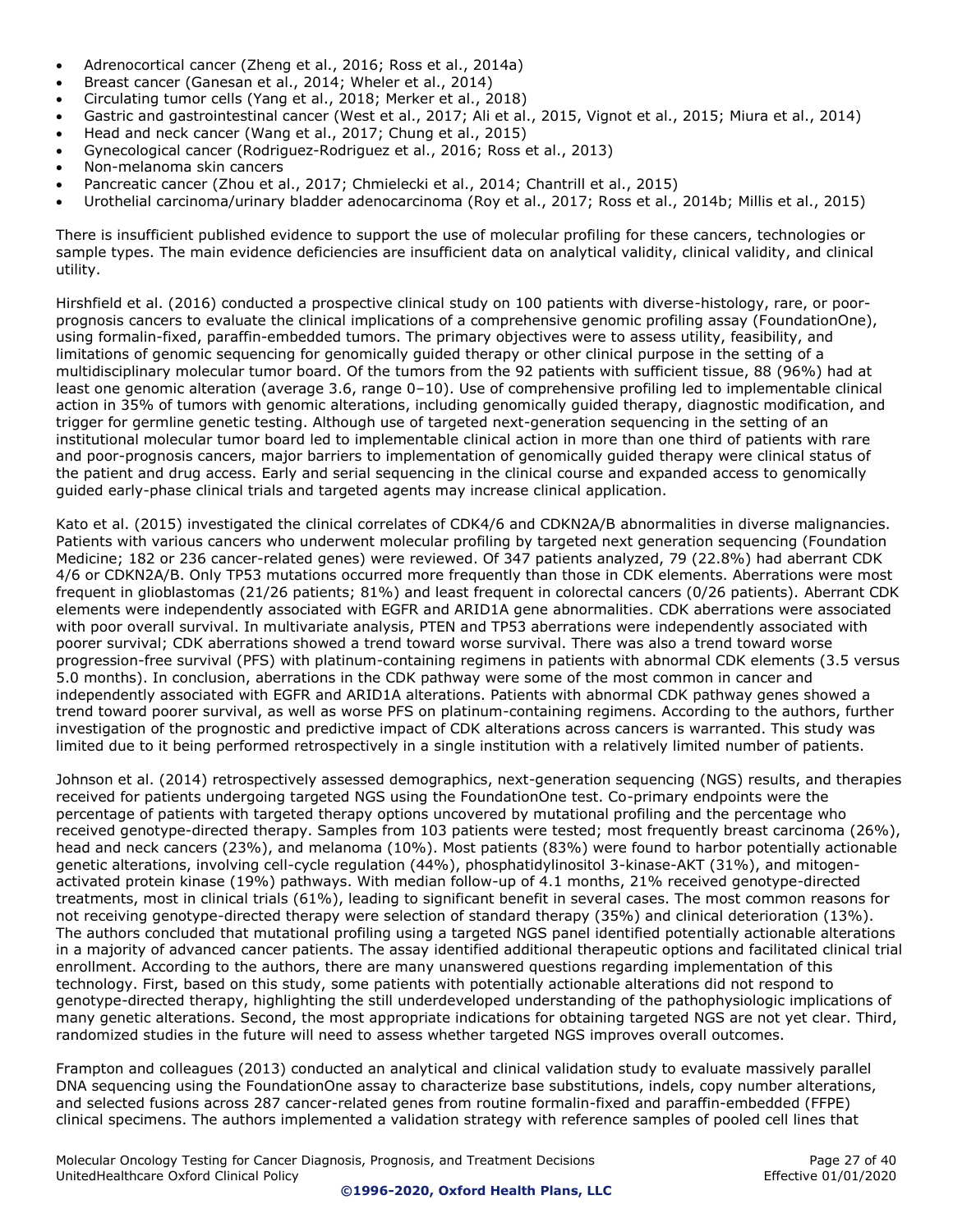- Adrenocortical cancer (Zheng et al., 2016; Ross et al., 2014a)
- Breast cancer (Ganesan et al., 2014; Wheler et al., 2014)
- Circulating tumor cells (Yang et al., 2018; Merker et al., 2018)
- Gastric and gastrointestinal cancer (West et al., 2017; Ali et al., 2015, Vignot et al., 2015; Miura et al., 2014)
- Head and neck cancer (Wang et al., 2017; Chung et al., 2015)
- Gynecological cancer (Rodriguez-Rodriguez et al., 2016; Ross et al., 2013)
- Non-melanoma skin cancers
- Pancreatic cancer (Zhou et al., 2017; Chmielecki et al., 2014; Chantrill et al., 2015)
- Urothelial carcinoma/urinary bladder adenocarcinoma (Roy et al., 2017; Ross et al., 2014b; Millis et al., 2015)

There is insufficient published evidence to support the use of molecular profiling for these cancers, technologies or sample types. The main evidence deficiencies are insufficient data on analytical validity, clinical validity, and clinical utility.

Hirshfield et al. (2016) conducted a prospective clinical study on 100 patients with diverse-histology, rare, or poor-prognosis cancers to evaluate the clinical implications of a comprehensive genomic profiling assay (FoundationOne), using formalin-fixed, paraffin-embedded tumors. The primary objectives were to assess utility, feasibility, and limitations of genomic sequencing for genomically guided therapy or other clinical purpose in the setting of a multidisciplinary molecular tumor board. Of the tumors from the 92 patients with sufficient tissue, 88 (96%) had at least one genomic alteration (average 3.6, range 0–10). Use of comprehensive profiling led to implementable clinical action in 35% of tumors with genomic alterations, including genomically guided therapy, diagnostic modification, and trigger for germline genetic testing. Although use of targeted next-generation sequencing in the setting of an institutional molecular tumor board led to implementable clinical action in more than one third of patients with rare and poor-prognosis cancers, major barriers to implementation of genomically guided therapy were clinical status of the patient and drug access. Early and serial sequencing in the clinical course and expanded access to genomically guided early-phase clinical trials and targeted agents may increase clinical application.

Kato et al. (2015) investigated the clinical correlates of CDK4/6 and CDKN2A/B abnormalities in diverse malignancies. Patients with various cancers who underwent molecular profiling by targeted next generation sequencing (Foundation Medicine; 182 or 236 cancer-related genes) were reviewed. Of 347 patients analyzed, 79 (22.8%) had aberrant CDK 4/6 or CDKN2A/B. Only TP53 mutations occurred more frequently than those in CDK elements. Aberrations were most frequent in glioblastomas (21/26 patients; 81%) and least frequent in colorectal cancers (0/26 patients). Aberrant CDK elements were independently associated with EGFR and ARID1A gene abnormalities. CDK aberrations were associated with poor overall survival. In multivariate analysis, PTEN and TP53 aberrations were independently associated with poorer survival; CDK aberrations showed a trend toward worse survival. There was also a trend toward worse progression-free survival (PFS) with platinum-containing regimens in patients with abnormal CDK elements (3.5 versus 5.0 months). In conclusion, aberrations in the CDK pathway were some of the most common in cancer and independently associated with EGFR and ARID1A alterations. Patients with abnormal CDK pathway genes showed a trend toward poorer survival, as well as worse PFS on platinum-containing regimens. According to the authors, further investigation of the prognostic and predictive impact of CDK alterations across cancers is warranted. This study was limited due to it being performed retrospectively in a single institution with a relatively limited number of patients.

Johnson et al. (2014) retrospectively assessed demographics, next-generation sequencing (NGS) results, and therapies received for patients undergoing targeted NGS using the FoundationOne test. Co-primary endpoints were the percentage of patients with targeted therapy options uncovered by mutational profiling and the percentage who received genotype-directed therapy. Samples from 103 patients were tested; most frequently breast carcinoma (26%), head and neck cancers (23%), and melanoma (10%). Most patients (83%) were found to harbor potentially actionable genetic alterations, involving cell-cycle regulation (44%), phosphatidylinositol 3-kinase-AKT (31%), and mitogen-activated protein kinase (19%) pathways. With median follow-up of 4.1 months, 21% received genotype-directed treatments, most in clinical trials (61%), leading to significant benefit in several cases. The most common reasons for not receiving genotype-directed therapy were selection of standard therapy (35%) and clinical deterioration (13%). The authors concluded that mutational profiling using a targeted NGS panel identified potentially actionable alterations in a majority of advanced cancer patients. The assay identified additional therapeutic options and facilitated clinical trial enrollment. According to the authors, there are many unanswered questions regarding implementation of this technology. First, based on this study, some patients with potentially actionable alterations did not respond to genotype-directed therapy, highlighting the still underdeveloped understanding of the pathophysiologic implications of many genetic alterations. Second, the most appropriate indications for obtaining targeted NGS are not yet clear. Third, randomized studies in the future will need to assess whether targeted NGS improves overall outcomes.

Frampton and colleagues (2013) conducted an analytical and clinical validation study to evaluate massively parallel DNA sequencing using the FoundationOne assay to characterize base substitutions, indels, copy number alterations, and selected fusions across 287 cancer-related genes from routine formalin-fixed and paraffin-embedded (FFPE) clinical specimens. The authors implemented a validation strategy with reference samples of pooled cell lines that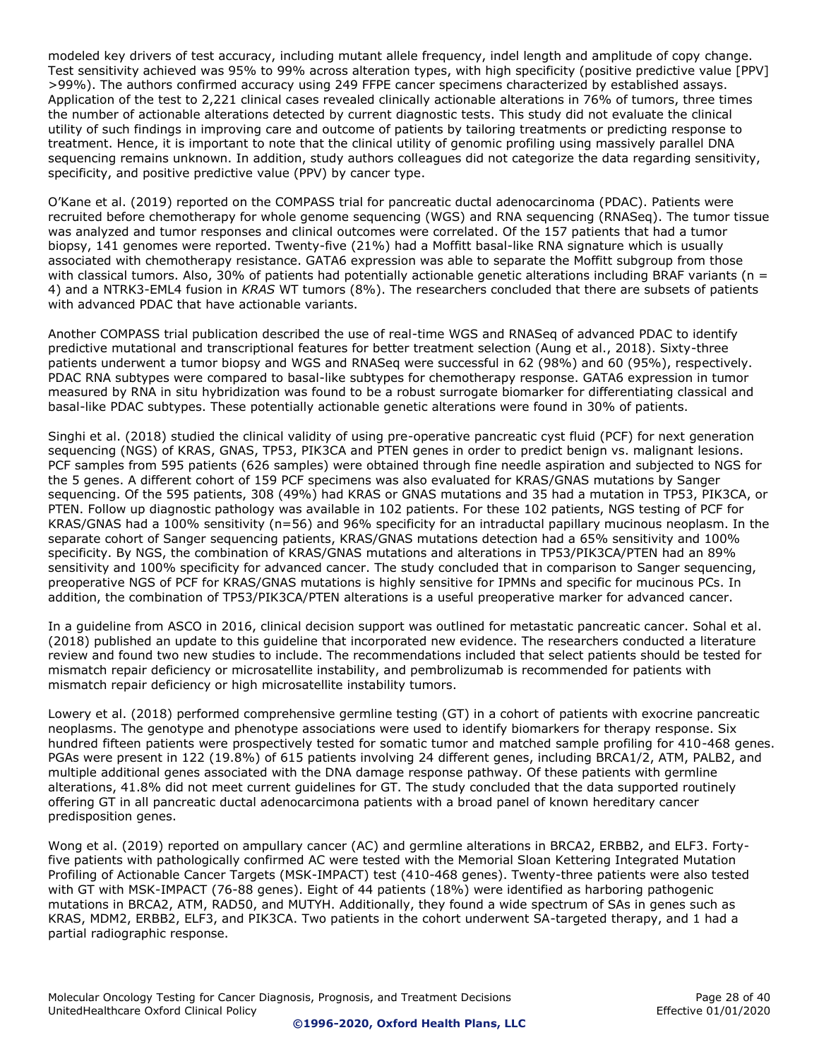modeled key drivers of test accuracy, including mutant allele frequency, indel length and amplitude of copy change. Test sensitivity achieved was 95% to 99% across alteration types, with high specificity (positive predictive value [PPV] >99%). The authors confirmed accuracy using 249 FFPE cancer specimens characterized by established assays. Application of the test to 2,221 clinical cases revealed clinically actionable alterations in 76% of tumors, three times the number of actionable alterations detected by current diagnostic tests. This study did not evaluate the clinical utility of such findings in improving care and outcome of patients by tailoring treatments or predicting response to treatment. Hence, it is important to note that the clinical utility of genomic profiling using massively parallel DNA sequencing remains unknown. In addition, study authors colleagues did not categorize the data regarding sensitivity, specificity, and positive predictive value (PPV) by cancer type.

O'Kane et al. (2019) reported on the COMPASS trial for pancreatic ductal adenocarcinoma (PDAC). Patients were recruited before chemotherapy for whole genome sequencing (WGS) and RNA sequencing (RNASeq). The tumor tissue was analyzed and tumor responses and clinical outcomes were correlated. Of the 157 patients that had a tumor biopsy, 141 genomes were reported. Twenty-five (21%) had a Moffitt basal-like RNA signature which is usually associated with chemotherapy resistance. GATA6 expression was able to separate the Moffitt subgroup from those with classical tumors. Also, 30% of patients had potentially actionable genetic alterations including BRAF variants (n = 4) and a NTRK3-EML4 fusion in *KRAS* WT tumors (8%). The researchers concluded that there are subsets of patients with advanced PDAC that have actionable variants.

Another COMPASS trial publication described the use of real-time WGS and RNASeq of advanced PDAC to identify predictive mutational and transcriptional features for better treatment selection (Aung et al., 2018). Sixty-three patients underwent a tumor biopsy and WGS and RNASeq were successful in 62 (98%) and 60 (95%), respectively. PDAC RNA subtypes were compared to basal-like subtypes for chemotherapy response. GATA6 expression in tumor measured by RNA in situ hybridization was found to be a robust surrogate biomarker for differentiating classical and basal-like PDAC subtypes. These potentially actionable genetic alterations were found in 30% of patients.

Singhi et al. (2018) studied the clinical validity of using pre-operative pancreatic cyst fluid (PCF) for next generation sequencing (NGS) of KRAS, GNAS, TP53, PIK3CA and PTEN genes in order to predict benign vs. malignant lesions. PCF samples from 595 patients (626 samples) were obtained through fine needle aspiration and subjected to NGS for the 5 genes. A different cohort of 159 PCF specimens was also evaluated for KRAS/GNAS mutations by Sanger sequencing. Of the 595 patients, 308 (49%) had KRAS or GNAS mutations and 35 had a mutation in TP53, PIK3CA, or PTEN. Follow up diagnostic pathology was available in 102 patients. For these 102 patients, NGS testing of PCF for KRAS/GNAS had a 100% sensitivity (n=56) and 96% specificity for an intraductal papillary mucinous neoplasm. In the separate cohort of Sanger sequencing patients, KRAS/GNAS mutations detection had a 65% sensitivity and 100% specificity. By NGS, the combination of KRAS/GNAS mutations and alterations in TP53/PIK3CA/PTEN had an 89% sensitivity and 100% specificity for advanced cancer. The study concluded that in comparison to Sanger sequencing, preoperative NGS of PCF for KRAS/GNAS mutations is highly sensitive for IPMNs and specific for mucinous PCs. In addition, the combination of TP53/PIK3CA/PTEN alterations is a useful preoperative marker for advanced cancer.

In a guideline from ASCO in 2016, clinical decision support was outlined for metastatic pancreatic cancer. Sohal et al. (2018) published an update to this guideline that incorporated new evidence. The researchers conducted a literature review and found two new studies to include. The recommendations included that select patients should be tested for mismatch repair deficiency or microsatellite instability, and pembrolizumab is recommended for patients with mismatch repair deficiency or high microsatellite instability tumors.

Lowery et al. (2018) performed comprehensive germline testing (GT) in a cohort of patients with exocrine pancreatic neoplasms. The genotype and phenotype associations were used to identify biomarkers for therapy response. Six hundred fifteen patients were prospectively tested for somatic tumor and matched sample profiling for 410-468 genes. PGAs were present in 122 (19.8%) of 615 patients involving 24 different genes, including BRCA1/2, ATM, PALB2, and multiple additional genes associated with the DNA damage response pathway. Of these patients with germline alterations, 41.8% did not meet current guidelines for GT. The study concluded that the data supported routinely offering GT in all pancreatic ductal adenocarcimona patients with a broad panel of known hereditary cancer predisposition genes.

Wong et al. (2019) reported on ampullary cancer (AC) and germline alterations in BRCA2, ERBB2, and ELF3. Forty-five patients with pathologically confirmed AC were tested with the Memorial Sloan Kettering Integrated Mutation Profiling of Actionable Cancer Targets (MSK-IMPACT) test (410-468 genes). Twenty-three patients were also tested with GT with MSK-IMPACT (76-88 genes). Eight of 44 patients (18%) were identified as harboring pathogenic mutations in BRCA2, ATM, RAD50, and MUTYH. Additionally, they found a wide spectrum of SAs in genes such as KRAS, MDM2, ERBB2, ELF3, and PIK3CA. Two patients in the cohort underwent SA-targeted therapy, and 1 had a partial radiographic response.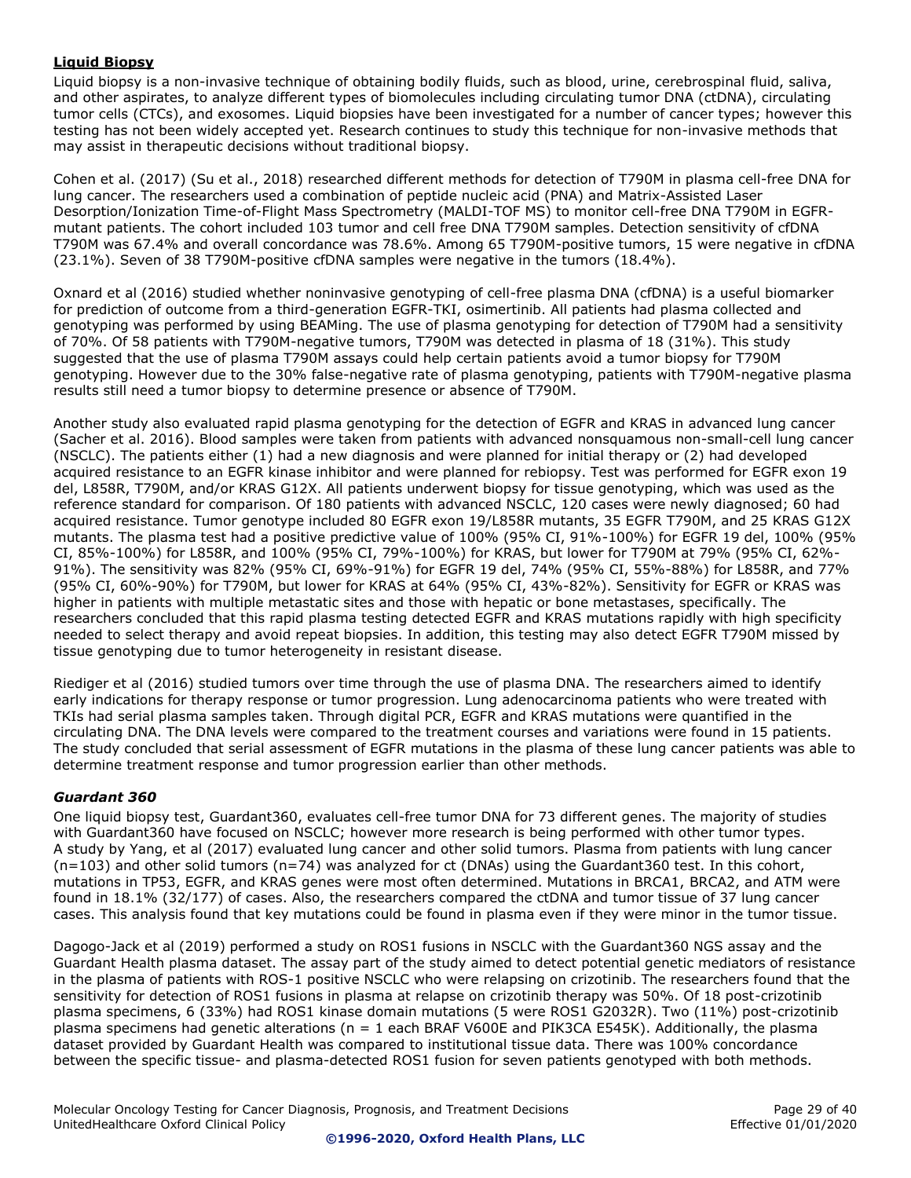**Liquid Biopsy**

Liquid biopsy is a non-invasive technique of obtaining bodily fluids, such as blood, urine, cerebrospinal fluid, saliva, and other aspirates, to analyze different types of biomolecules including circulating tumor DNA (ctDNA), circulating tumor cells (CTCs), and exosomes. Liquid biopsies have been investigated for a number of cancer types; however this testing has not been widely accepted yet. Research continues to study this technique for non-invasive methods that may assist in therapeutic decisions without traditional biopsy.

Cohen et al. (2017) (Su et al., 2018) researched different methods for detection of T790M in plasma cell-free DNA for lung cancer. The researchers used a combination of peptide nucleic acid (PNA) and Matrix-Assisted Laser Desorption/Ionization Time-of-Flight Mass Spectrometry (MALDI-TOF MS) to monitor cell-free DNA T790M in EGFR-mutant patients. The cohort included 103 tumor and cell free DNA T790M samples. Detection sensitivity of cfDNA T790M was 67.4% and overall concordance was 78.6%. Among 65 T790M-positive tumors, 15 were negative in cfDNA (23.1%). Seven of 38 T790M-positive cfDNA samples were negative in the tumors (18.4%).

Oxnard et al (2016) studied whether noninvasive genotyping of cell-free plasma DNA (cfDNA) is a useful biomarker for prediction of outcome from a third-generation EGFR-TKI, osimertinib. All patients had plasma collected and genotyping was performed by using BEAMing. The use of plasma genotyping for detection of T790M had a sensitivity of 70%. Of 58 patients with T790M-negative tumors, T790M was detected in plasma of 18 (31%). This study suggested that the use of plasma T790M assays could help certain patients avoid a tumor biopsy for T790M genotyping. However due to the 30% false-negative rate of plasma genotyping, patients with T790M-negative plasma results still need a tumor biopsy to determine presence or absence of T790M.

Another study also evaluated rapid plasma genotyping for the detection of EGFR and KRAS in advanced lung cancer (Sacher et al. 2016). Blood samples were taken from patients with advanced nonsquamous non-small-cell lung cancer (NSCLC). The patients either (1) had a new diagnosis and were planned for initial therapy or (2) had developed acquired resistance to an EGFR kinase inhibitor and were planned for rebiopsy. Test was performed for EGFR exon 19 del, L858R, T790M, and/or KRAS G12X. All patients underwent biopsy for tissue genotyping, which was used as the reference standard for comparison. Of 180 patients with advanced NSCLC, 120 cases were newly diagnosed; 60 had acquired resistance. Tumor genotype included 80 EGFR exon 19/L858R mutants, 35 EGFR T790M, and 25 KRAS G12X mutants. The plasma test had a positive predictive value of 100% (95% CI, 91%-100%) for EGFR 19 del, 100% (95% CI, 85%-100%) for L858R, and 100% (95% CI, 79%-100%) for KRAS, but lower for T790M at 79% (95% CI, 62%-91%). The sensitivity was 82% (95% CI, 69%-91%) for EGFR 19 del, 74% (95% CI, 55%-88%) for L858R, and 77% (95% CI, 60%-90%) for T790M, but lower for KRAS at 64% (95% CI, 43%-82%). Sensitivity for EGFR or KRAS was higher in patients with multiple metastatic sites and those with hepatic or bone metastases, specifically. The researchers concluded that this rapid plasma testing detected EGFR and KRAS mutations rapidly with high specificity needed to select therapy and avoid repeat biopsies. In addition, this testing may also detect EGFR T790M missed by tissue genotyping due to tumor heterogeneity in resistant disease.

Riediger et al (2016) studied tumors over time through the use of plasma DNA. The researchers aimed to identify early indications for therapy response or tumor progression. Lung adenocarcinoma patients who were treated with TKIs had serial plasma samples taken. Through digital PCR, EGFR and KRAS mutations were quantified in the circulating DNA. The DNA levels were compared to the treatment courses and variations were found in 15 patients. The study concluded that serial assessment of EGFR mutations in the plasma of these lung cancer patients was able to determine treatment response and tumor progression earlier than other methods.

***Guardant 360***

One liquid biopsy test, Guardant360, evaluates cell-free tumor DNA for 73 different genes. The majority of studies with Guardant360 have focused on NSCLC; however more research is being performed with other tumor types. A study by Yang, et al (2017) evaluated lung cancer and other solid tumors. Plasma from patients with lung cancer (n=103) and other solid tumors (n=74) was analyzed for ct (DNAs) using the Guardant360 test. In this cohort, mutations in TP53, EGFR, and KRAS genes were most often determined. Mutations in BRCA1, BRCA2, and ATM were found in 18.1% (32/177) of cases. Also, the researchers compared the ctDNA and tumor tissue of 37 lung cancer cases. This analysis found that key mutations could be found in plasma even if they were minor in the tumor tissue.

Dagogo-Jack et al (2019) performed a study on ROS1 fusions in NSCLC with the Guardant360 NGS assay and the Guardant Health plasma dataset. The assay part of the study aimed to detect potential genetic mediators of resistance in the plasma of patients with ROS-1 positive NSCLC who were relapsing on crizotinib. The researchers found that the sensitivity for detection of ROS1 fusions in plasma at relapse on crizotinib therapy was 50%. Of 18 post-crizotinib plasma specimens, 6 (33%) had ROS1 kinase domain mutations (5 were ROS1 G2032R). Two (11%) post-crizotinib plasma specimens had genetic alterations (n = 1 each BRAF V600E and PIK3CA E545K). Additionally, the plasma dataset provided by Guardant Health was compared to institutional tissue data. There was 100% concordance between the specific tissue- and plasma-detected ROS1 fusion for seven patients genotyped with both methods.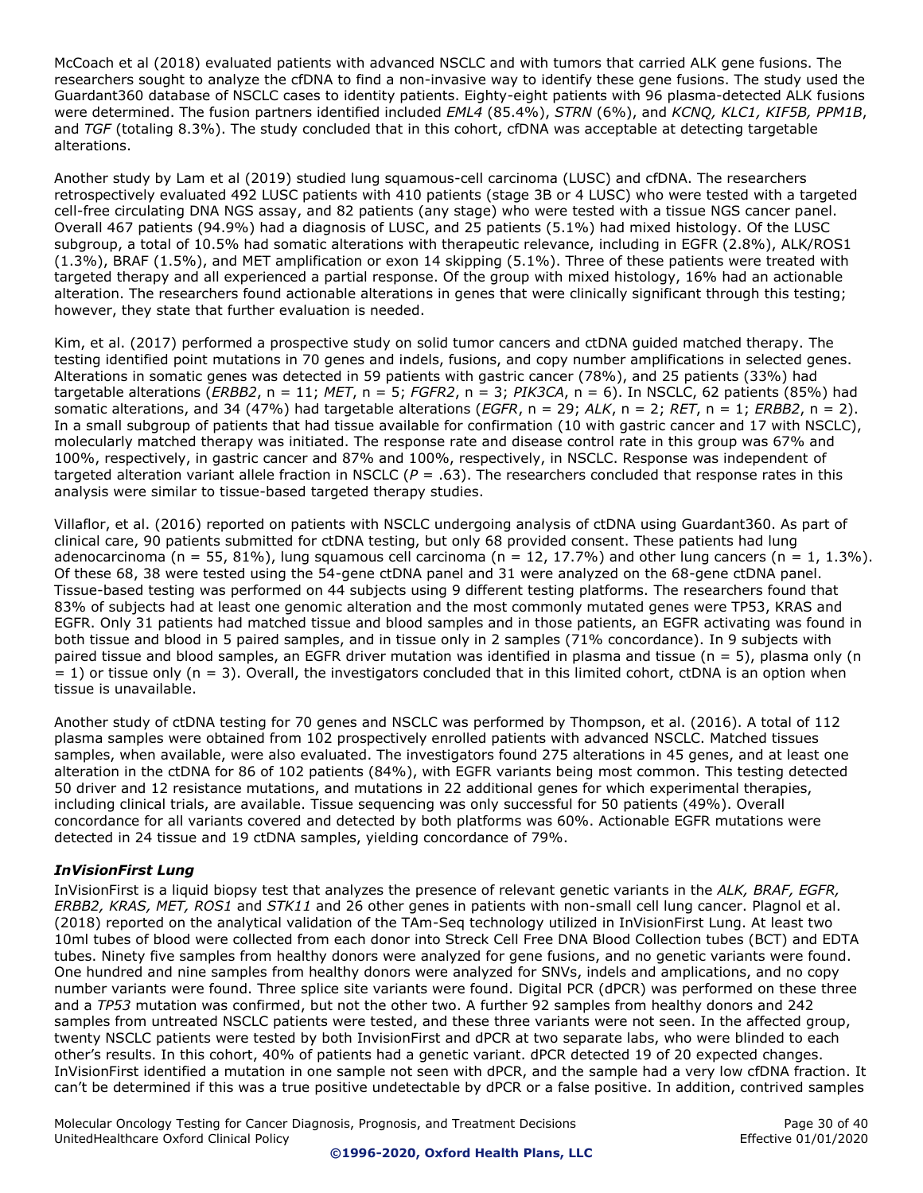McCoach et al (2018) evaluated patients with advanced NSCLC and with tumors that carried ALK gene fusions. The researchers sought to analyze the cfDNA to find a non-invasive way to identify these gene fusions. The study used the Guardant360 database of NSCLC cases to identity patients. Eighty-eight patients with 96 plasma-detected ALK fusions were determined. The fusion partners identified included *EML4* (85.4%), *STRN* (6%), and *KCNQ, KLC1, KIF5B, PPM1B*, and *TGF* (totaling 8.3%). The study concluded that in this cohort, cfDNA was acceptable at detecting targetable alterations.

Another study by Lam et al (2019) studied lung squamous-cell carcinoma (LUSC) and cfDNA. The researchers retrospectively evaluated 492 LUSC patients with 410 patients (stage 3B or 4 LUSC) who were tested with a targeted cell-free circulating DNA NGS assay, and 82 patients (any stage) who were tested with a tissue NGS cancer panel. Overall 467 patients (94.9%) had a diagnosis of LUSC, and 25 patients (5.1%) had mixed histology. Of the LUSC subgroup, a total of 10.5% had somatic alterations with therapeutic relevance, including in EGFR (2.8%), ALK/ROS1 (1.3%), BRAF (1.5%), and MET amplification or exon 14 skipping (5.1%). Three of these patients were treated with targeted therapy and all experienced a partial response. Of the group with mixed histology, 16% had an actionable alteration. The researchers found actionable alterations in genes that were clinically significant through this testing; however, they state that further evaluation is needed.

Kim, et al. (2017) performed a prospective study on solid tumor cancers and ctDNA guided matched therapy. The testing identified point mutations in 70 genes and indels, fusions, and copy number amplifications in selected genes. Alterations in somatic genes was detected in 59 patients with gastric cancer (78%), and 25 patients (33%) had targetable alterations (*ERBB2*, n = 11; *MET*, n = 5; *FGFR2*, n = 3; *PIK3CA*, n = 6). In NSCLC, 62 patients (85%) had somatic alterations, and 34 (47%) had targetable alterations (*EGFR*, n = 29; *ALK*, n = 2; *RET*, n = 1; *ERBB2*, n = 2). In a small subgroup of patients that had tissue available for confirmation (10 with gastric cancer and 17 with NSCLC), molecularly matched therapy was initiated. The response rate and disease control rate in this group was 67% and 100%, respectively, in gastric cancer and 87% and 100%, respectively, in NSCLC. Response was independent of targeted alteration variant allele fraction in NSCLC ($P = .63$). The researchers concluded that response rates in this analysis were similar to tissue-based targeted therapy studies.

Villaflor, et al. (2016) reported on patients with NSCLC undergoing analysis of ctDNA using Guardant360. As part of clinical care, 90 patients submitted for ctDNA testing, but only 68 provided consent. These patients had lung adenocarcinoma (n = 55, 81%), lung squamous cell carcinoma (n = 12, 17.7%) and other lung cancers (n = 1, 1.3%). Of these 68, 38 were tested using the 54-gene ctDNA panel and 31 were analyzed on the 68-gene ctDNA panel. Tissue-based testing was performed on 44 subjects using 9 different testing platforms. The researchers found that 83% of subjects had at least one genomic alteration and the most commonly mutated genes were TP53, KRAS and EGFR. Only 31 patients had matched tissue and blood samples and in those patients, an EGFR activating was found in both tissue and blood in 5 paired samples, and in tissue only in 2 samples (71% concordance). In 9 subjects with paired tissue and blood samples, an EGFR driver mutation was identified in plasma and tissue (n = 5), plasma only (n = 1) or tissue only (n = 3). Overall, the investigators concluded that in this limited cohort, ctDNA is an option when tissue is unavailable.

Another study of ctDNA testing for 70 genes and NSCLC was performed by Thompson, et al. (2016). A total of 112 plasma samples were obtained from 102 prospectively enrolled patients with advanced NSCLC. Matched tissues samples, when available, were also evaluated. The investigators found 275 alterations in 45 genes, and at least one alteration in the ctDNA for 86 of 102 patients (84%), with EGFR variants being most common. This testing detected 50 driver and 12 resistance mutations, and mutations in 22 additional genes for which experimental therapies, including clinical trials, are available. Tissue sequencing was only successful for 50 patients (49%). Overall concordance for all variants covered and detected by both platforms was 60%. Actionable EGFR mutations were detected in 24 tissue and 19 ctDNA samples, yielding concordance of 79%.

***InVisionFirst Lung***

InVisionFirst is a liquid biopsy test that analyzes the presence of relevant genetic variants in the *ALK, BRAF, EGFR, ERBB2, KRAS, MET, ROS1* and *STK11* and 26 other genes in patients with non-small cell lung cancer. Plagnol et al. (2018) reported on the analytical validation of the TAm-Seq technology utilized in InVisionFirst Lung. At least two 10ml tubes of blood were collected from each donor into Streck Cell Free DNA Blood Collection tubes (BCT) and EDTA tubes. Ninety five samples from healthy donors were analyzed for gene fusions, and no genetic variants were found. One hundred and nine samples from healthy donors were analyzed for SNVs, indels and amplications, and no copy number variants were found. Three splice site variants were found. Digital PCR (dPCR) was performed on these three and a *TP53* mutation was confirmed, but not the other two. A further 92 samples from healthy donors and 242 samples from untreated NSCLC patients were tested, and these three variants were not seen. In the affected group, twenty NSCLC patients were tested by both InvisionFirst and dPCR at two separate labs, who were blinded to each other's results. In this cohort, 40% of patients had a genetic variant. dPCR detected 19 of 20 expected changes. InVisionFirst identified a mutation in one sample not seen with dPCR, and the sample had a very low cfDNA fraction. It can't be determined if this was a true positive undetectable by dPCR or a false positive. In addition, contrived samples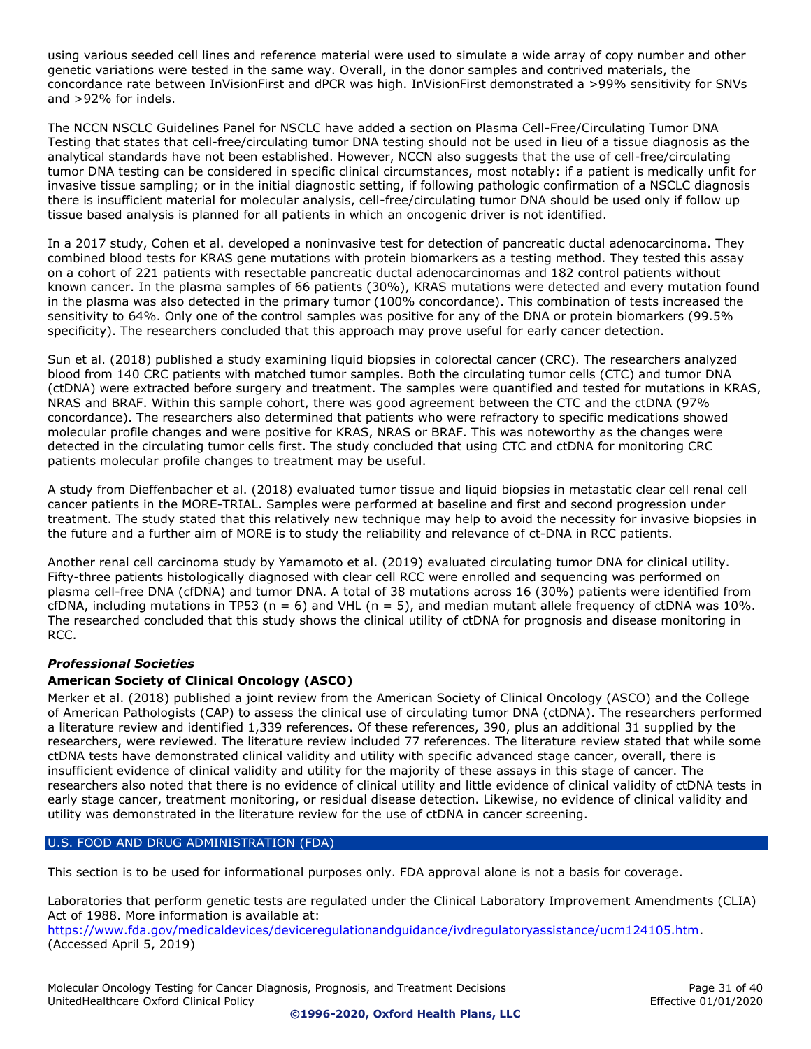using various seeded cell lines and reference material were used to simulate a wide array of copy number and other genetic variations were tested in the same way. Overall, in the donor samples and contrived materials, the concordance rate between InVisionFirst and dPCR was high. InVisionFirst demonstrated a >99% sensitivity for SNVs and >92% for indels.

The NCCN NSCLC Guidelines Panel for NSCLC have added a section on Plasma Cell-Free/Circulating Tumor DNA Testing that states that cell-free/circulating tumor DNA testing should not be used in lieu of a tissue diagnosis as the analytical standards have not been established. However, NCCN also suggests that the use of cell-free/circulating tumor DNA testing can be considered in specific clinical circumstances, most notably: if a patient is medically unfit for invasive tissue sampling; or in the initial diagnostic setting, if following pathologic confirmation of a NSCLC diagnosis there is insufficient material for molecular analysis, cell-free/circulating tumor DNA should be used only if follow up tissue based analysis is planned for all patients in which an oncogenic driver is not identified.

In a 2017 study, Cohen et al. developed a noninvasive test for detection of pancreatic ductal adenocarcinoma. They combined blood tests for KRAS gene mutations with protein biomarkers as a testing method. They tested this assay on a cohort of 221 patients with resectable pancreatic ductal adenocarcinomas and 182 control patients without known cancer. In the plasma samples of 66 patients (30%), KRAS mutations were detected and every mutation found in the plasma was also detected in the primary tumor (100% concordance). This combination of tests increased the sensitivity to 64%. Only one of the control samples was positive for any of the DNA or protein biomarkers (99.5% specificity). The researchers concluded that this approach may prove useful for early cancer detection.

Sun et al. (2018) published a study examining liquid biopsies in colorectal cancer (CRC). The researchers analyzed blood from 140 CRC patients with matched tumor samples. Both the circulating tumor cells (CTC) and tumor DNA (ctDNA) were extracted before surgery and treatment. The samples were quantified and tested for mutations in KRAS, NRAS and BRAF. Within this sample cohort, there was good agreement between the CTC and the ctDNA (97% concordance). The researchers also determined that patients who were refractory to specific medications showed molecular profile changes and were positive for KRAS, NRAS or BRAF. This was noteworthy as the changes were detected in the circulating tumor cells first. The study concluded that using CTC and ctDNA for monitoring CRC patients molecular profile changes to treatment may be useful.

A study from Dieffenbacher et al. (2018) evaluated tumor tissue and liquid biopsies in metastatic clear cell renal cell cancer patients in the MORE-TRIAL. Samples were performed at baseline and first and second progression under treatment. The study stated that this relatively new technique may help to avoid the necessity for invasive biopsies in the future and a further aim of MORE is to study the reliability and relevance of ct-DNA in RCC patients.

Another renal cell carcinoma study by Yamamoto et al. (2019) evaluated circulating tumor DNA for clinical utility. Fifty-three patients histologically diagnosed with clear cell RCC were enrolled and sequencing was performed on plasma cell-free DNA (cfDNA) and tumor DNA. A total of 38 mutations across 16 (30%) patients were identified from cfDNA, including mutations in TP53 (n = 6) and VHL (n = 5), and median mutant allele frequency of ctDNA was 10%. The researched concluded that this study shows the clinical utility of ctDNA for prognosis and disease monitoring in RCC.

### *Professional Societies*

**American Society of Clinical Oncology (ASCO)**

Merker et al. (2018) published a joint review from the American Society of Clinical Oncology (ASCO) and the College of American Pathologists (CAP) to assess the clinical use of circulating tumor DNA (ctDNA). The researchers performed a literature review and identified 1,339 references. Of these references, 390, plus an additional 31 supplied by the researchers, were reviewed. The literature review included 77 references. The literature review stated that while some ctDNA tests have demonstrated clinical validity and utility with specific advanced stage cancer, overall, there is insufficient evidence of clinical validity and utility for the majority of these assays in this stage of cancer. The researchers also noted that there is no evidence of clinical utility and little evidence of clinical validity of ctDNA tests in early stage cancer, treatment monitoring, or residual disease detection. Likewise, no evidence of clinical validity and utility was demonstrated in the literature review for the use of ctDNA in cancer screening.

## U.S. FOOD AND DRUG ADMINISTRATION (FDA)

This section is to be used for informational purposes only. FDA approval alone is not a basis for coverage.

Laboratories that perform genetic tests are regulated under the Clinical Laboratory Improvement Amendments (CLIA) Act of 1988. More information is available at: https://www.fda.gov/medicaldevices/deviceregulationandguidance/ivdregulatoryassistance/ucm124105.htm. (Accessed April 5, 2019)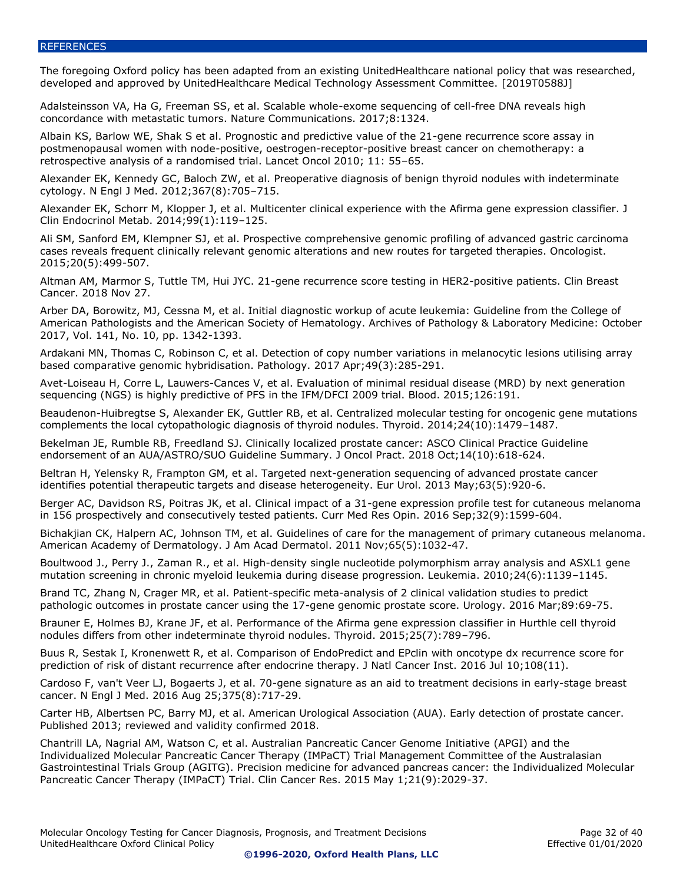## REFERENCES

The foregoing Oxford policy has been adapted from an existing UnitedHealthcare national policy that was researched, developed and approved by UnitedHealthcare Medical Technology Assessment Committee. [2019T0588J]

Adalsteinsson VA, Ha G, Freeman SS, et al. Scalable whole-exome sequencing of cell-free DNA reveals high concordance with metastatic tumors. Nature Communications. 2017;8:1324.

Albain KS, Barlow WE, Shak S et al. Prognostic and predictive value of the 21-gene recurrence score assay in postmenopausal women with node-positive, oestrogen-receptor-positive breast cancer on chemotherapy: a retrospective analysis of a randomised trial. Lancet Oncol 2010; 11: 55–65.

Alexander EK, Kennedy GC, Baloch ZW, et al. Preoperative diagnosis of benign thyroid nodules with indeterminate cytology. N Engl J Med. 2012;367(8):705–715.

Alexander EK, Schorr M, Klopper J, et al. Multicenter clinical experience with the Afirma gene expression classifier. J Clin Endocrinol Metab. 2014;99(1):119–125.

Ali SM, Sanford EM, Klempner SJ, et al. Prospective comprehensive genomic profiling of advanced gastric carcinoma cases reveals frequent clinically relevant genomic alterations and new routes for targeted therapies. Oncologist. 2015;20(5):499-507.

Altman AM, Marmor S, Tuttle TM, Hui JYC. 21-gene recurrence score testing in HER2-positive patients. Clin Breast Cancer. 2018 Nov 27.

Arber DA, Borowitz, MJ, Cessna M, et al. Initial diagnostic workup of acute leukemia: Guideline from the College of American Pathologists and the American Society of Hematology. Archives of Pathology & Laboratory Medicine: October 2017, Vol. 141, No. 10, pp. 1342-1393.

Ardakani MN, Thomas C, Robinson C, et al. Detection of copy number variations in melanocytic lesions utilising array based comparative genomic hybridisation. Pathology. 2017 Apr;49(3):285-291.

Avet-Loiseau H, Corre L, Lauwers-Cances V, et al. Evaluation of minimal residual disease (MRD) by next generation sequencing (NGS) is highly predictive of PFS in the IFM/DFCI 2009 trial. Blood. 2015;126:191.

Beaudenon-Huibregtse S, Alexander EK, Guttler RB, et al. Centralized molecular testing for oncogenic gene mutations complements the local cytopathologic diagnosis of thyroid nodules. Thyroid. 2014;24(10):1479–1487.

Bekelman JE, Rumble RB, Freedland SJ. Clinically localized prostate cancer: ASCO Clinical Practice Guideline endorsement of an AUA/ASTRO/SUO Guideline Summary. J Oncol Pract. 2018 Oct;14(10):618-624.

Beltran H, Yelensky R, Frampton GM, et al. Targeted next-generation sequencing of advanced prostate cancer identifies potential therapeutic targets and disease heterogeneity. Eur Urol. 2013 May;63(5):920-6.

Berger AC, Davidson RS, Poitras JK, et al. Clinical impact of a 31-gene expression profile test for cutaneous melanoma in 156 prospectively and consecutively tested patients. Curr Med Res Opin. 2016 Sep;32(9):1599-604.

Bichakjian CK, Halpern AC, Johnson TM, et al. Guidelines of care for the management of primary cutaneous melanoma. American Academy of Dermatology. J Am Acad Dermatol. 2011 Nov;65(5):1032-47.

Boultwood J., Perry J., Zaman R., et al. High-density single nucleotide polymorphism array analysis and ASXL1 gene mutation screening in chronic myeloid leukemia during disease progression. Leukemia. 2010;24(6):1139–1145.

Brand TC, Zhang N, Crager MR, et al. Patient-specific meta-analysis of 2 clinical validation studies to predict pathologic outcomes in prostate cancer using the 17-gene genomic prostate score. Urology. 2016 Mar;89:69-75.

Brauner E, Holmes BJ, Krane JF, et al. Performance of the Afirma gene expression classifier in Hurthle cell thyroid nodules differs from other indeterminate thyroid nodules. Thyroid. 2015;25(7):789–796.

Buus R, Sestak I, Kronenwett R, et al. Comparison of EndoPredict and EPclin with oncotype dx recurrence score for prediction of risk of distant recurrence after endocrine therapy. J Natl Cancer Inst. 2016 Jul 10;108(11).

Cardoso F, van't Veer LJ, Bogaerts J, et al. 70-gene signature as an aid to treatment decisions in early-stage breast cancer. N Engl J Med. 2016 Aug 25;375(8):717-29.

Carter HB, Albertsen PC, Barry MJ, et al. American Urological Association (AUA). Early detection of prostate cancer. Published 2013; reviewed and validity confirmed 2018.

Chantrill LA, Nagrial AM, Watson C, et al. Australian Pancreatic Cancer Genome Initiative (APGI) and the Individualized Molecular Pancreatic Cancer Therapy (IMPaCT) Trial Management Committee of the Australasian Gastrointestinal Trials Group (AGITG). Precision medicine for advanced pancreas cancer: the Individualized Molecular Pancreatic Cancer Therapy (IMPaCT) Trial. Clin Cancer Res. 2015 May 1;21(9):2029-37.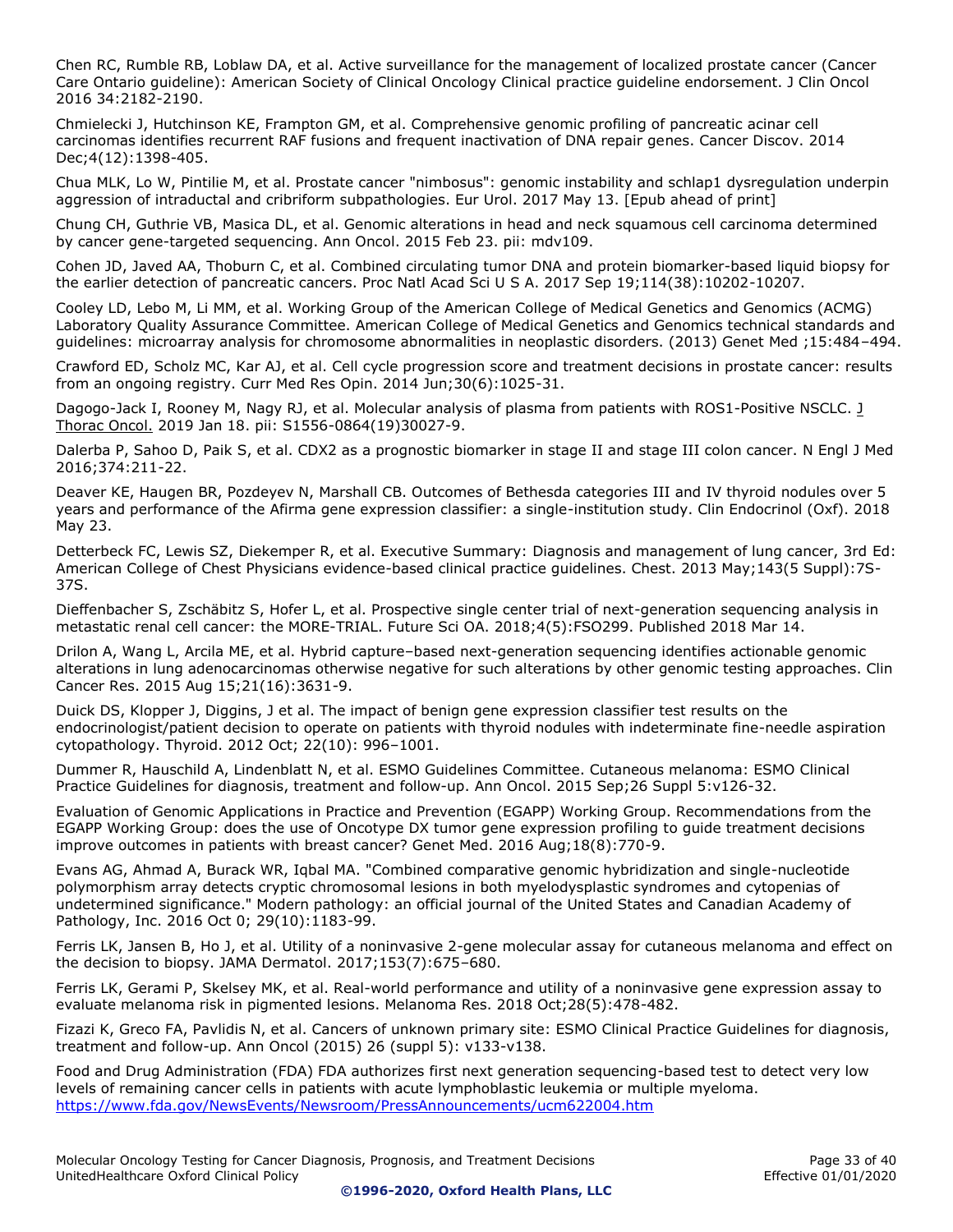Chen RC, Rumble RB, Loblaw DA, et al. Active surveillance for the management of localized prostate cancer (Cancer Care Ontario guideline): American Society of Clinical Oncology Clinical practice guideline endorsement. J Clin Oncol 2016 34:2182-2190.

Chmielecki J, Hutchinson KE, Frampton GM, et al. Comprehensive genomic profiling of pancreatic acinar cell carcinomas identifies recurrent RAF fusions and frequent inactivation of DNA repair genes. Cancer Discov. 2014 Dec;4(12):1398-405.

Chua MLK, Lo W, Pintilie M, et al. Prostate cancer "nimbosus": genomic instability and schlap1 dysregulation underpin aggression of intraductal and cribriform subpathologies. Eur Urol. 2017 May 13. [Epub ahead of print]

Chung CH, Guthrie VB, Masica DL, et al. Genomic alterations in head and neck squamous cell carcinoma determined by cancer gene-targeted sequencing. Ann Oncol. 2015 Feb 23. pii: mdv109.

Cohen JD, Javed AA, Thoburn C, et al. Combined circulating tumor DNA and protein biomarker-based liquid biopsy for the earlier detection of pancreatic cancers. Proc Natl Acad Sci U S A. 2017 Sep 19;114(38):10202-10207.

Cooley LD, Lebo M, Li MM, et al. Working Group of the American College of Medical Genetics and Genomics (ACMG) Laboratory Quality Assurance Committee. American College of Medical Genetics and Genomics technical standards and guidelines: microarray analysis for chromosome abnormalities in neoplastic disorders. (2013) Genet Med ;15:484–494.

Crawford ED, Scholz MC, Kar AJ, et al. Cell cycle progression score and treatment decisions in prostate cancer: results from an ongoing registry. Curr Med Res Opin. 2014 Jun;30(6):1025-31.

Dagogo-Jack I, Rooney M, Nagy RJ, et al. Molecular analysis of plasma from patients with ROS1-Positive NSCLC. J Thorac Oncol. 2019 Jan 18. pii: S1556-0864(19)30027-9.

Dalerba P, Sahoo D, Paik S, et al. CDX2 as a prognostic biomarker in stage II and stage III colon cancer. N Engl J Med 2016;374:211-22.

Deaver KE, Haugen BR, Pozdeyev N, Marshall CB. Outcomes of Bethesda categories III and IV thyroid nodules over 5 years and performance of the Afirma gene expression classifier: a single-institution study. Clin Endocrinol (Oxf). 2018 May 23.

Detterbeck FC, Lewis SZ, Diekemper R, et al. Executive Summary: Diagnosis and management of lung cancer, 3rd Ed: American College of Chest Physicians evidence-based clinical practice guidelines. Chest. 2013 May;143(5 Suppl):7S-37S.

Dieffenbacher S, Zschäbitz S, Hofer L, et al. Prospective single center trial of next-generation sequencing analysis in metastatic renal cell cancer: the MORE-TRIAL. Future Sci OA. 2018;4(5):FSO299. Published 2018 Mar 14.

Drilon A, Wang L, Arcila ME, et al. Hybrid capture–based next-generation sequencing identifies actionable genomic alterations in lung adenocarcinomas otherwise negative for such alterations by other genomic testing approaches. Clin Cancer Res. 2015 Aug 15;21(16):3631-9.

Duick DS, Klopper J, Diggins, J et al. The impact of benign gene expression classifier test results on the endocrinologist/patient decision to operate on patients with thyroid nodules with indeterminate fine-needle aspiration cytopathology. Thyroid. 2012 Oct; 22(10): 996–1001.

Dummer R, Hauschild A, Lindenblatt N, et al. ESMO Guidelines Committee. Cutaneous melanoma: ESMO Clinical Practice Guidelines for diagnosis, treatment and follow-up. Ann Oncol. 2015 Sep;26 Suppl 5:v126-32.

Evaluation of Genomic Applications in Practice and Prevention (EGAPP) Working Group. Recommendations from the EGAPP Working Group: does the use of Oncotype DX tumor gene expression profiling to guide treatment decisions improve outcomes in patients with breast cancer? Genet Med. 2016 Aug;18(8):770-9.

Evans AG, Ahmad A, Burack WR, Iqbal MA. "Combined comparative genomic hybridization and single-nucleotide polymorphism array detects cryptic chromosomal lesions in both myelodysplastic syndromes and cytopenias of undetermined significance." Modern pathology: an official journal of the United States and Canadian Academy of Pathology, Inc. 2016 Oct 0; 29(10):1183-99.

Ferris LK, Jansen B, Ho J, et al. Utility of a noninvasive 2-gene molecular assay for cutaneous melanoma and effect on the decision to biopsy. JAMA Dermatol. 2017;153(7):675–680.

Ferris LK, Gerami P, Skelsey MK, et al. Real-world performance and utility of a noninvasive gene expression assay to evaluate melanoma risk in pigmented lesions. Melanoma Res. 2018 Oct;28(5):478-482.

Fizazi K, Greco FA, Pavlidis N, et al. Cancers of unknown primary site: ESMO Clinical Practice Guidelines for diagnosis, treatment and follow-up. Ann Oncol (2015) 26 (suppl 5): v133-v138.

Food and Drug Administration (FDA) FDA authorizes first next generation sequencing-based test to detect very low levels of remaining cancer cells in patients with acute lymphoblastic leukemia or multiple myeloma. https://www.fda.gov/NewsEvents/Newsroom/PressAnnouncements/ucm622004.htm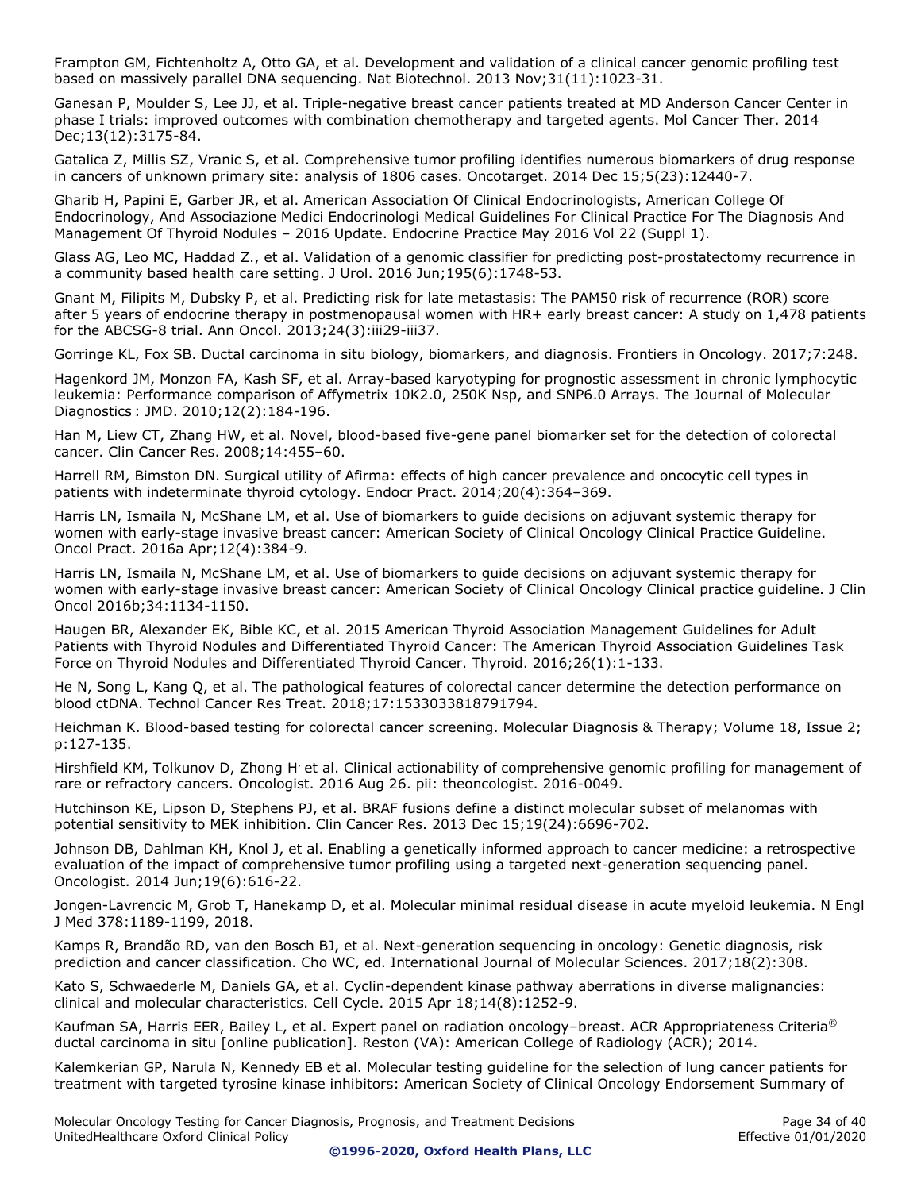Frampton GM, Fichtenholtz A, Otto GA, et al. Development and validation of a clinical cancer genomic profiling test based on massively parallel DNA sequencing. Nat Biotechnol. 2013 Nov;31(11):1023-31.

Ganesan P, Moulder S, Lee JJ, et al. Triple-negative breast cancer patients treated at MD Anderson Cancer Center in phase I trials: improved outcomes with combination chemotherapy and targeted agents. Mol Cancer Ther. 2014 Dec;13(12):3175-84.

Gatalica Z, Millis SZ, Vranic S, et al. Comprehensive tumor profiling identifies numerous biomarkers of drug response in cancers of unknown primary site: analysis of 1806 cases. Oncotarget. 2014 Dec 15;5(23):12440-7.

Gharib H, Papini E, Garber JR, et al. American Association Of Clinical Endocrinologists, American College Of Endocrinology, And Associazione Medici Endocrinologi Medical Guidelines For Clinical Practice For The Diagnosis And Management Of Thyroid Nodules – 2016 Update. Endocrine Practice May 2016 Vol 22 (Suppl 1).

Glass AG, Leo MC, Haddad Z., et al. Validation of a genomic classifier for predicting post-prostatectomy recurrence in a community based health care setting. J Urol. 2016 Jun;195(6):1748-53.

Gnant M, Filipits M, Dubsky P, et al. Predicting risk for late metastasis: The PAM50 risk of recurrence (ROR) score after 5 years of endocrine therapy in postmenopausal women with HR+ early breast cancer: A study on 1,478 patients for the ABCSG-8 trial. Ann Oncol. 2013;24(3):iii29-iii37.

Gorringe KL, Fox SB. Ductal carcinoma in situ biology, biomarkers, and diagnosis. Frontiers in Oncology. 2017;7:248.

Hagenkord JM, Monzon FA, Kash SF, et al. Array-based karyotyping for prognostic assessment in chronic lymphocytic leukemia: Performance comparison of Affymetrix 10K2.0, 250K Nsp, and SNP6.0 Arrays. The Journal of Molecular Diagnostics : JMD. 2010;12(2):184-196.

Han M, Liew CT, Zhang HW, et al. Novel, blood-based five-gene panel biomarker set for the detection of colorectal cancer. Clin Cancer Res. 2008;14:455–60.

Harrell RM, Bimston DN. Surgical utility of Afirma: effects of high cancer prevalence and oncocytic cell types in patients with indeterminate thyroid cytology. Endocr Pract. 2014;20(4):364–369.

Harris LN, Ismaila N, McShane LM, et al. Use of biomarkers to guide decisions on adjuvant systemic therapy for women with early-stage invasive breast cancer: American Society of Clinical Oncology Clinical Practice Guideline. Oncol Pract. 2016a Apr;12(4):384-9.

Harris LN, Ismaila N, McShane LM, et al. Use of biomarkers to guide decisions on adjuvant systemic therapy for women with early-stage invasive breast cancer: American Society of Clinical Oncology Clinical practice guideline. J Clin Oncol 2016b;34:1134-1150.

Haugen BR, Alexander EK, Bible KC, et al. 2015 American Thyroid Association Management Guidelines for Adult Patients with Thyroid Nodules and Differentiated Thyroid Cancer: The American Thyroid Association Guidelines Task Force on Thyroid Nodules and Differentiated Thyroid Cancer. Thyroid. 2016;26(1):1-133.

He N, Song L, Kang Q, et al. The pathological features of colorectal cancer determine the detection performance on blood ctDNA. Technol Cancer Res Treat. 2018;17:1533033818791794.

Heichman K. Blood-based testing for colorectal cancer screening. Molecular Diagnosis & Therapy; Volume 18, Issue 2; p:127-135.

Hirshfield KM, Tolkunov D, Zhong H, et al. Clinical actionability of comprehensive genomic profiling for management of rare or refractory cancers. Oncologist. 2016 Aug 26. pii: theoncologist. 2016-0049.

Hutchinson KE, Lipson D, Stephens PJ, et al. BRAF fusions define a distinct molecular subset of melanomas with potential sensitivity to MEK inhibition. Clin Cancer Res. 2013 Dec 15;19(24):6696-702.

Johnson DB, Dahlman KH, Knol J, et al. Enabling a genetically informed approach to cancer medicine: a retrospective evaluation of the impact of comprehensive tumor profiling using a targeted next-generation sequencing panel. Oncologist. 2014 Jun;19(6):616-22.

Jongen-Lavrencic M, Grob T, Hanekamp D, et al. Molecular minimal residual disease in acute myeloid leukemia. N Engl J Med 378:1189-1199, 2018.

Kamps R, Brandão RD, van den Bosch BJ, et al. Next-generation sequencing in oncology: Genetic diagnosis, risk prediction and cancer classification. Cho WC, ed. International Journal of Molecular Sciences. 2017;18(2):308.

Kato S, Schwaederle M, Daniels GA, et al. Cyclin-dependent kinase pathway aberrations in diverse malignancies: clinical and molecular characteristics. Cell Cycle. 2015 Apr 18;14(8):1252-9.

Kaufman SA, Harris EER, Bailey L, et al. Expert panel on radiation oncology–breast. ACR Appropriateness Criteria® ductal carcinoma in situ [online publication]. Reston (VA): American College of Radiology (ACR); 2014.

Kalemkerian GP, Narula N, Kennedy EB et al. Molecular testing guideline for the selection of lung cancer patients for treatment with targeted tyrosine kinase inhibitors: American Society of Clinical Oncology Endorsement Summary of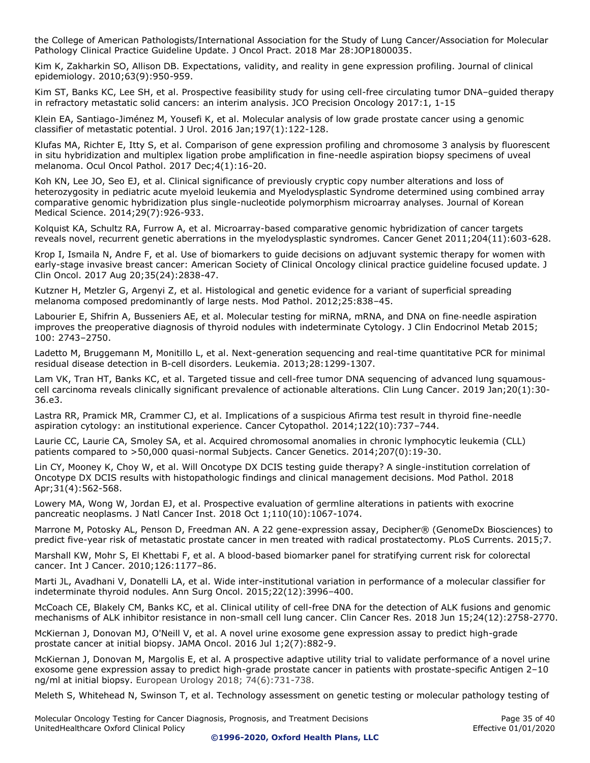the College of American Pathologists/International Association for the Study of Lung Cancer/Association for Molecular Pathology Clinical Practice Guideline Update. J Oncol Pract. 2018 Mar 28:JOP1800035.

Kim K, Zakharkin SO, Allison DB. Expectations, validity, and reality in gene expression profiling. Journal of clinical epidemiology. 2010;63(9):950-959.

Kim ST, Banks KC, Lee SH, et al. Prospective feasibility study for using cell-free circulating tumor DNA–guided therapy in refractory metastatic solid cancers: an interim analysis. JCO Precision Oncology 2017:1, 1-15

Klein EA, Santiago-Jiménez M, Yousefi K, et al. Molecular analysis of low grade prostate cancer using a genomic classifier of metastatic potential. J Urol. 2016 Jan;197(1):122-128.

Klufas MA, Richter E, Itty S, et al. Comparison of gene expression profiling and chromosome 3 analysis by fluorescent in situ hybridization and multiplex ligation probe amplification in fine-needle aspiration biopsy specimens of uveal melanoma. Ocul Oncol Pathol. 2017 Dec;4(1):16-20.

Koh KN, Lee JO, Seo EJ, et al. Clinical significance of previously cryptic copy number alterations and loss of heterozygosity in pediatric acute myeloid leukemia and Myelodysplastic Syndrome determined using combined array comparative genomic hybridization plus single-nucleotide polymorphism microarray analyses. Journal of Korean Medical Science. 2014;29(7):926-933.

Kolquist KA, Schultz RA, Furrow A, et al. Microarray-based comparative genomic hybridization of cancer targets reveals novel, recurrent genetic aberrations in the myelodysplastic syndromes. Cancer Genet 2011;204(11):603-628.

Krop I, Ismaila N, Andre F, et al. Use of biomarkers to guide decisions on adjuvant systemic therapy for women with early-stage invasive breast cancer: American Society of Clinical Oncology clinical practice guideline focused update. J Clin Oncol. 2017 Aug 20;35(24):2838-47.

Kutzner H, Metzler G, Argenyi Z, et al. Histological and genetic evidence for a variant of superficial spreading melanoma composed predominantly of large nests. Mod Pathol. 2012;25:838–45.

Labourier E, Shifrin A, Busseniers AE, et al. Molecular testing for miRNA, mRNA, and DNA on fine-needle aspiration improves the preoperative diagnosis of thyroid nodules with indeterminate Cytology. J Clin Endocrinol Metab 2015; 100: 2743–2750.

Ladetto M, Bruggemann M, Monitillo L, et al. Next-generation sequencing and real-time quantitative PCR for minimal residual disease detection in B-cell disorders. Leukemia. 2013;28:1299-1307.

Lam VK, Tran HT, Banks KC, et al. Targeted tissue and cell-free tumor DNA sequencing of advanced lung squamous-cell carcinoma reveals clinically significant prevalence of actionable alterations. Clin Lung Cancer. 2019 Jan;20(1):30-36.e3.

Lastra RR, Pramick MR, Crammer CJ, et al. Implications of a suspicious Afirma test result in thyroid fine-needle aspiration cytology: an institutional experience. Cancer Cytopathol. 2014;122(10):737–744.

Laurie CC, Laurie CA, Smoley SA, et al. Acquired chromosomal anomalies in chronic lymphocytic leukemia (CLL) patients compared to >50,000 quasi-normal Subjects. Cancer Genetics. 2014;207(0):19-30.

Lin CY, Mooney K, Choy W, et al. Will Oncotype DX DCIS testing guide therapy? A single-institution correlation of Oncotype DX DCIS results with histopathologic findings and clinical management decisions. Mod Pathol. 2018 Apr;31(4):562-568.

Lowery MA, Wong W, Jordan EJ, et al. Prospective evaluation of germline alterations in patients with exocrine pancreatic neoplasms. J Natl Cancer Inst. 2018 Oct 1;110(10):1067-1074.

Marrone M, Potosky AL, Penson D, Freedman AN. A 22 gene-expression assay, Decipher® (GenomeDx Biosciences) to predict five-year risk of metastatic prostate cancer in men treated with radical prostatectomy. PLoS Currents. 2015;7.

Marshall KW, Mohr S, El Khettabi F, et al. A blood-based biomarker panel for stratifying current risk for colorectal cancer. Int J Cancer. 2010;126:1177–86.

Marti JL, Avadhani V, Donatelli LA, et al. Wide inter-institutional variation in performance of a molecular classifier for indeterminate thyroid nodules. Ann Surg Oncol. 2015;22(12):3996–400.

McCoach CE, Blakely CM, Banks KC, et al. Clinical utility of cell-free DNA for the detection of ALK fusions and genomic mechanisms of ALK inhibitor resistance in non-small cell lung cancer. Clin Cancer Res. 2018 Jun 15;24(12):2758-2770.

McKiernan J, Donovan MJ, O'Neill V, et al. A novel urine exosome gene expression assay to predict high-grade prostate cancer at initial biopsy. JAMA Oncol. 2016 Jul 1;2(7):882-9.

McKiernan J, Donovan M, Margolis E, et al. A prospective adaptive utility trial to validate performance of a novel urine exosome gene expression assay to predict high-grade prostate cancer in patients with prostate-specific Antigen 2–10 ng/ml at initial biopsy. European Urology 2018; 74(6):731-738.

Meleth S, Whitehead N, Swinson T, et al. Technology assessment on genetic testing or molecular pathology testing of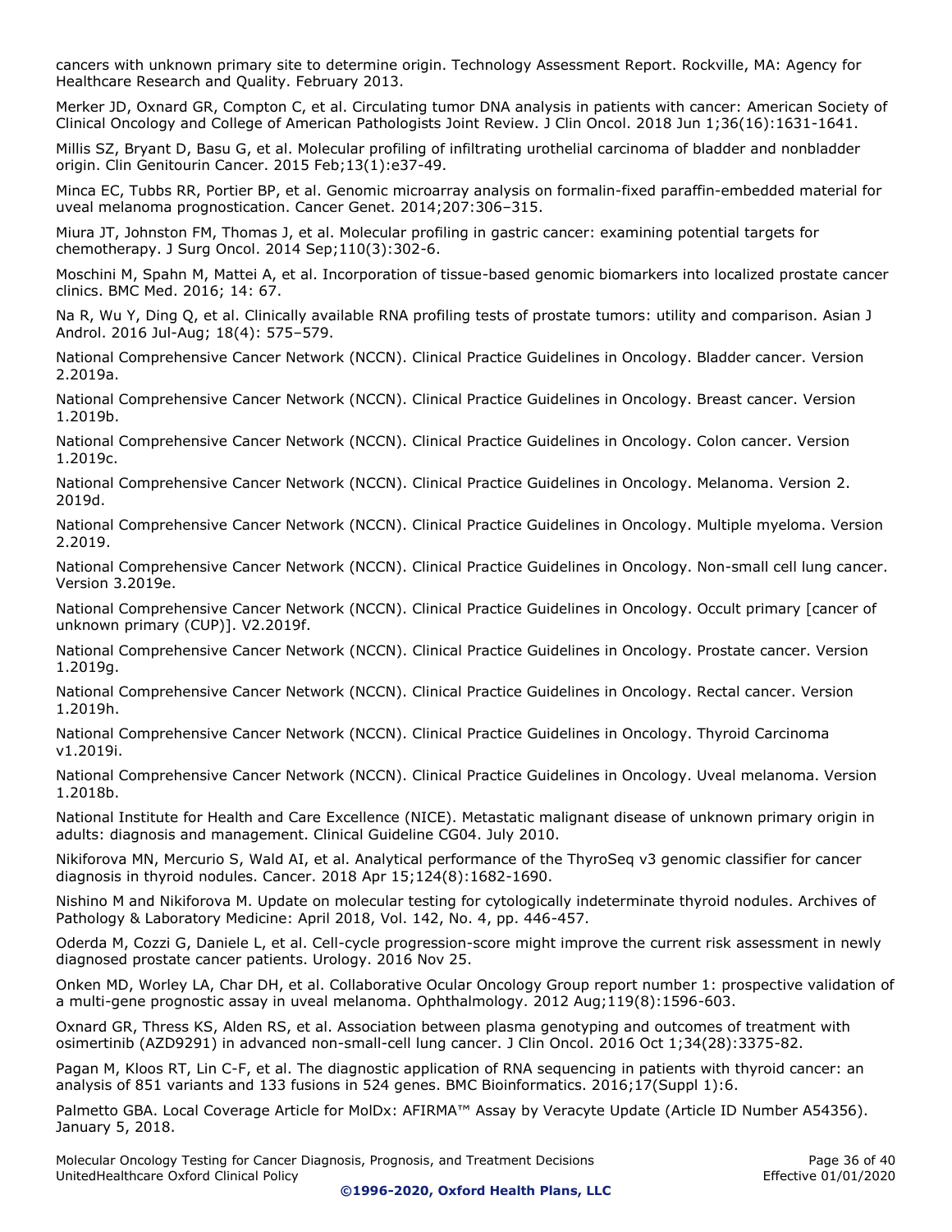cancers with unknown primary site to determine origin. Technology Assessment Report. Rockville, MA: Agency for Healthcare Research and Quality. February 2013.

Merker JD, Oxnard GR, Compton C, et al. Circulating tumor DNA analysis in patients with cancer: American Society of Clinical Oncology and College of American Pathologists Joint Review. J Clin Oncol. 2018 Jun 1;36(16):1631-1641.

Millis SZ, Bryant D, Basu G, et al. Molecular profiling of infiltrating urothelial carcinoma of bladder and nonbladder origin. Clin Genitourin Cancer. 2015 Feb;13(1):e37-49.

Minca EC, Tubbs RR, Portier BP, et al. Genomic microarray analysis on formalin-fixed paraffin-embedded material for uveal melanoma prognostication. Cancer Genet. 2014;207:306–315.

Miura JT, Johnston FM, Thomas J, et al. Molecular profiling in gastric cancer: examining potential targets for chemotherapy. J Surg Oncol. 2014 Sep;110(3):302-6.

Moschini M, Spahn M, Mattei A, et al. Incorporation of tissue-based genomic biomarkers into localized prostate cancer clinics. BMC Med. 2016; 14: 67.

Na R, Wu Y, Ding Q, et al. Clinically available RNA profiling tests of prostate tumors: utility and comparison. Asian J Androl. 2016 Jul-Aug; 18(4): 575–579.

National Comprehensive Cancer Network (NCCN). Clinical Practice Guidelines in Oncology. Bladder cancer. Version 2.2019a.

National Comprehensive Cancer Network (NCCN). Clinical Practice Guidelines in Oncology. Breast cancer. Version 1.2019b.

National Comprehensive Cancer Network (NCCN). Clinical Practice Guidelines in Oncology. Colon cancer. Version 1.2019c.

National Comprehensive Cancer Network (NCCN). Clinical Practice Guidelines in Oncology. Melanoma. Version 2. 2019d.

National Comprehensive Cancer Network (NCCN). Clinical Practice Guidelines in Oncology. Multiple myeloma. Version 2.2019.

National Comprehensive Cancer Network (NCCN). Clinical Practice Guidelines in Oncology. Non-small cell lung cancer. Version 3.2019e.

National Comprehensive Cancer Network (NCCN). Clinical Practice Guidelines in Oncology. Occult primary [cancer of unknown primary (CUP)]. V2.2019f.

National Comprehensive Cancer Network (NCCN). Clinical Practice Guidelines in Oncology. Prostate cancer. Version 1.2019g.

National Comprehensive Cancer Network (NCCN). Clinical Practice Guidelines in Oncology. Rectal cancer. Version 1.2019h.

National Comprehensive Cancer Network (NCCN). Clinical Practice Guidelines in Oncology. Thyroid Carcinoma v1.2019i.

National Comprehensive Cancer Network (NCCN). Clinical Practice Guidelines in Oncology. Uveal melanoma. Version 1.2018b.

National Institute for Health and Care Excellence (NICE). Metastatic malignant disease of unknown primary origin in adults: diagnosis and management. Clinical Guideline CG04. July 2010.

Nikiforova MN, Mercurio S, Wald AI, et al. Analytical performance of the ThyroSeq v3 genomic classifier for cancer diagnosis in thyroid nodules. Cancer. 2018 Apr 15;124(8):1682-1690.

Nishino M and Nikiforova M. Update on molecular testing for cytologically indeterminate thyroid nodules. Archives of Pathology & Laboratory Medicine: April 2018, Vol. 142, No. 4, pp. 446-457.

Oderda M, Cozzi G, Daniele L, et al. Cell-cycle progression-score might improve the current risk assessment in newly diagnosed prostate cancer patients. Urology. 2016 Nov 25.

Onken MD, Worley LA, Char DH, et al. Collaborative Ocular Oncology Group report number 1: prospective validation of a multi-gene prognostic assay in uveal melanoma. Ophthalmology. 2012 Aug;119(8):1596-603.

Oxnard GR, Thress KS, Alden RS, et al. Association between plasma genotyping and outcomes of treatment with osimertinib (AZD9291) in advanced non-small-cell lung cancer. J Clin Oncol. 2016 Oct 1;34(28):3375-82.

Pagan M, Kloos RT, Lin C-F, et al. The diagnostic application of RNA sequencing in patients with thyroid cancer: an analysis of 851 variants and 133 fusions in 524 genes. BMC Bioinformatics. 2016;17(Suppl 1):6.

Palmetto GBA. Local Coverage Article for MolDx: AFIRMA™ Assay by Veracyte Update (Article ID Number A54356). January 5, 2018.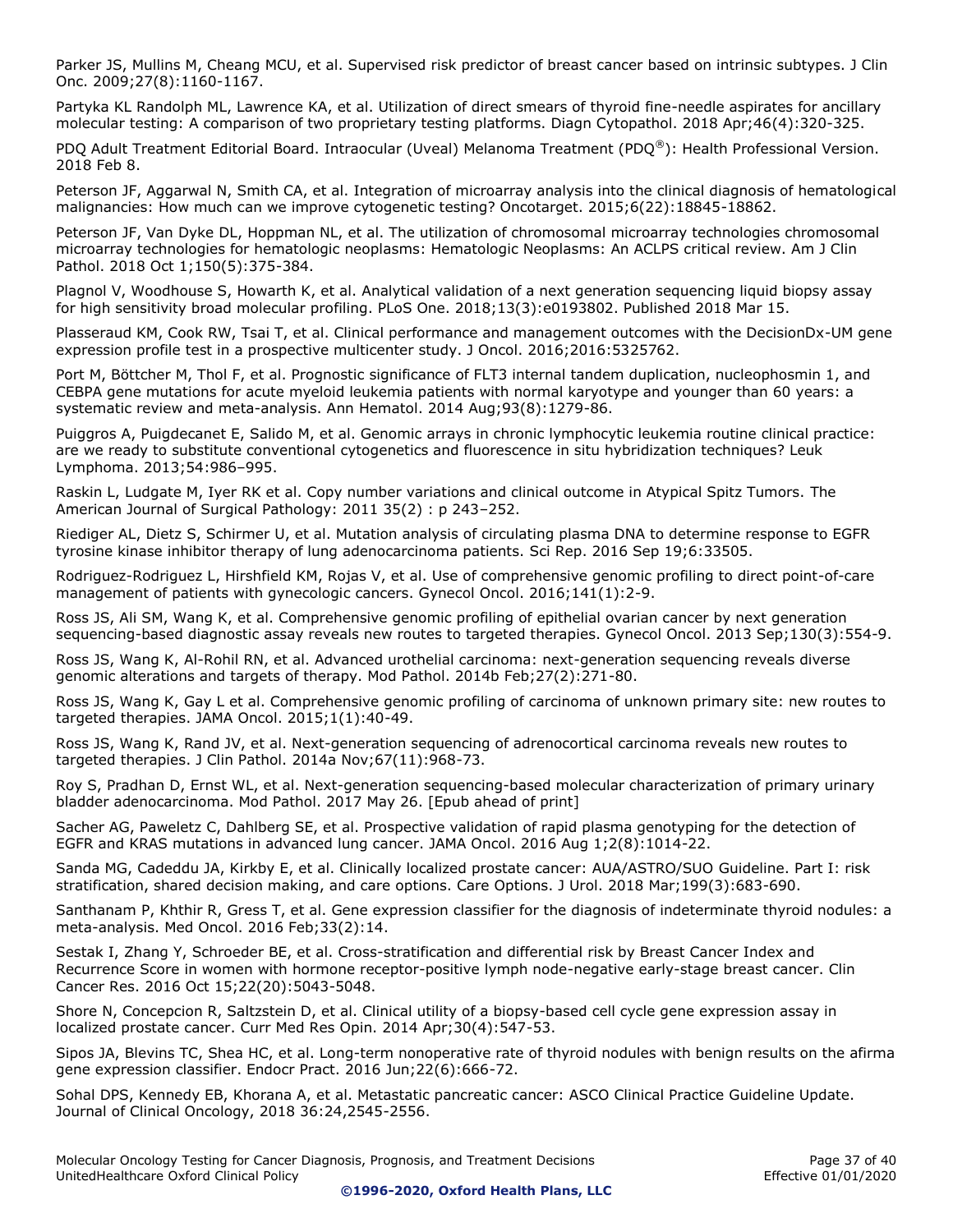Parker JS, Mullins M, Cheang MCU, et al. Supervised risk predictor of breast cancer based on intrinsic subtypes. J Clin Onc. 2009;27(8):1160-1167.

Partyka KL Randolph ML, Lawrence KA, et al. Utilization of direct smears of thyroid fine-needle aspirates for ancillary molecular testing: A comparison of two proprietary testing platforms. Diagn Cytopathol. 2018 Apr;46(4):320-325.

PDQ Adult Treatment Editorial Board. Intraocular (Uveal) Melanoma Treatment (PDQ®): Health Professional Version. 2018 Feb 8.

Peterson JF, Aggarwal N, Smith CA, et al. Integration of microarray analysis into the clinical diagnosis of hematological malignancies: How much can we improve cytogenetic testing? Oncotarget. 2015;6(22):18845-18862.

Peterson JF, Van Dyke DL, Hoppman NL, et al. The utilization of chromosomal microarray technologies chromosomal microarray technologies for hematologic neoplasms: Hematologic Neoplasms: An ACLPS critical review. Am J Clin Pathol. 2018 Oct 1;150(5):375-384.

Plagnol V, Woodhouse S, Howarth K, et al. Analytical validation of a next generation sequencing liquid biopsy assay for high sensitivity broad molecular profiling. PLoS One. 2018;13(3):e0193802. Published 2018 Mar 15.

Plasseraud KM, Cook RW, Tsai T, et al. Clinical performance and management outcomes with the DecisionDx-UM gene expression profile test in a prospective multicenter study. J Oncol. 2016;2016:5325762.

Port M, Böttcher M, Thol F, et al. Prognostic significance of FLT3 internal tandem duplication, nucleophosmin 1, and CEBPA gene mutations for acute myeloid leukemia patients with normal karyotype and younger than 60 years: a systematic review and meta-analysis. Ann Hematol. 2014 Aug;93(8):1279-86.

Puiggros A, Puigdecanet E, Salido M, et al. Genomic arrays in chronic lymphocytic leukemia routine clinical practice: are we ready to substitute conventional cytogenetics and fluorescence in situ hybridization techniques? Leuk Lymphoma. 2013;54:986–995.

Raskin L, Ludgate M, Iyer RK et al. Copy number variations and clinical outcome in Atypical Spitz Tumors. The American Journal of Surgical Pathology: 2011 35(2) : p 243–252.

Riediger AL, Dietz S, Schirmer U, et al. Mutation analysis of circulating plasma DNA to determine response to EGFR tyrosine kinase inhibitor therapy of lung adenocarcinoma patients. Sci Rep. 2016 Sep 19;6:33505.

Rodriguez-Rodriguez L, Hirshfield KM, Rojas V, et al. Use of comprehensive genomic profiling to direct point-of-care management of patients with gynecologic cancers. Gynecol Oncol. 2016;141(1):2-9.

Ross JS, Ali SM, Wang K, et al. Comprehensive genomic profiling of epithelial ovarian cancer by next generation sequencing-based diagnostic assay reveals new routes to targeted therapies. Gynecol Oncol. 2013 Sep;130(3):554-9.

Ross JS, Wang K, Al-Rohil RN, et al. Advanced urothelial carcinoma: next-generation sequencing reveals diverse genomic alterations and targets of therapy. Mod Pathol. 2014b Feb;27(2):271-80.

Ross JS, Wang K, Gay L et al. Comprehensive genomic profiling of carcinoma of unknown primary site: new routes to targeted therapies. JAMA Oncol. 2015;1(1):40-49.

Ross JS, Wang K, Rand JV, et al. Next-generation sequencing of adrenocortical carcinoma reveals new routes to targeted therapies. J Clin Pathol. 2014a Nov;67(11):968-73.

Roy S, Pradhan D, Ernst WL, et al. Next-generation sequencing-based molecular characterization of primary urinary bladder adenocarcinoma. Mod Pathol. 2017 May 26. [Epub ahead of print]

Sacher AG, Paweletz C, Dahlberg SE, et al. Prospective validation of rapid plasma genotyping for the detection of EGFR and KRAS mutations in advanced lung cancer. JAMA Oncol. 2016 Aug 1;2(8):1014-22.

Sanda MG, Cadeddu JA, Kirkby E, et al. Clinically localized prostate cancer: AUA/ASTRO/SUO Guideline. Part I: risk stratification, shared decision making, and care options. Care Options. J Urol. 2018 Mar;199(3):683-690.

Santhanam P, Khthir R, Gress T, et al. Gene expression classifier for the diagnosis of indeterminate thyroid nodules: a meta-analysis. Med Oncol. 2016 Feb;33(2):14.

Sestak I, Zhang Y, Schroeder BE, et al. Cross-stratification and differential risk by Breast Cancer Index and Recurrence Score in women with hormone receptor-positive lymph node-negative early-stage breast cancer. Clin Cancer Res. 2016 Oct 15;22(20):5043-5048.

Shore N, Concepcion R, Saltzstein D, et al. Clinical utility of a biopsy-based cell cycle gene expression assay in localized prostate cancer. Curr Med Res Opin. 2014 Apr;30(4):547-53.

Sipos JA, Blevins TC, Shea HC, et al. Long-term nonoperative rate of thyroid nodules with benign results on the afirma gene expression classifier. Endocr Pract. 2016 Jun;22(6):666-72.

Sohal DPS, Kennedy EB, Khorana A, et al. Metastatic pancreatic cancer: ASCO Clinical Practice Guideline Update. Journal of Clinical Oncology, 2018 36:24,2545-2556.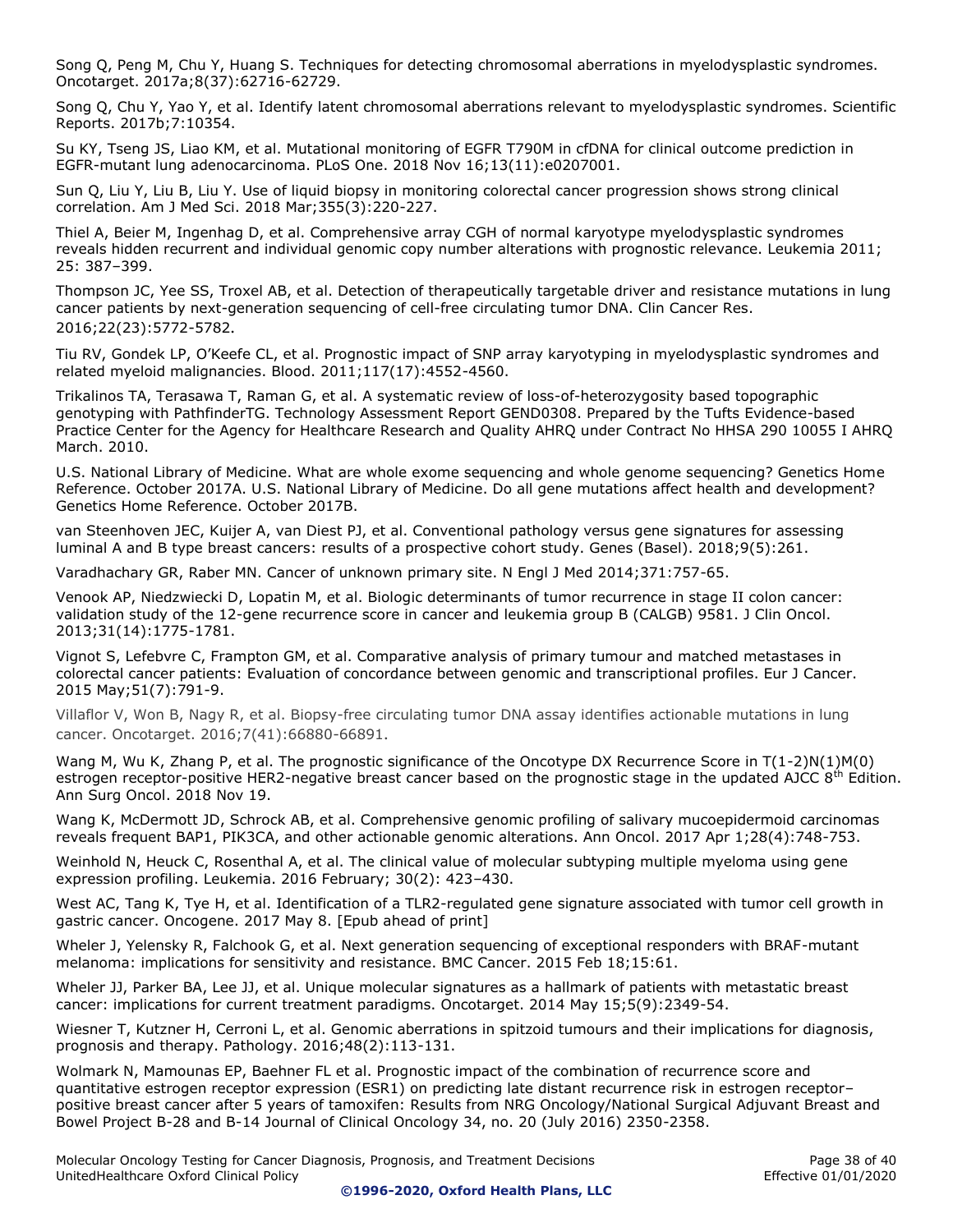Song Q, Peng M, Chu Y, Huang S. Techniques for detecting chromosomal aberrations in myelodysplastic syndromes. Oncotarget. 2017a;8(37):62716-62729.

Song Q, Chu Y, Yao Y, et al. Identify latent chromosomal aberrations relevant to myelodysplastic syndromes. Scientific Reports. 2017b;7:10354.

Su KY, Tseng JS, Liao KM, et al. Mutational monitoring of EGFR T790M in cfDNA for clinical outcome prediction in EGFR-mutant lung adenocarcinoma. PLoS One. 2018 Nov 16;13(11):e0207001.

Sun Q, Liu Y, Liu B, Liu Y. Use of liquid biopsy in monitoring colorectal cancer progression shows strong clinical correlation. Am J Med Sci. 2018 Mar;355(3):220-227.

Thiel A, Beier M, Ingenhag D, et al. Comprehensive array CGH of normal karyotype myelodysplastic syndromes reveals hidden recurrent and individual genomic copy number alterations with prognostic relevance. Leukemia 2011; 25: 387–399.

Thompson JC, Yee SS, Troxel AB, et al. Detection of therapeutically targetable driver and resistance mutations in lung cancer patients by next-generation sequencing of cell-free circulating tumor DNA. Clin Cancer Res. 2016;22(23):5772-5782.

Tiu RV, Gondek LP, O'Keefe CL, et al. Prognostic impact of SNP array karyotyping in myelodysplastic syndromes and related myeloid malignancies. Blood. 2011;117(17):4552-4560.

Trikalinos TA, Terasawa T, Raman G, et al. A systematic review of loss-of-heterozygosity based topographic genotyping with PathfinderTG. Technology Assessment Report GEND0308. Prepared by the Tufts Evidence-based Practice Center for the Agency for Healthcare Research and Quality AHRQ under Contract No HHSA 290 10055 I AHRQ March. 2010.

U.S. National Library of Medicine. What are whole exome sequencing and whole genome sequencing? Genetics Home Reference. October 2017A. U.S. National Library of Medicine. Do all gene mutations affect health and development? Genetics Home Reference. October 2017B.

van Steenhoven JEC, Kuijer A, van Diest PJ, et al. Conventional pathology versus gene signatures for assessing luminal A and B type breast cancers: results of a prospective cohort study. Genes (Basel). 2018;9(5):261.

Varadhachary GR, Raber MN. Cancer of unknown primary site. N Engl J Med 2014;371:757-65.

Venook AP, Niedzwiecki D, Lopatin M, et al. Biologic determinants of tumor recurrence in stage II colon cancer: validation study of the 12-gene recurrence score in cancer and leukemia group B (CALGB) 9581. J Clin Oncol. 2013;31(14):1775-1781.

Vignot S, Lefebvre C, Frampton GM, et al. Comparative analysis of primary tumour and matched metastases in colorectal cancer patients: Evaluation of concordance between genomic and transcriptional profiles. Eur J Cancer. 2015 May;51(7):791-9.

Villaflor V, Won B, Nagy R, et al. Biopsy-free circulating tumor DNA assay identifies actionable mutations in lung cancer. Oncotarget. 2016;7(41):66880-66891.

Wang M, Wu K, Zhang P, et al. The prognostic significance of the Oncotype DX Recurrence Score in T(1-2)N(1)M(0) estrogen receptor-positive HER2-negative breast cancer based on the prognostic stage in the updated AJCC 8th Edition. Ann Surg Oncol. 2018 Nov 19.

Wang K, McDermott JD, Schrock AB, et al. Comprehensive genomic profiling of salivary mucoepidermoid carcinomas reveals frequent BAP1, PIK3CA, and other actionable genomic alterations. Ann Oncol. 2017 Apr 1;28(4):748-753.

Weinhold N, Heuck C, Rosenthal A, et al. The clinical value of molecular subtyping multiple myeloma using gene expression profiling. Leukemia. 2016 February; 30(2): 423–430.

West AC, Tang K, Tye H, et al. Identification of a TLR2-regulated gene signature associated with tumor cell growth in gastric cancer. Oncogene. 2017 May 8. [Epub ahead of print]

Wheler J, Yelensky R, Falchook G, et al. Next generation sequencing of exceptional responders with BRAF-mutant melanoma: implications for sensitivity and resistance. BMC Cancer. 2015 Feb 18;15:61.

Wheler JJ, Parker BA, Lee JJ, et al. Unique molecular signatures as a hallmark of patients with metastatic breast cancer: implications for current treatment paradigms. Oncotarget. 2014 May 15;5(9):2349-54.

Wiesner T, Kutzner H, Cerroni L, et al. Genomic aberrations in spitzoid tumours and their implications for diagnosis, prognosis and therapy. Pathology. 2016;48(2):113-131.

Wolmark N, Mamounas EP, Baehner FL et al. Prognostic impact of the combination of recurrence score and quantitative estrogen receptor expression (ESR1) on predicting late distant recurrence risk in estrogen receptor–positive breast cancer after 5 years of tamoxifen: Results from NRG Oncology/National Surgical Adjuvant Breast and Bowel Project B-28 and B-14 Journal of Clinical Oncology 34, no. 20 (July 2016) 2350-2358.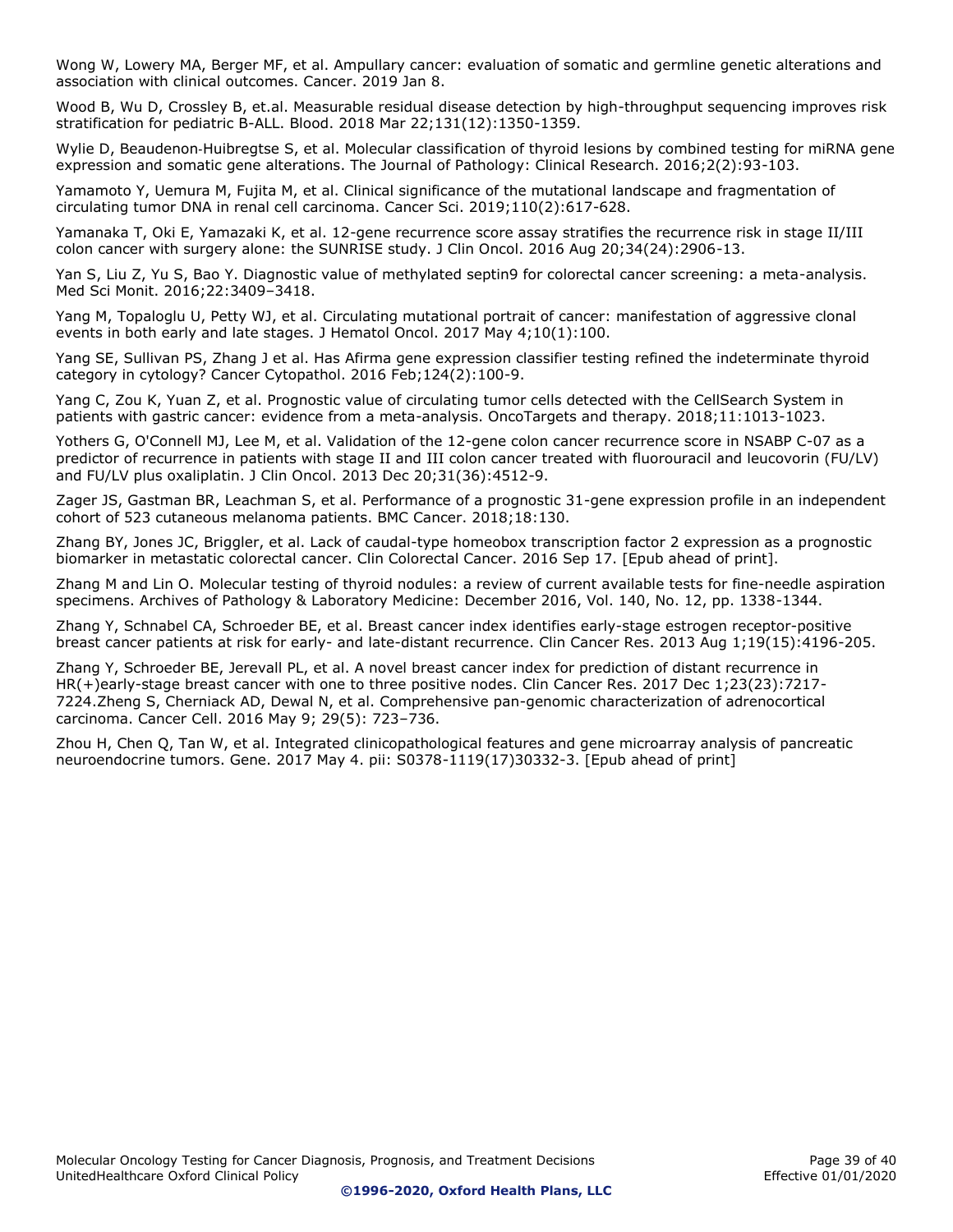Wong W, Lowery MA, Berger MF, et al. Ampullary cancer: evaluation of somatic and germline genetic alterations and association with clinical outcomes. Cancer. 2019 Jan 8.

Wood B, Wu D, Crossley B, et.al. Measurable residual disease detection by high-throughput sequencing improves risk stratification for pediatric B-ALL. Blood. 2018 Mar 22;131(12):1350-1359.

Wylie D, Beaudenon-Huibregtse S, et al. Molecular classification of thyroid lesions by combined testing for miRNA gene expression and somatic gene alterations. The Journal of Pathology: Clinical Research. 2016;2(2):93-103.

Yamamoto Y, Uemura M, Fujita M, et al. Clinical significance of the mutational landscape and fragmentation of circulating tumor DNA in renal cell carcinoma. Cancer Sci. 2019;110(2):617-628.

Yamanaka T, Oki E, Yamazaki K, et al. 12-gene recurrence score assay stratifies the recurrence risk in stage II/III colon cancer with surgery alone: the SUNRISE study. J Clin Oncol. 2016 Aug 20;34(24):2906-13.

Yan S, Liu Z, Yu S, Bao Y. Diagnostic value of methylated septin9 for colorectal cancer screening: a meta-analysis. Med Sci Monit. 2016;22:3409–3418.

Yang M, Topaloglu U, Petty WJ, et al. Circulating mutational portrait of cancer: manifestation of aggressive clonal events in both early and late stages. J Hematol Oncol. 2017 May 4;10(1):100.

Yang SE, Sullivan PS, Zhang J et al. Has Afirma gene expression classifier testing refined the indeterminate thyroid category in cytology? Cancer Cytopathol. 2016 Feb;124(2):100-9.

Yang C, Zou K, Yuan Z, et al. Prognostic value of circulating tumor cells detected with the CellSearch System in patients with gastric cancer: evidence from a meta-analysis. OncoTargets and therapy. 2018;11:1013-1023.

Yothers G, O'Connell MJ, Lee M, et al. Validation of the 12-gene colon cancer recurrence score in NSABP C-07 as a predictor of recurrence in patients with stage II and III colon cancer treated with fluorouracil and leucovorin (FU/LV) and FU/LV plus oxaliplatin. J Clin Oncol. 2013 Dec 20;31(36):4512-9.

Zager JS, Gastman BR, Leachman S, et al. Performance of a prognostic 31-gene expression profile in an independent cohort of 523 cutaneous melanoma patients. BMC Cancer. 2018;18:130.

Zhang BY, Jones JC, Briggler, et al. Lack of caudal-type homeobox transcription factor 2 expression as a prognostic biomarker in metastatic colorectal cancer. Clin Colorectal Cancer. 2016 Sep 17. [Epub ahead of print].

Zhang M and Lin O. Molecular testing of thyroid nodules: a review of current available tests for fine-needle aspiration specimens. Archives of Pathology & Laboratory Medicine: December 2016, Vol. 140, No. 12, pp. 1338-1344.

Zhang Y, Schnabel CA, Schroeder BE, et al. Breast cancer index identifies early-stage estrogen receptor-positive breast cancer patients at risk for early- and late-distant recurrence. Clin Cancer Res. 2013 Aug 1;19(15):4196-205.

Zhang Y, Schroeder BE, Jerevall PL, et al. A novel breast cancer index for prediction of distant recurrence in HR(+)early-stage breast cancer with one to three positive nodes. Clin Cancer Res. 2017 Dec 1;23(23):7217-7224.Zheng S, Cherniack AD, Dewal N, et al. Comprehensive pan-genomic characterization of adrenocortical carcinoma. Cancer Cell. 2016 May 9; 29(5): 723–736.

Zhou H, Chen Q, Tan W, et al. Integrated clinicopathological features and gene microarray analysis of pancreatic neuroendocrine tumors. Gene. 2017 May 4. pii: S0378-1119(17)30332-3. [Epub ahead of print]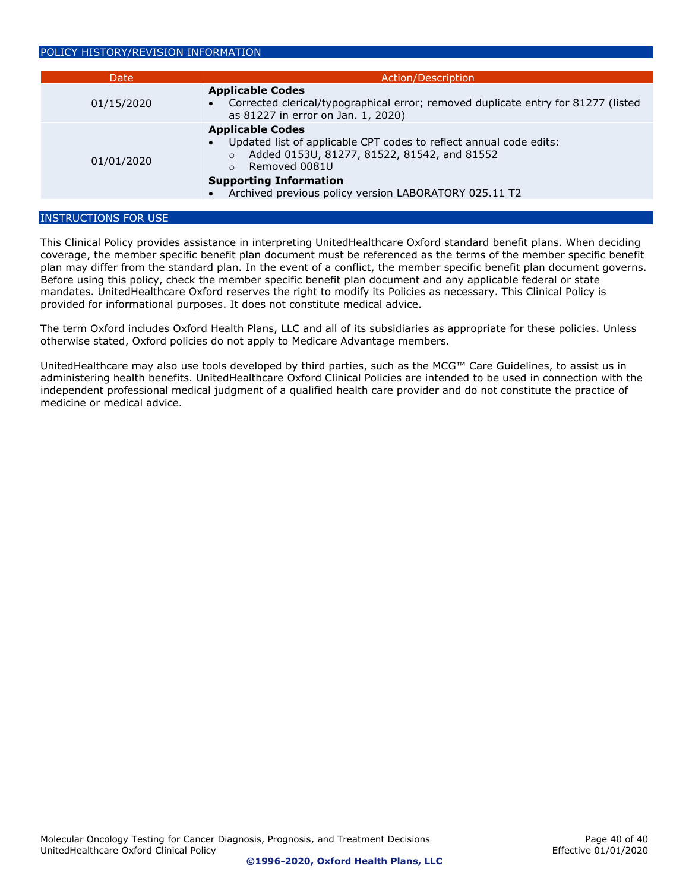## POLICY HISTORY/REVISION INFORMATION

| Date | Action/Description |
|---|---|
| 01/15/2020 | **Applicable Codes**<br>• Corrected clerical/typographical error; removed duplicate entry for 81277 (listed as 81227 in error on Jan. 1, 2020) |
| 01/01/2020 | **Applicable Codes**<br>• Updated list of applicable CPT codes to reflect annual code edits:<br>  ○ Added 0153U, 81277, 81522, 81542, and 81552<br>  ○ Removed 0081U<br>**Supporting Information**<br>• Archived previous policy version LABORATORY 025.11 T2 |

## INSTRUCTIONS FOR USE

This Clinical Policy provides assistance in interpreting UnitedHealthcare Oxford standard benefit plans. When deciding coverage, the member specific benefit plan document must be referenced as the terms of the member specific benefit plan may differ from the standard plan. In the event of a conflict, the member specific benefit plan document governs. Before using this policy, check the member specific benefit plan document and any applicable federal or state mandates. UnitedHealthcare Oxford reserves the right to modify its Policies as necessary. This Clinical Policy is provided for informational purposes. It does not constitute medical advice.

The term Oxford includes Oxford Health Plans, LLC and all of its subsidiaries as appropriate for these policies. Unless otherwise stated, Oxford policies do not apply to Medicare Advantage members.

UnitedHealthcare may also use tools developed by third parties, such as the MCG™ Care Guidelines, to assist us in administering health benefits. UnitedHealthcare Oxford Clinical Policies are intended to be used in connection with the independent professional medical judgment of a qualified health care provider and do not constitute the practice of medicine or medical advice.